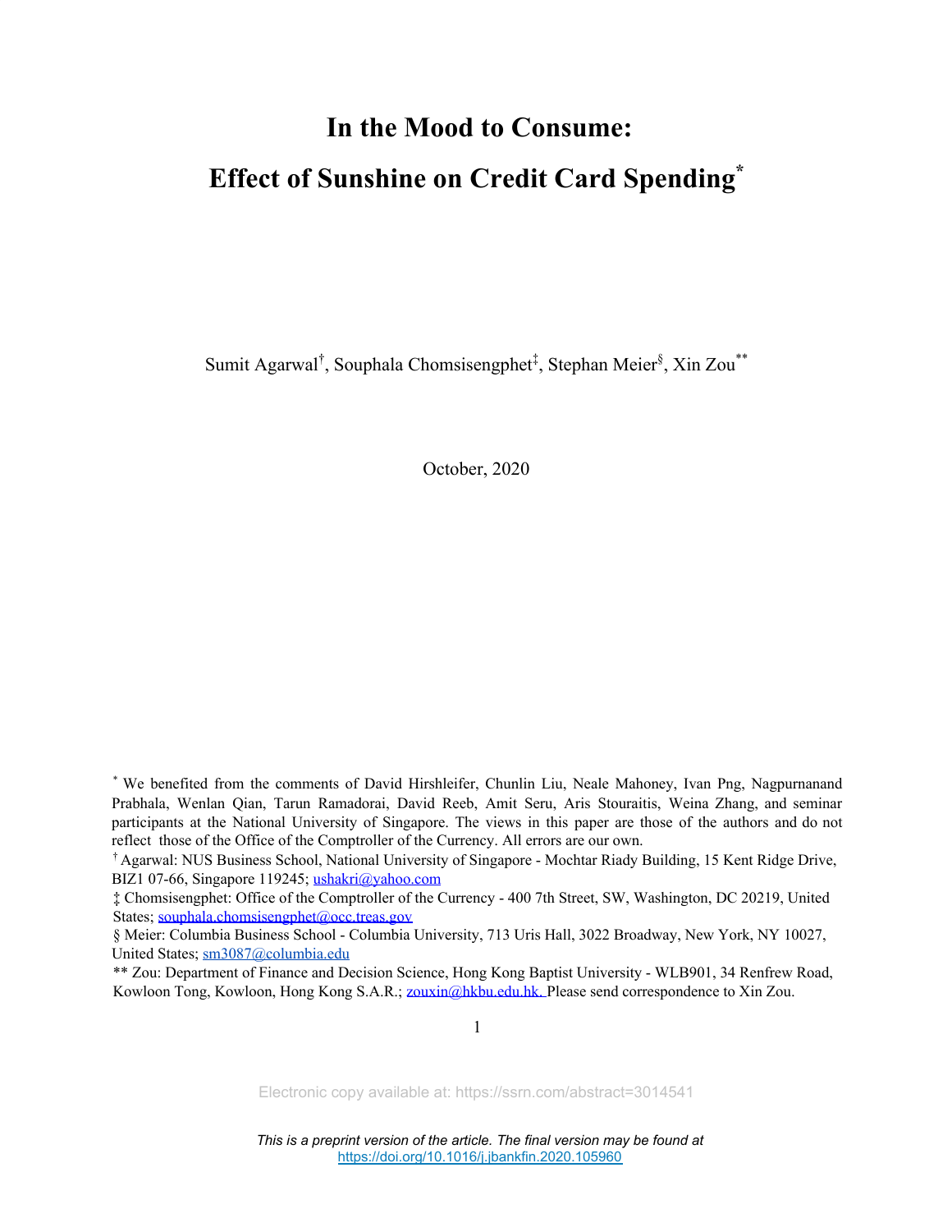# In the Mood to Consume:

# Effect of Sunshine on Credit Card Spending*

Sumit Agarwal†, Souphala Chomsisengphet‡, Stephan Meier§, Xin Zou**

October, 2020

\* We benefited from the comments of David Hirshleifer, Chunlin Liu, Neale Mahoney, Ivan Png, Nagpurnanand Prabhala, Wenlan Qian, Tarun Ramadorai, David Reeb, Amit Seru, Aris Stouraitis, Weina Zhang, and seminar participants at the National University of Singapore. The views in this paper are those of the authors and do not reflect those of the Office of the Comptroller of the Currency. All errors are our own.

† Agarwal: NUS Business School, National University of Singapore - Mochtar Riady Building, 15 Kent Ridge Drive, BIZ1 07-66, Singapore 119245; ushakri@yahoo.com

‡ Chomsisengphet: Office of the Comptroller of the Currency - 400 7th Street, SW, Washington, DC 20219, United States; souphala.chomsisengphet@occ.treas.gov

§ Meier: Columbia Business School - Columbia University, 713 Uris Hall, 3022 Broadway, New York, NY 10027, United States; sm3087@columbia.edu

** Zou: Department of Finance and Decision Science, Hong Kong Baptist University - WLB901, 34 Renfrew Road, Kowloon Tong, Kowloon, Hong Kong S.A.R.; zouxin@hkbu.edu.hk. Please send correspondence to Xin Zou.

Electronic copy available at: https://ssrn.com/abstract=3014541

*This is a preprint version of the article. The final version may be found at* https://doi.org/10.1016/j.jbankfin.2020.105960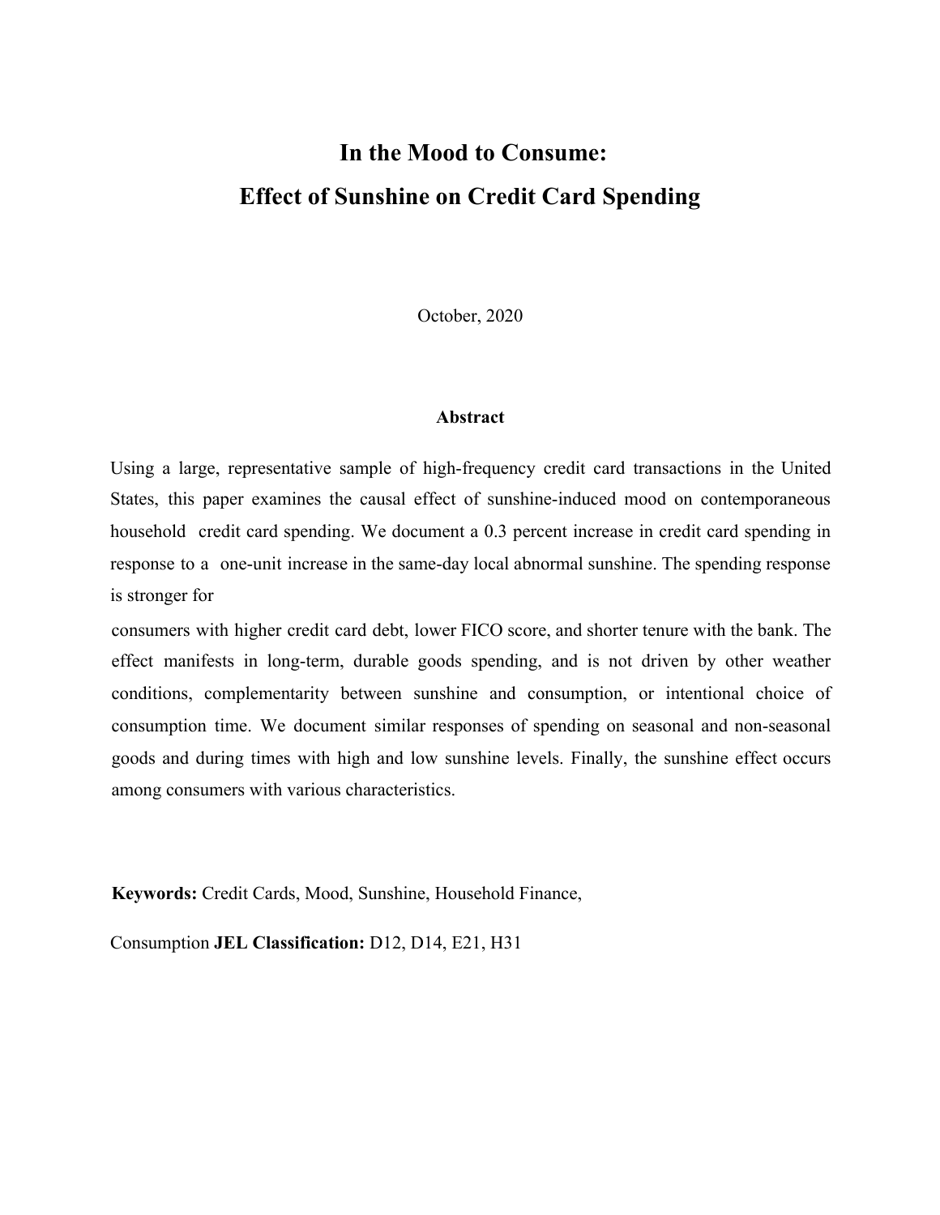# In the Mood to Consume:
# Effect of Sunshine on Credit Card Spending

October, 2020

### Abstract

Using a large, representative sample of high-frequency credit card transactions in the United States, this paper examines the causal effect of sunshine-induced mood on contemporaneous household credit card spending. We document a 0.3 percent increase in credit card spending in response to a one-unit increase in the same-day local abnormal sunshine. The spending response is stronger for consumers with higher credit card debt, lower FICO score, and shorter tenure with the bank. The effect manifests in long-term, durable goods spending, and is not driven by other weather conditions, complementarity between sunshine and consumption, or intentional choice of consumption time. We document similar responses of spending on seasonal and non-seasonal goods and during times with high and low sunshine levels. Finally, the sunshine effect occurs among consumers with various characteristics.

**Keywords:** Credit Cards, Mood, Sunshine, Household Finance, Consumption

**JEL Classification:** D12, D14, E21, H31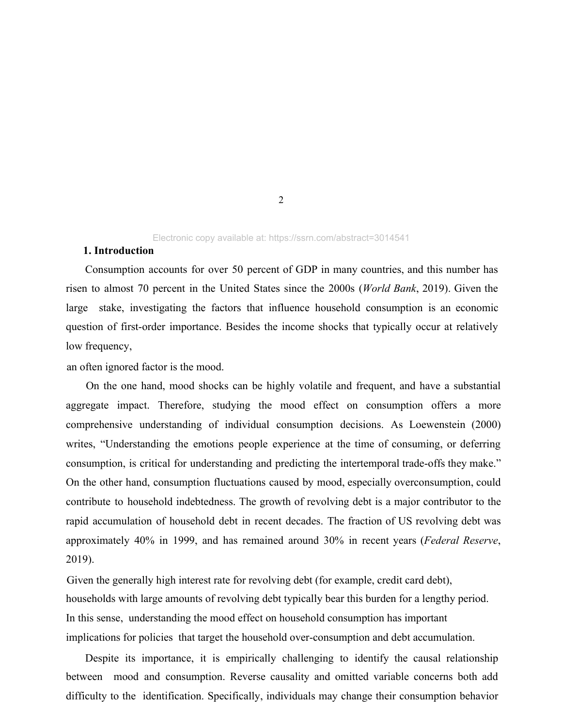## 1. Introduction

Consumption accounts for over 50 percent of GDP in many countries, and this number has risen to almost 70 percent in the United States since the 2000s (*World Bank*, 2019). Given the large stake, investigating the factors that influence household consumption is an economic question of first-order importance. Besides the income shocks that typically occur at relatively low frequency, an often ignored factor is the mood.

On the one hand, mood shocks can be highly volatile and frequent, and have a substantial aggregate impact. Therefore, studying the mood effect on consumption offers a more comprehensive understanding of individual consumption decisions. As Loewenstein (2000) writes, "Understanding the emotions people experience at the time of consuming, or deferring consumption, is critical for understanding and predicting the intertemporal trade-offs they make." On the other hand, consumption fluctuations caused by mood, especially overconsumption, could contribute to household indebtedness. The growth of revolving debt is a major contributor to the rapid accumulation of household debt in recent decades. The fraction of US revolving debt was approximately 40% in 1999, and has remained around 30% in recent years (*Federal Reserve*, 2019). Given the generally high interest rate for revolving debt (for example, credit card debt), households with large amounts of revolving debt typically bear this burden for a lengthy period. In this sense, understanding the mood effect on household consumption has important implications for policies that target the household over-consumption and debt accumulation.

Despite its importance, it is empirically challenging to identify the causal relationship between mood and consumption. Reverse causality and omitted variable concerns both add difficulty to the identification. Specifically, individuals may change their consumption behavior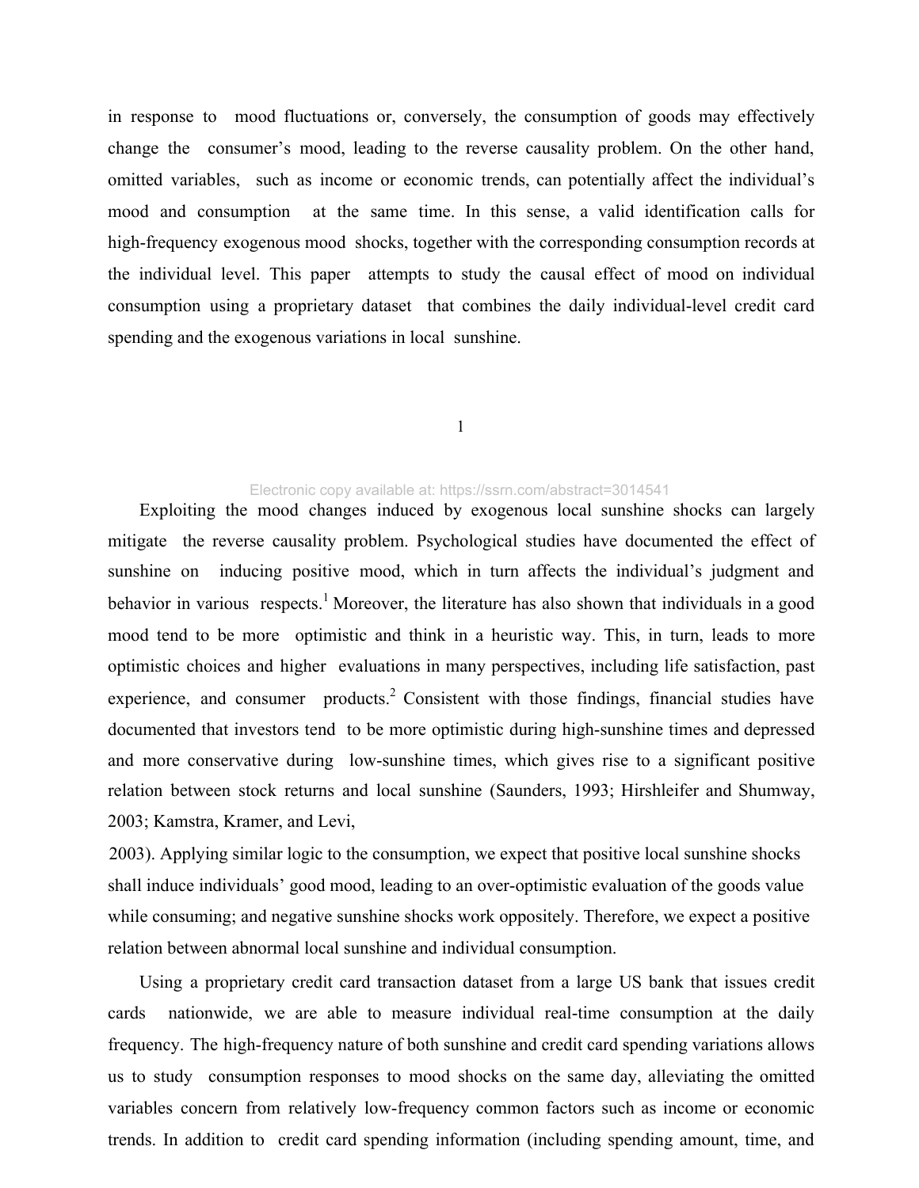in response to mood fluctuations or, conversely, the consumption of goods may effectively change the consumer's mood, leading to the reverse causality problem. On the other hand, omitted variables, such as income or economic trends, can potentially affect the individual's mood and consumption at the same time. In this sense, a valid identification calls for high-frequency exogenous mood shocks, together with the corresponding consumption records at the individual level. This paper attempts to study the causal effect of mood on individual consumption using a proprietary dataset that combines the daily individual-level credit card spending and the exogenous variations in local sunshine.

Exploiting the mood changes induced by exogenous local sunshine shocks can largely mitigate the reverse causality problem. Psychological studies have documented the effect of sunshine on inducing positive mood, which in turn affects the individual's judgment and behavior in various respects.[1] Moreover, the literature has also shown that individuals in a good mood tend to be more optimistic and think in a heuristic way. This, in turn, leads to more optimistic choices and higher evaluations in many perspectives, including life satisfaction, past experience, and consumer products.[2] Consistent with those findings, financial studies have documented that investors tend to be more optimistic during high-sunshine times and depressed and more conservative during low-sunshine times, which gives rise to a significant positive relation between stock returns and local sunshine (Saunders, 1993; Hirshleifer and Shumway, 2003; Kamstra, Kramer, and Levi, 2003). Applying similar logic to the consumption, we expect that positive local sunshine shocks shall induce individuals' good mood, leading to an over-optimistic evaluation of the goods value while consuming; and negative sunshine shocks work oppositely. Therefore, we expect a positive relation between abnormal local sunshine and individual consumption.

Using a proprietary credit card transaction dataset from a large US bank that issues credit cards nationwide, we are able to measure individual real-time consumption at the daily frequency. The high-frequency nature of both sunshine and credit card spending variations allows us to study consumption responses to mood shocks on the same day, alleviating the omitted variables concern from relatively low-frequency common factors such as income or economic trends. In addition to credit card spending information (including spending amount, time, and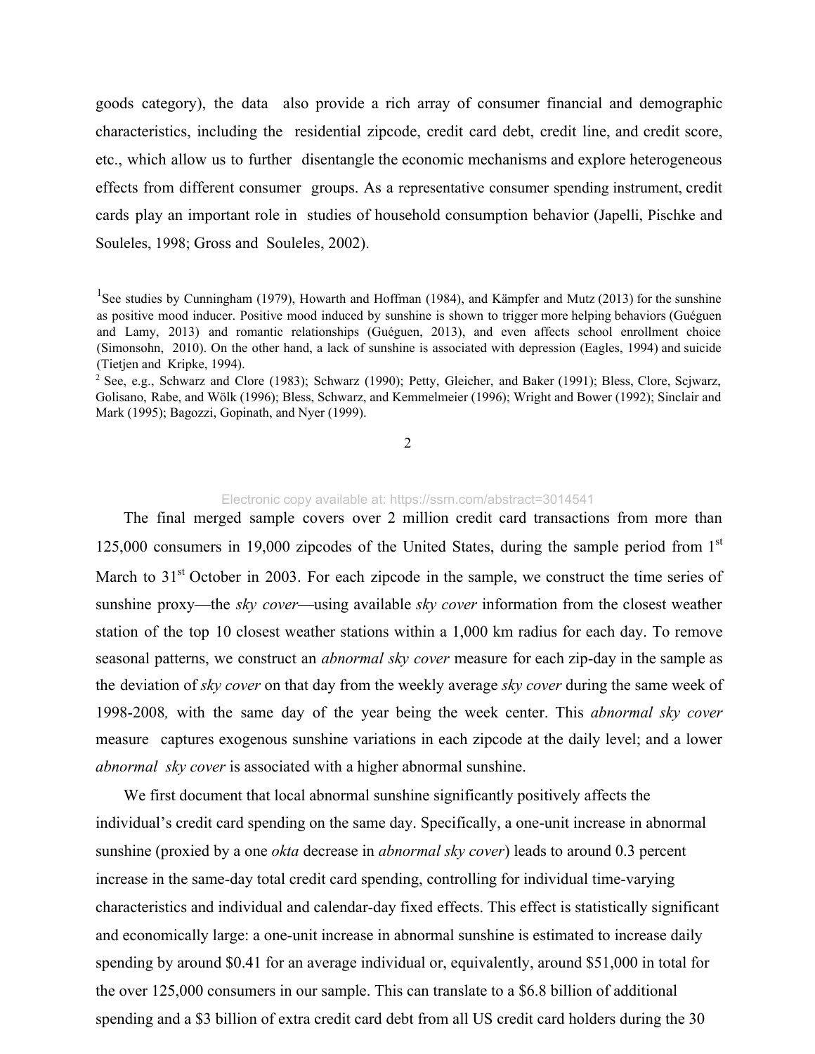goods category), the data also provide a rich array of consumer financial and demographic characteristics, including the residential zipcode, credit card debt, credit line, and credit score, etc., which allow us to further disentangle the economic mechanisms and explore heterogeneous effects from different consumer groups. As a representative consumer spending instrument, credit cards play an important role in studies of household consumption behavior (Japelli, Pischke and Souleles, 1998; Gross and Souleles, 2002).

[1] See studies by Cunningham (1979), Howarth and Hoffman (1984), and Kämpfer and Mutz (2013) for the sunshine as positive mood inducer. Positive mood induced by sunshine is shown to trigger more helping behaviors (Guéguen and Lamy, 2013) and romantic relationships (Guéguen, 2013), and even affects school enrollment choice (Simonsohn, 2010). On the other hand, a lack of sunshine is associated with depression (Eagles, 1994) and suicide (Tietjen and Kripke, 1994).

[2] See, e.g., Schwarz and Clore (1983); Schwarz (1990); Petty, Gleicher, and Baker (1991); Bless, Clore, Scjwarz, Golisano, Rabe, and Wölk (1996); Bless, Schwarz, and Kemmelmeier (1996); Wright and Bower (1992); Sinclair and Mark (1995); Bagozzi, Gopinath, and Nyer (1999).

The final merged sample covers over 2 million credit card transactions from more than 125,000 consumers in 19,000 zipcodes of the United States, during the sample period from 1st March to 31st October in 2003. For each zipcode in the sample, we construct the time series of sunshine proxy—the *sky cover*—using available *sky cover* information from the closest weather station of the top 10 closest weather stations within a 1,000 km radius for each day. To remove seasonal patterns, we construct an *abnormal sky cover* measure for each zip-day in the sample as the deviation of *sky cover* on that day from the weekly average *sky cover* during the same week of 1998-2008*,* with the same day of the year being the week center. This *abnormal sky cover* measure captures exogenous sunshine variations in each zipcode at the daily level; and a lower *abnormal sky cover* is associated with a higher abnormal sunshine.

We first document that local abnormal sunshine significantly positively affects the individual's credit card spending on the same day. Specifically, a one-unit increase in abnormal sunshine (proxied by a one *okta* decrease in *abnormal sky cover*) leads to around 0.3 percent increase in the same-day total credit card spending, controlling for individual time-varying characteristics and individual and calendar-day fixed effects. This effect is statistically significant and economically large: a one-unit increase in abnormal sunshine is estimated to increase daily spending by around \$0.41 for an average individual or, equivalently, around \$51,000 in total for the over 125,000 consumers in our sample. This can translate to a \$6.8 billion of additional spending and a \$3 billion of extra credit card debt from all US credit card holders during the 30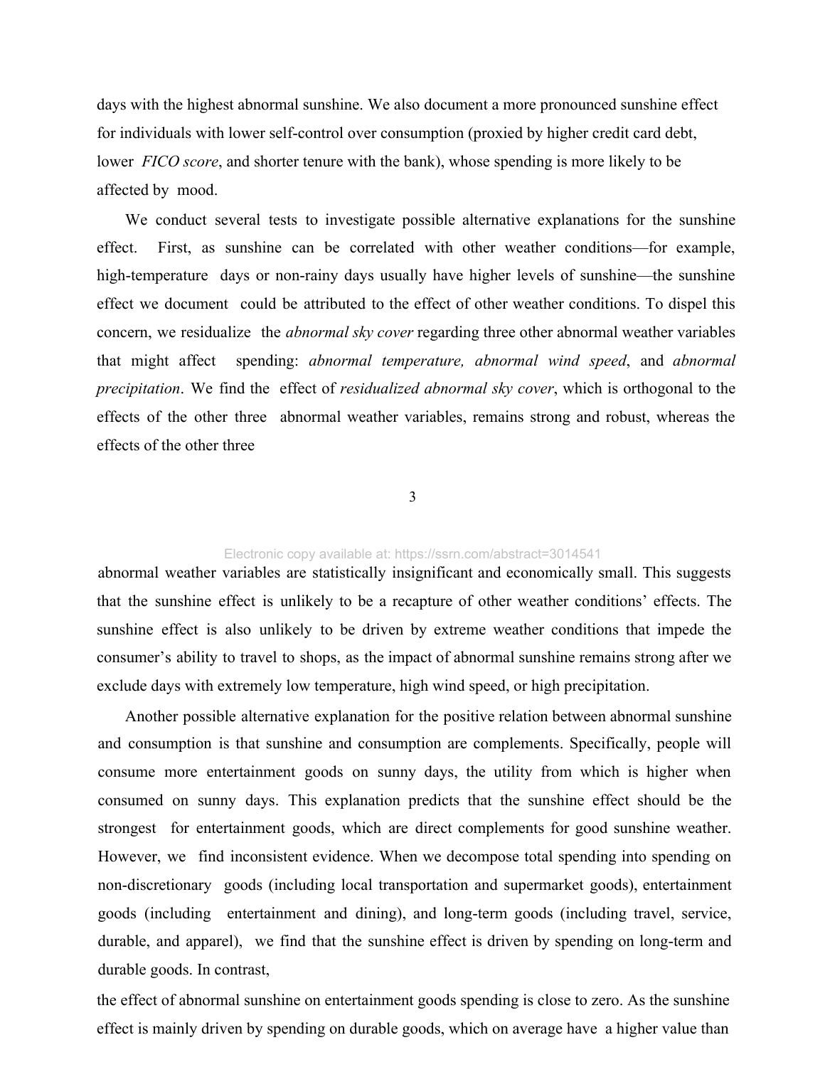days with the highest abnormal sunshine. We also document a more pronounced sunshine effect for individuals with lower self-control over consumption (proxied by higher credit card debt, lower *FICO score*, and shorter tenure with the bank), whose spending is more likely to be affected by mood.

We conduct several tests to investigate possible alternative explanations for the sunshine effect. First, as sunshine can be correlated with other weather conditions—for example, high-temperature days or non-rainy days usually have higher levels of sunshine—the sunshine effect we document could be attributed to the effect of other weather conditions. To dispel this concern, we residualize the *abnormal sky cover* regarding three other abnormal weather variables that might affect spending: *abnormal temperature, abnormal wind speed*, and *abnormal precipitation*. We find the effect of *residualized abnormal sky cover*, which is orthogonal to the effects of the other three abnormal weather variables, remains strong and robust, whereas the effects of the other three abnormal weather variables are statistically insignificant and economically small. This suggests that the sunshine effect is unlikely to be a recapture of other weather conditions' effects. The sunshine effect is also unlikely to be driven by extreme weather conditions that impede the consumer's ability to travel to shops, as the impact of abnormal sunshine remains strong after we exclude days with extremely low temperature, high wind speed, or high precipitation.

Another possible alternative explanation for the positive relation between abnormal sunshine and consumption is that sunshine and consumption are complements. Specifically, people will consume more entertainment goods on sunny days, the utility from which is higher when consumed on sunny days. This explanation predicts that the sunshine effect should be the strongest for entertainment goods, which are direct complements for good sunshine weather. However, we find inconsistent evidence. When we decompose total spending into spending on non-discretionary goods (including local transportation and supermarket goods), entertainment goods (including entertainment and dining), and long-term goods (including travel, service, durable, and apparel), we find that the sunshine effect is driven by spending on long-term and durable goods. In contrast, the effect of abnormal sunshine on entertainment goods spending is close to zero. As the sunshine effect is mainly driven by spending on durable goods, which on average have a higher value than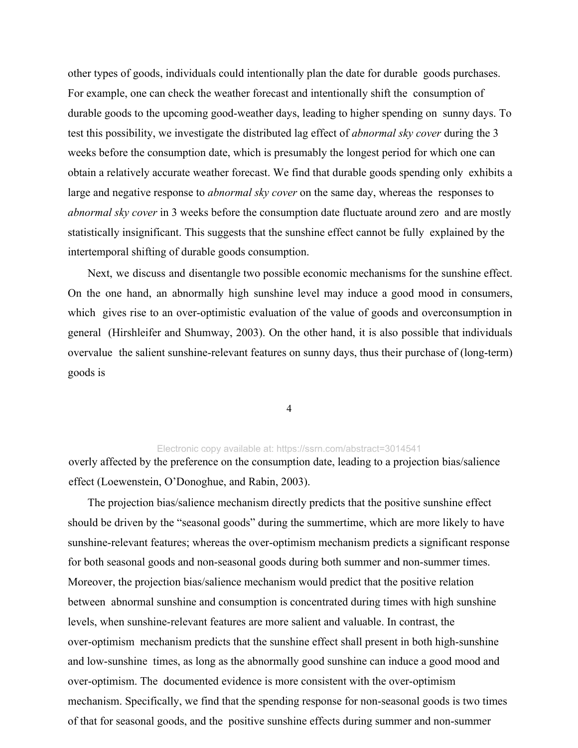other types of goods, individuals could intentionally plan the date for durable goods purchases. For example, one can check the weather forecast and intentionally shift the consumption of durable goods to the upcoming good-weather days, leading to higher spending on sunny days. To test this possibility, we investigate the distributed lag effect of *abnormal sky cover* during the 3 weeks before the consumption date, which is presumably the longest period for which one can obtain a relatively accurate weather forecast. We find that durable goods spending only exhibits a large and negative response to *abnormal sky cover* on the same day, whereas the responses to *abnormal sky cover* in 3 weeks before the consumption date fluctuate around zero and are mostly statistically insignificant. This suggests that the sunshine effect cannot be fully explained by the intertemporal shifting of durable goods consumption.

Next, we discuss and disentangle two possible economic mechanisms for the sunshine effect. On the one hand, an abnormally high sunshine level may induce a good mood in consumers, which gives rise to an over-optimistic evaluation of the value of goods and overconsumption in general (Hirshleifer and Shumway, 2003). On the other hand, it is also possible that individuals overvalue the salient sunshine-relevant features on sunny days, thus their purchase of (long-term) goods is overly affected by the preference on the consumption date, leading to a projection bias/salience effect (Loewenstein, O'Donoghue, and Rabin, 2003).

The projection bias/salience mechanism directly predicts that the positive sunshine effect should be driven by the "seasonal goods" during the summertime, which are more likely to have sunshine-relevant features; whereas the over-optimism mechanism predicts a significant response for both seasonal goods and non-seasonal goods during both summer and non-summer times. Moreover, the projection bias/salience mechanism would predict that the positive relation between abnormal sunshine and consumption is concentrated during times with high sunshine levels, when sunshine-relevant features are more salient and valuable. In contrast, the over-optimism mechanism predicts that the sunshine effect shall present in both high-sunshine and low-sunshine times, as long as the abnormally good sunshine can induce a good mood and over-optimism. The documented evidence is more consistent with the over-optimism mechanism. Specifically, we find that the spending response for non-seasonal goods is two times of that for seasonal goods, and the positive sunshine effects during summer and non-summer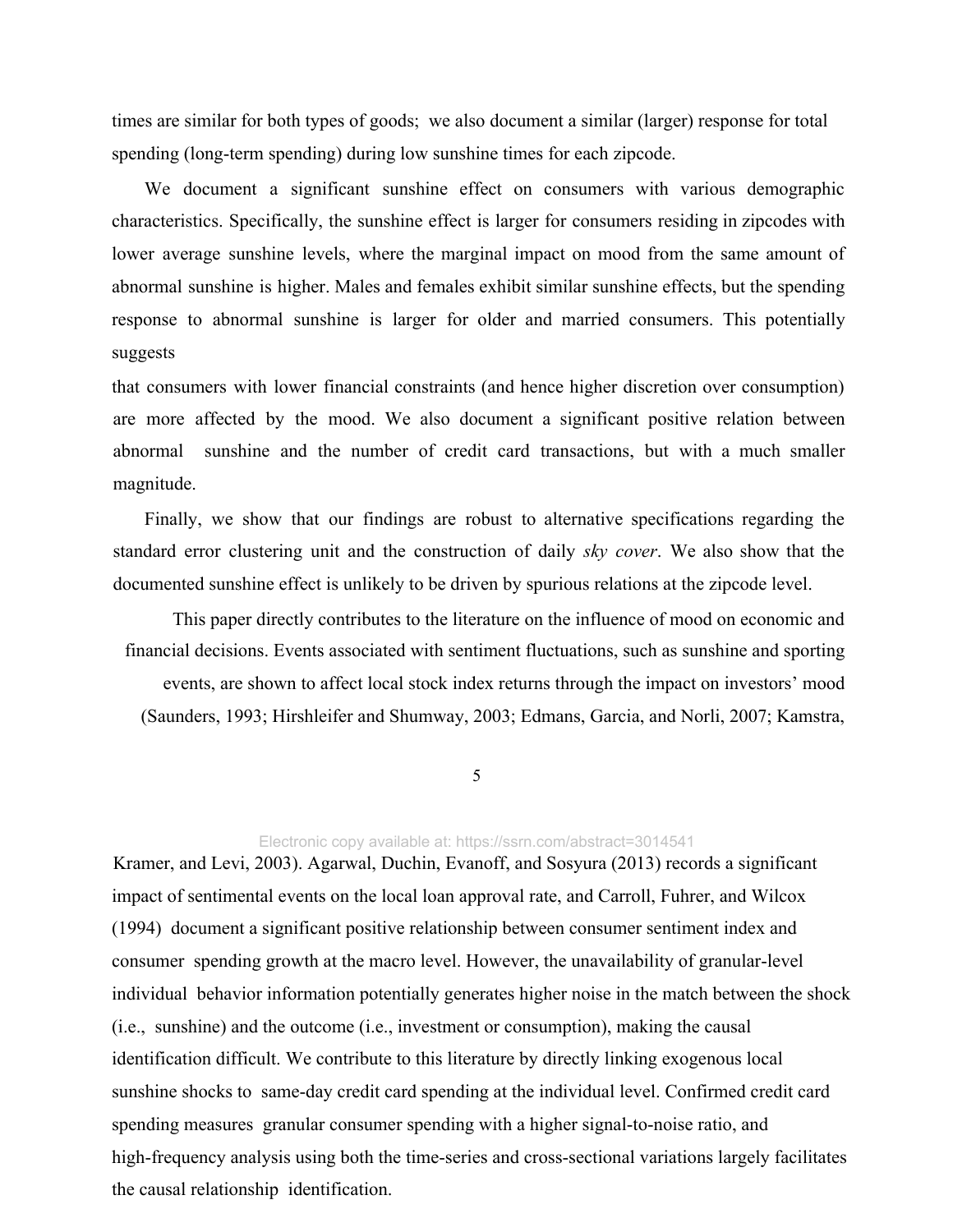times are similar for both types of goods; we also document a similar (larger) response for total spending (long-term spending) during low sunshine times for each zipcode.

We document a significant sunshine effect on consumers with various demographic characteristics. Specifically, the sunshine effect is larger for consumers residing in zipcodes with lower average sunshine levels, where the marginal impact on mood from the same amount of abnormal sunshine is higher. Males and females exhibit similar sunshine effects, but the spending response to abnormal sunshine is larger for older and married consumers. This potentially suggests that consumers with lower financial constraints (and hence higher discretion over consumption) are more affected by the mood. We also document a significant positive relation between abnormal sunshine and the number of credit card transactions, but with a much smaller magnitude.

Finally, we show that our findings are robust to alternative specifications regarding the standard error clustering unit and the construction of daily *sky cover*. We also show that the documented sunshine effect is unlikely to be driven by spurious relations at the zipcode level.

This paper directly contributes to the literature on the influence of mood on economic and financial decisions. Events associated with sentiment fluctuations, such as sunshine and sporting events, are shown to affect local stock index returns through the impact on investors' mood (Saunders, 1993; Hirshleifer and Shumway, 2003; Edmans, Garcia, and Norli, 2007; Kamstra, Kramer, and Levi, 2003). Agarwal, Duchin, Evanoff, and Sosyura (2013) records a significant impact of sentimental events on the local loan approval rate, and Carroll, Fuhrer, and Wilcox (1994) document a significant positive relationship between consumer sentiment index and consumer spending growth at the macro level. However, the unavailability of granular-level individual behavior information potentially generates higher noise in the match between the shock (i.e., sunshine) and the outcome (i.e., investment or consumption), making the causal identification difficult. We contribute to this literature by directly linking exogenous local sunshine shocks to same-day credit card spending at the individual level. Confirmed credit card spending measures granular consumer spending with a higher signal-to-noise ratio, and high-frequency analysis using both the time-series and cross-sectional variations largely facilitates the causal relationship identification.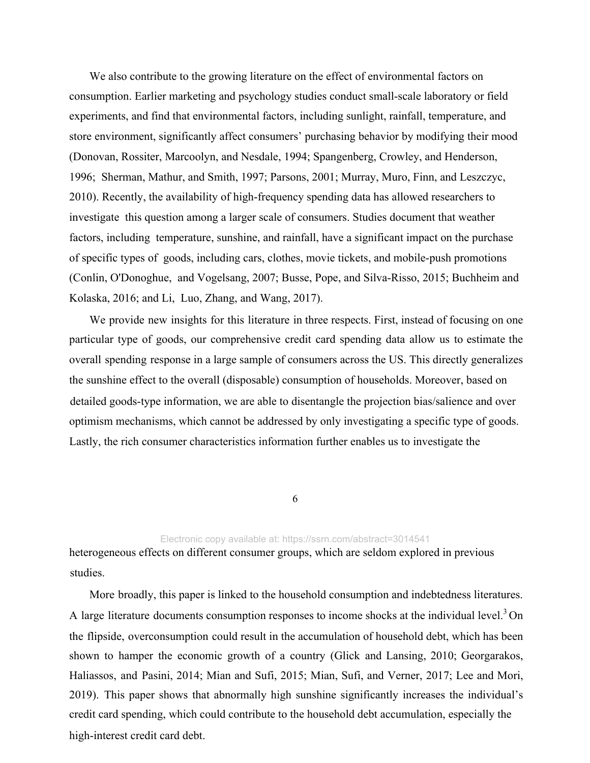We also contribute to the growing literature on the effect of environmental factors on consumption. Earlier marketing and psychology studies conduct small-scale laboratory or field experiments, and find that environmental factors, including sunlight, rainfall, temperature, and store environment, significantly affect consumers' purchasing behavior by modifying their mood (Donovan, Rossiter, Marcoolyn, and Nesdale, 1994; Spangenberg, Crowley, and Henderson, 1996; Sherman, Mathur, and Smith, 1997; Parsons, 2001; Murray, Muro, Finn, and Leszczyc, 2010). Recently, the availability of high-frequency spending data has allowed researchers to investigate this question among a larger scale of consumers. Studies document that weather factors, including temperature, sunshine, and rainfall, have a significant impact on the purchase of specific types of goods, including cars, clothes, movie tickets, and mobile-push promotions (Conlin, O'Donoghue, and Vogelsang, 2007; Busse, Pope, and Silva-Risso, 2015; Buchheim and Kolaska, 2016; and Li, Luo, Zhang, and Wang, 2017).

We provide new insights for this literature in three respects. First, instead of focusing on one particular type of goods, our comprehensive credit card spending data allow us to estimate the overall spending response in a large sample of consumers across the US. This directly generalizes the sunshine effect to the overall (disposable) consumption of households. Moreover, based on detailed goods-type information, we are able to disentangle the projection bias/salience and over optimism mechanisms, which cannot be addressed by only investigating a specific type of goods. Lastly, the rich consumer characteristics information further enables us to investigate the heterogeneous effects on different consumer groups, which are seldom explored in previous studies.

More broadly, this paper is linked to the household consumption and indebtedness literatures. A large literature documents consumption responses to income shocks at the individual level.[3] On the flipside, overconsumption could result in the accumulation of household debt, which has been shown to hamper the economic growth of a country (Glick and Lansing, 2010; Georgarakos, Haliassos, and Pasini, 2014; Mian and Sufi, 2015; Mian, Sufi, and Verner, 2017; Lee and Mori, 2019). This paper shows that abnormally high sunshine significantly increases the individual's credit card spending, which could contribute to the household debt accumulation, especially the high-interest credit card debt.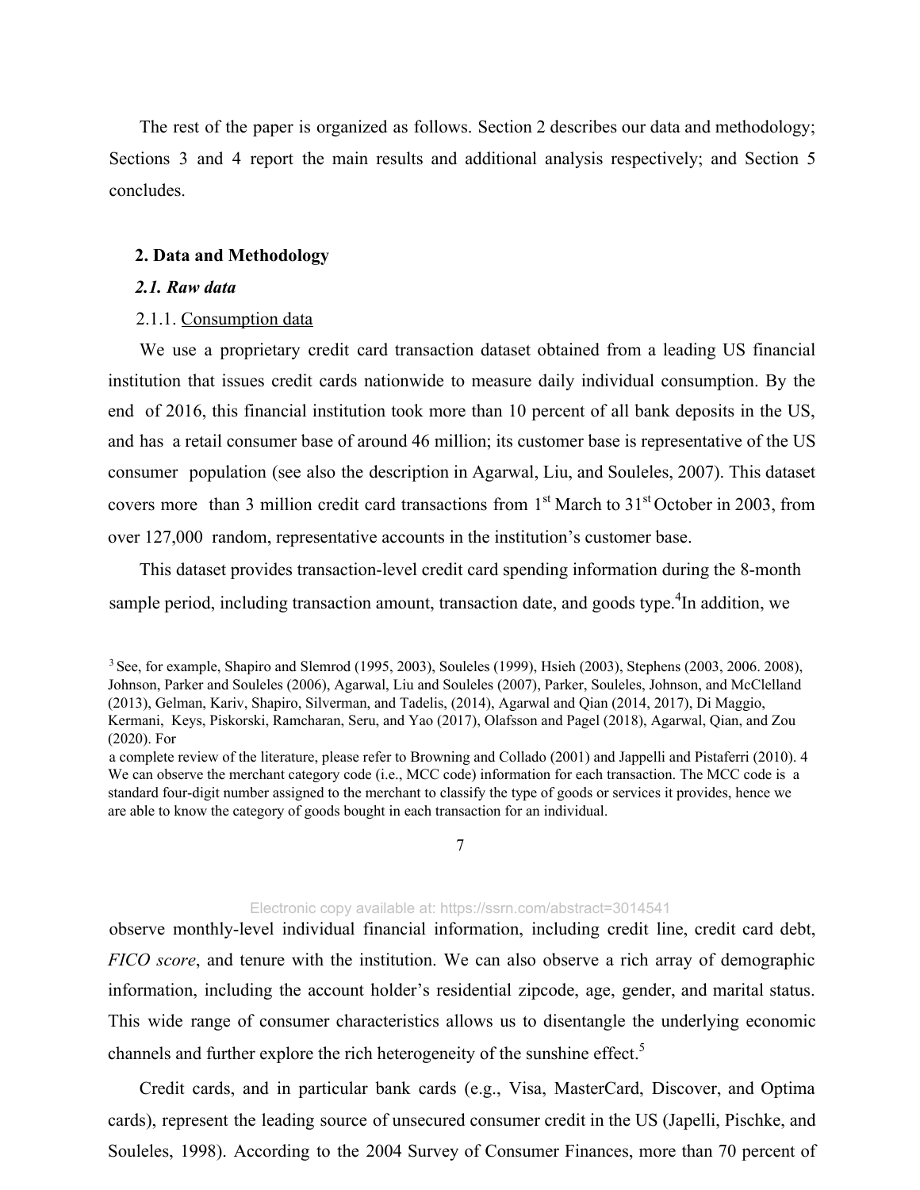The rest of the paper is organized as follows. Section 2 describes our data and methodology; Sections 3 and 4 report the main results and additional analysis respectively; and Section 5 concludes.

## 2. Data and Methodology

### *2.1. Raw data*

2.1.1. Consumption data

We use a proprietary credit card transaction dataset obtained from a leading US financial institution that issues credit cards nationwide to measure daily individual consumption. By the end of 2016, this financial institution took more than 10 percent of all bank deposits in the US, and has a retail consumer base of around 46 million; its customer base is representative of the US consumer population (see also the description in Agarwal, Liu, and Souleles, 2007). This dataset covers more than 3 million credit card transactions from 1st March to 31st October in 2003, from over 127,000 random, representative accounts in the institution's customer base.

This dataset provides transaction-level credit card spending information during the 8-month sample period, including transaction amount, transaction date, and goods type.[4] In addition, we observe monthly-level individual financial information, including credit line, credit card debt, *FICO score*, and tenure with the institution. We can also observe a rich array of demographic information, including the account holder's residential zipcode, age, gender, and marital status. This wide range of consumer characteristics allows us to disentangle the underlying economic channels and further explore the rich heterogeneity of the sunshine effect.[5]

Credit cards, and in particular bank cards (e.g., Visa, MasterCard, Discover, and Optima cards), represent the leading source of unsecured consumer credit in the US (Japelli, Pischke, and Souleles, 1998). According to the 2004 Survey of Consumer Finances, more than 70 percent of

---

[3] See, for example, Shapiro and Slemrod (1995, 2003), Souleles (1999), Hsieh (2003), Stephens (2003, 2006. 2008), Johnson, Parker and Souleles (2006), Agarwal, Liu and Souleles (2007), Parker, Souleles, Johnson, and McClelland (2013), Gelman, Kariv, Shapiro, Silverman, and Tadelis, (2014), Agarwal and Qian (2014, 2017), Di Maggio, Kermani, Keys, Piskorski, Ramcharan, Seru, and Yao (2017), Olafsson and Pagel (2018), Agarwal, Qian, and Zou (2020). For a complete review of the literature, please refer to Browning and Collado (2001) and Jappelli and Pistaferri (2010).

[4] We can observe the merchant category code (i.e., MCC code) information for each transaction. The MCC code is a standard four-digit number assigned to the merchant to classify the type of goods or services it provides, hence we are able to know the category of goods bought in each transaction for an individual.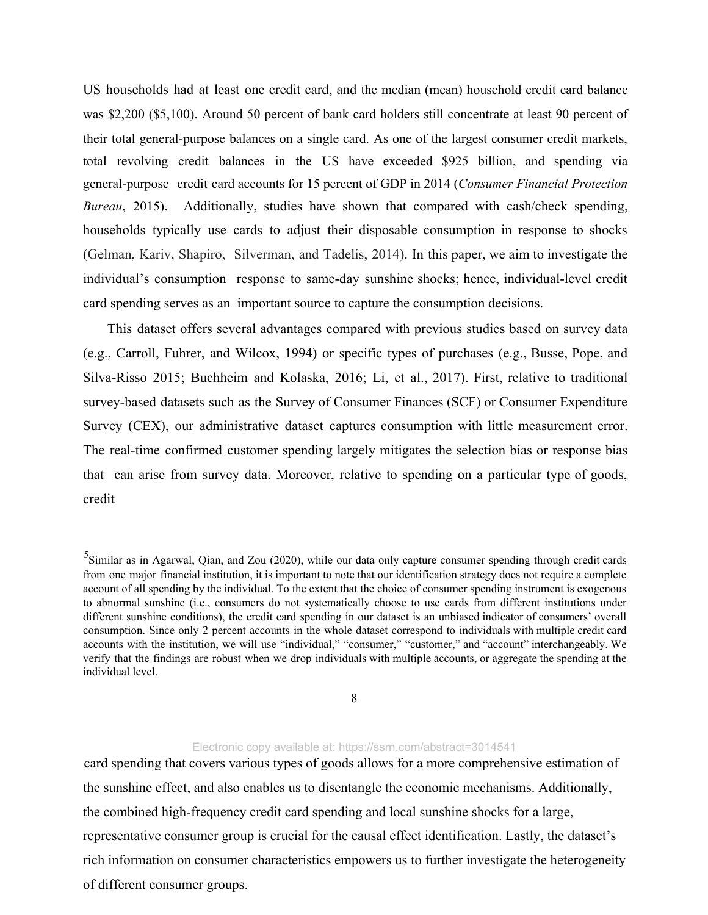US households had at least one credit card, and the median (mean) household credit card balance was $2,200 ($5,100). Around 50 percent of bank card holders still concentrate at least 90 percent of their total general-purpose balances on a single card. As one of the largest consumer credit markets, total revolving credit balances in the US have exceeded $925 billion, and spending via general-purpose credit card accounts for 15 percent of GDP in 2014 (*Consumer Financial Protection Bureau*, 2015). Additionally, studies have shown that compared with cash/check spending, households typically use cards to adjust their disposable consumption in response to shocks (Gelman, Kariv, Shapiro, Silverman, and Tadelis, 2014). In this paper, we aim to investigate the individual's consumption response to same-day sunshine shocks; hence, individual-level credit card spending serves as an important source to capture the consumption decisions.

This dataset offers several advantages compared with previous studies based on survey data (e.g., Carroll, Fuhrer, and Wilcox, 1994) or specific types of purchases (e.g., Busse, Pope, and Silva-Risso 2015; Buchheim and Kolaska, 2016; Li, et al., 2017). First, relative to traditional survey-based datasets such as the Survey of Consumer Finances (SCF) or Consumer Expenditure Survey (CEX), our administrative dataset captures consumption with little measurement error. The real-time confirmed customer spending largely mitigates the selection bias or response bias that can arise from survey data. Moreover, relative to spending on a particular type of goods, credit card spending that covers various types of goods allows for a more comprehensive estimation of the sunshine effect, and also enables us to disentangle the economic mechanisms. Additionally, the combined high-frequency credit card spending and local sunshine shocks for a large, representative consumer group is crucial for the causal effect identification. Lastly, the dataset's rich information on consumer characteristics empowers us to further investigate the heterogeneity of different consumer groups.

[5] Similar as in Agarwal, Qian, and Zou (2020), while our data only capture consumer spending through credit cards from one major financial institution, it is important to note that our identification strategy does not require a complete account of all spending by the individual. To the extent that the choice of consumer spending instrument is exogenous to abnormal sunshine (i.e., consumers do not systematically choose to use cards from different institutions under different sunshine conditions), the credit card spending in our dataset is an unbiased indicator of consumers' overall consumption. Since only 2 percent accounts in the whole dataset correspond to individuals with multiple credit card accounts with the institution, we will use "individual," "consumer," "customer," and "account" interchangeably. We verify that the findings are robust when we drop individuals with multiple accounts, or aggregate the spending at the individual level.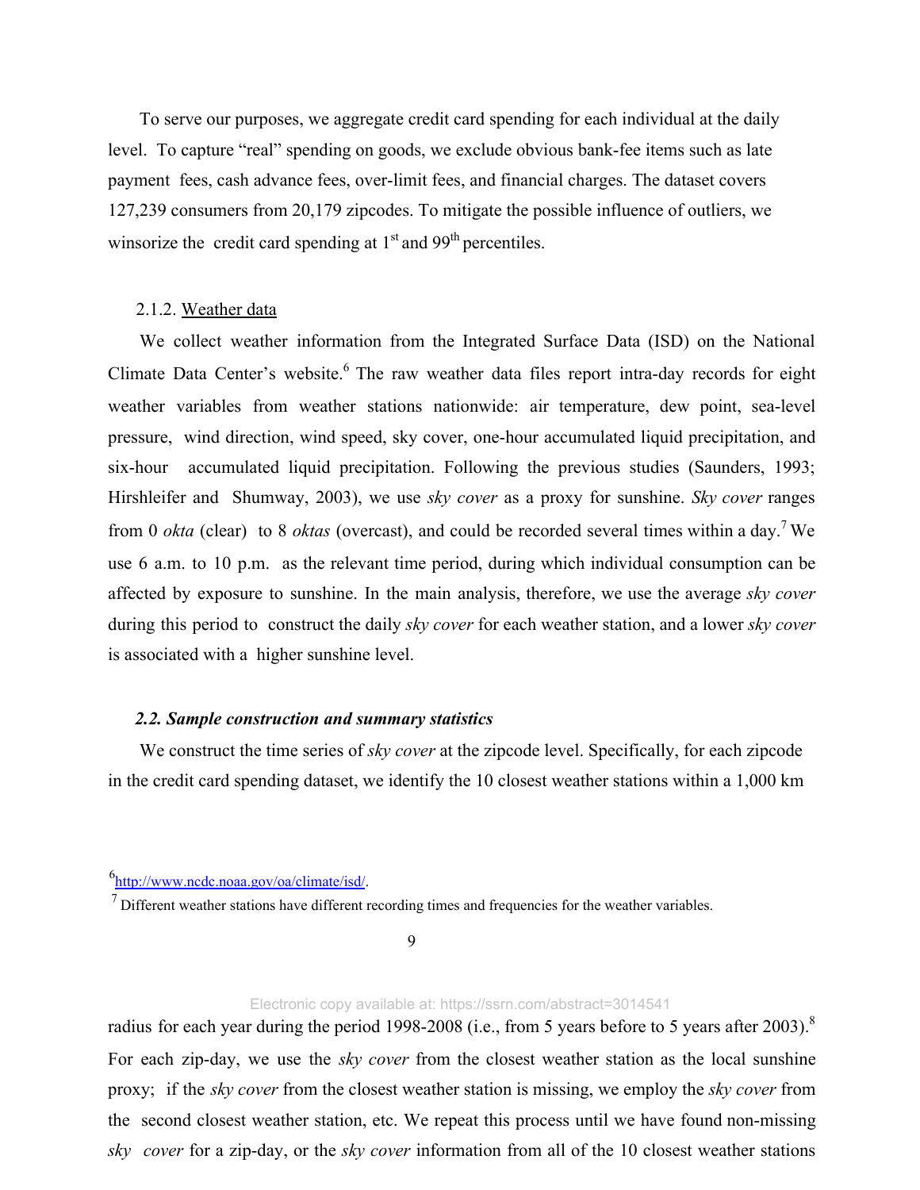To serve our purposes, we aggregate credit card spending for each individual at the daily level. To capture "real" spending on goods, we exclude obvious bank-fee items such as late payment fees, cash advance fees, over-limit fees, and financial charges. The dataset covers 127,239 consumers from 20,179 zipcodes. To mitigate the possible influence of outliers, we winsorize the credit card spending at 1st and 99th percentiles.

2.1.2. Weather data

We collect weather information from the Integrated Surface Data (ISD) on the National Climate Data Center's website.[6] The raw weather data files report intra-day records for eight weather variables from weather stations nationwide: air temperature, dew point, sea-level pressure, wind direction, wind speed, sky cover, one-hour accumulated liquid precipitation, and six-hour accumulated liquid precipitation. Following the previous studies (Saunders, 1993; Hirshleifer and Shumway, 2003), we use *sky cover* as a proxy for sunshine. *Sky cover* ranges from 0 *okta* (clear) to 8 *oktas* (overcast), and could be recorded several times within a day.[7] We use 6 a.m. to 10 p.m. as the relevant time period, during which individual consumption can be affected by exposure to sunshine. In the main analysis, therefore, we use the average *sky cover* during this period to construct the daily *sky cover* for each weather station, and a lower *sky cover* is associated with a higher sunshine level.

### *2.2. Sample construction and summary statistics*

We construct the time series of *sky cover* at the zipcode level. Specifically, for each zipcode in the credit card spending dataset, we identify the 10 closest weather stations within a 1,000 km radius for each year during the period 1998-2008 (i.e., from 5 years before to 5 years after 2003).[8] For each zip-day, we use the *sky cover* from the closest weather station as the local sunshine proxy; if the *sky cover* from the closest weather station is missing, we employ the *sky cover* from the second closest weather station, etc. We repeat this process until we have found non-missing *sky cover* for a zip-day, or the *sky cover* information from all of the 10 closest weather stations

[6] http://www.ncdc.noaa.gov/oa/climate/isd/.

[7] Different weather stations have different recording times and frequencies for the weather variables.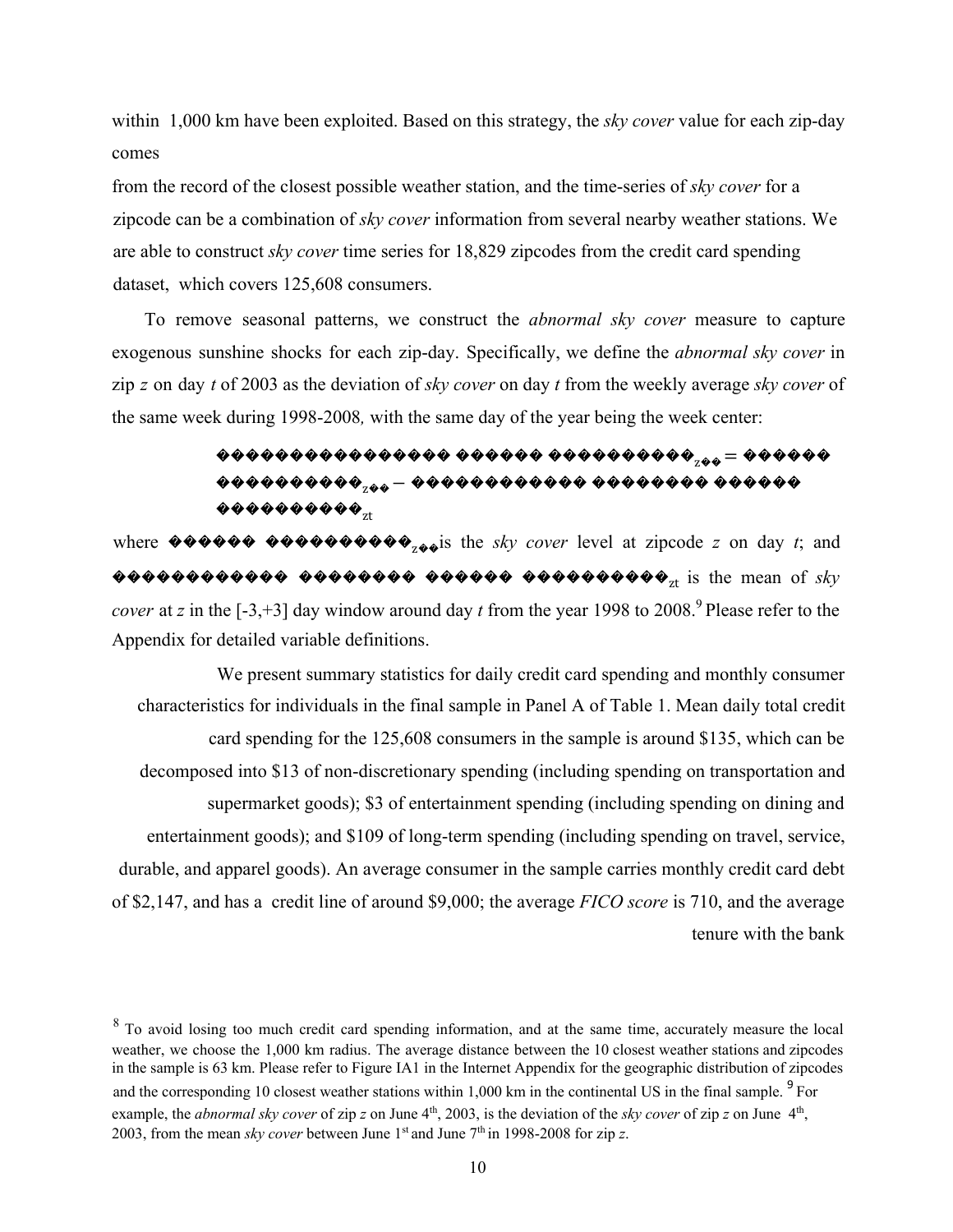within 1,000 km have been exploited. Based on this strategy, the *sky cover* value for each zip-day comes

from the record of the closest possible weather station, and the time-series of *sky cover* for a zipcode can be a combination of *sky cover* information from several nearby weather stations. We are able to construct *sky cover* time series for 18,829 zipcodes from the credit card spending dataset, which covers 125,608 consumers.

To remove seasonal patterns, we construct the *abnormal sky cover* measure to capture exogenous sunshine shocks for each zip-day. Specifically, we define the *abnormal sky cover* in zip *z* on day *t* of 2003 as the deviation of *sky cover* on day *t* from the weekly average *sky cover* of the same week during 1998-2008*,* with the same day of the year being the week center:

$$Abnormal\ Sky\ Cover_{zt} = Sky\ Cover_{zt} - Weekly\ Mean\ Sky\ Cover_{zt}$$

where $Sky\ Cover_{zt}$ is the *sky cover* level at zipcode *z* on day *t*; and $Weekly\ Mean\ Sky\ Cover_{zt}$ is the mean of *sky cover* at *z* in the [-3,+3] day window around day *t* from the year 1998 to 2008.[9] Please refer to the Appendix for detailed variable definitions.

We present summary statistics for daily credit card spending and monthly consumer characteristics for individuals in the final sample in Panel A of Table 1. Mean daily total credit card spending for the 125,608 consumers in the sample is around $135, which can be decomposed into $13 of non-discretionary spending (including spending on transportation and supermarket goods); $3 of entertainment spending (including spending on dining and entertainment goods); and $109 of long-term spending (including spending on travel, service, durable, and apparel goods). An average consumer in the sample carries monthly credit card debt of $2,147, and has a credit line of around $9,000; the average *FICO score* is 710, and the average tenure with the bank

[8] To avoid losing too much credit card spending information, and at the same time, accurately measure the local weather, we choose the 1,000 km radius. The average distance between the 10 closest weather stations and zipcodes in the sample is 63 km. Please refer to Figure IA1 in the Internet Appendix for the geographic distribution of zipcodes and the corresponding 10 closest weather stations within 1,000 km in the continental US in the final sample. [9] For example, the *abnormal sky cover* of zip *z* on June 4th, 2003, is the deviation of the *sky cover* of zip *z* on June 4th, 2003, from the mean *sky cover* between June 1st and June 7th in 1998-2008 for zip *z*.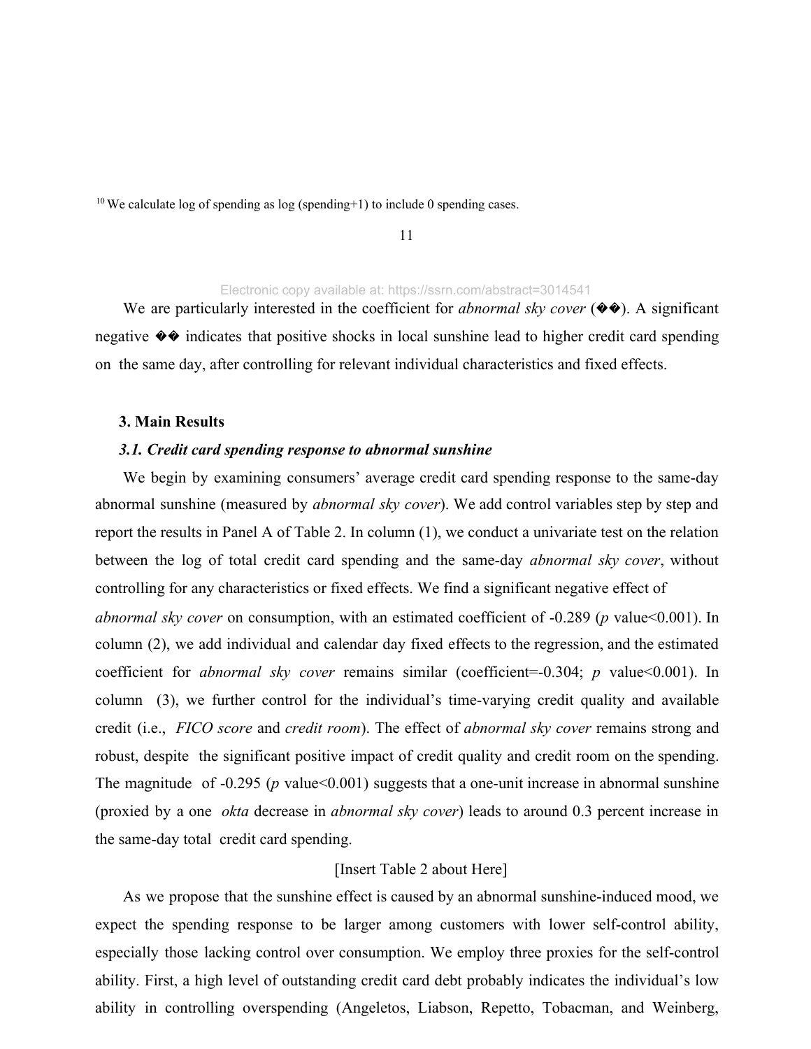[10] We calculate log of spending as log (spending+1) to include 0 spending cases.

We are particularly interested in the coefficient for *abnormal sky cover* (��). A significant negative �� indicates that positive shocks in local sunshine lead to higher credit card spending on the same day, after controlling for relevant individual characteristics and fixed effects.

## 3. Main Results

### *3.1. Credit card spending response to abnormal sunshine*

We begin by examining consumers' average credit card spending response to the same-day abnormal sunshine (measured by *abnormal sky cover*). We add control variables step by step and report the results in Panel A of Table 2. In column (1), we conduct a univariate test on the relation between the log of total credit card spending and the same-day *abnormal sky cover*, without controlling for any characteristics or fixed effects. We find a significant negative effect of *abnormal sky cover* on consumption, with an estimated coefficient of -0.289 ($p$ value<0.001). In column (2), we add individual and calendar day fixed effects to the regression, and the estimated coefficient for *abnormal sky cover* remains similar (coefficient=-0.304; $p$ value<0.001). In column (3), we further control for the individual's time-varying credit quality and available credit (i.e., *FICO score* and *credit room*). The effect of *abnormal sky cover* remains strong and robust, despite the significant positive impact of credit quality and credit room on the spending. The magnitude of -0.295 ($p$ value<0.001) suggests that a one-unit increase in abnormal sunshine (proxied by a one *okta* decrease in *abnormal sky cover*) leads to around 0.3 percent increase in the same-day total credit card spending.

[Insert Table 2 about Here]

As we propose that the sunshine effect is caused by an abnormal sunshine-induced mood, we expect the spending response to be larger among customers with lower self-control ability, especially those lacking control over consumption. We employ three proxies for the self-control ability. First, a high level of outstanding credit card debt probably indicates the individual's low ability in controlling overspending (Angeletos, Liabson, Repetto, Tobacman, and Weinberg,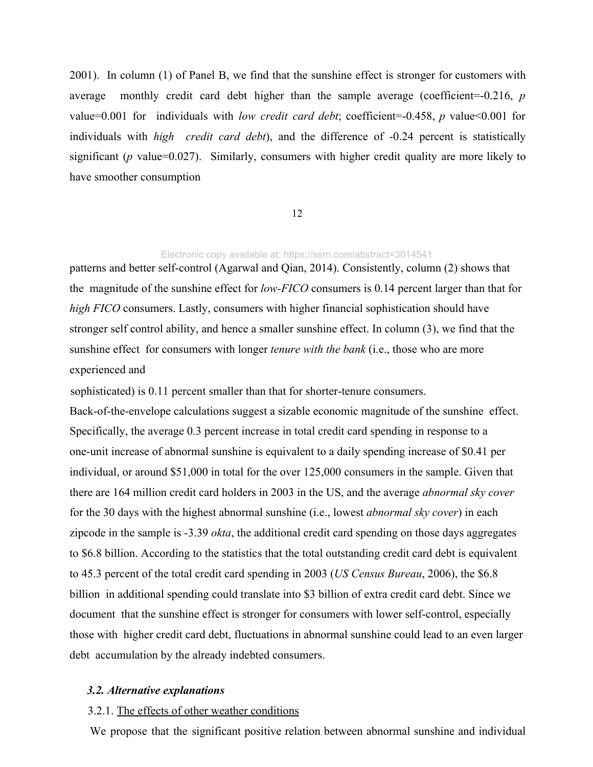2001). In column (1) of Panel B, we find that the sunshine effect is stronger for customers with average monthly credit card debt higher than the sample average (coefficient=-0.216, *p* value=0.001 for individuals with *low credit card debt*; coefficient=-0.458, *p* value<0.001 for individuals with *high credit card debt*), and the difference of -0.24 percent is statistically significant (*p* value=0.027). Similarly, consumers with higher credit quality are more likely to have smoother consumption patterns and better self-control (Agarwal and Qian, 2014). Consistently, column (2) shows that the magnitude of the sunshine effect for *low-FICO* consumers is 0.14 percent larger than that for *high FICO* consumers. Lastly, consumers with higher financial sophistication should have stronger self control ability, and hence a smaller sunshine effect. In column (3), we find that the sunshine effect for consumers with longer *tenure with the bank* (i.e., those who are more experienced and sophisticated) is 0.11 percent smaller than that for shorter-tenure consumers.

Back-of-the-envelope calculations suggest a sizable economic magnitude of the sunshine effect. Specifically, the average 0.3 percent increase in total credit card spending in response to a one-unit increase of abnormal sunshine is equivalent to a daily spending increase of $0.41 per individual, or around $51,000 in total for the over 125,000 consumers in the sample. Given that there are 164 million credit card holders in 2003 in the US, and the average *abnormal sky cover* for the 30 days with the highest abnormal sunshine (i.e., lowest *abnormal sky cover*) in each zipcode in the sample is -3.39 *okta*, the additional credit card spending on those days aggregates to $6.8 billion. According to the statistics that the total outstanding credit card debt is equivalent to 45.3 percent of the total credit card spending in 2003 (*US Census Bureau*, 2006), the $6.8 billion in additional spending could translate into $3 billion of extra credit card debt. Since we document that the sunshine effect is stronger for consumers with lower self-control, especially those with higher credit card debt, fluctuations in abnormal sunshine could lead to an even larger debt accumulation by the already indebted consumers.

### *3.2. Alternative explanations*

3.2.1. The effects of other weather conditions

We propose that the significant positive relation between abnormal sunshine and individual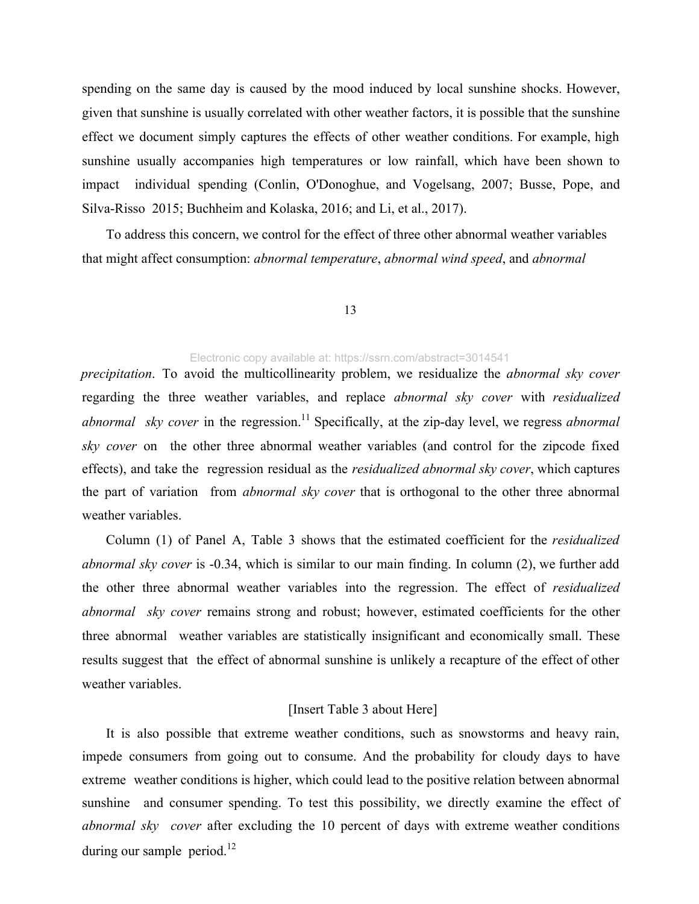spending on the same day is caused by the mood induced by local sunshine shocks. However, given that sunshine is usually correlated with other weather factors, it is possible that the sunshine effect we document simply captures the effects of other weather conditions. For example, high sunshine usually accompanies high temperatures or low rainfall, which have been shown to impact individual spending (Conlin, O'Donoghue, and Vogelsang, 2007; Busse, Pope, and Silva-Risso 2015; Buchheim and Kolaska, 2016; and Li, et al., 2017).

To address this concern, we control for the effect of three other abnormal weather variables that might affect consumption: *abnormal temperature*, *abnormal wind speed*, and *abnormal precipitation*. To avoid the multicollinearity problem, we residualize the *abnormal sky cover* regarding the three weather variables, and replace *abnormal sky cover* with *residualized abnormal sky cover* in the regression.[11] Specifically, at the zip-day level, we regress *abnormal sky cover* on the other three abnormal weather variables (and control for the zipcode fixed effects), and take the regression residual as the *residualized abnormal sky cover*, which captures the part of variation from *abnormal sky cover* that is orthogonal to the other three abnormal weather variables.

Column (1) of Panel A, Table 3 shows that the estimated coefficient for the *residualized abnormal sky cover* is -0.34, which is similar to our main finding. In column (2), we further add the other three abnormal weather variables into the regression. The effect of *residualized abnormal sky cover* remains strong and robust; however, estimated coefficients for the other three abnormal weather variables are statistically insignificant and economically small. These results suggest that the effect of abnormal sunshine is unlikely a recapture of the effect of other weather variables.

[Insert Table 3 about Here]

It is also possible that extreme weather conditions, such as snowstorms and heavy rain, impede consumers from going out to consume. And the probability for cloudy days to have extreme weather conditions is higher, which could lead to the positive relation between abnormal sunshine and consumer spending. To test this possibility, we directly examine the effect of *abnormal sky cover* after excluding the 10 percent of days with extreme weather conditions during our sample period.[12]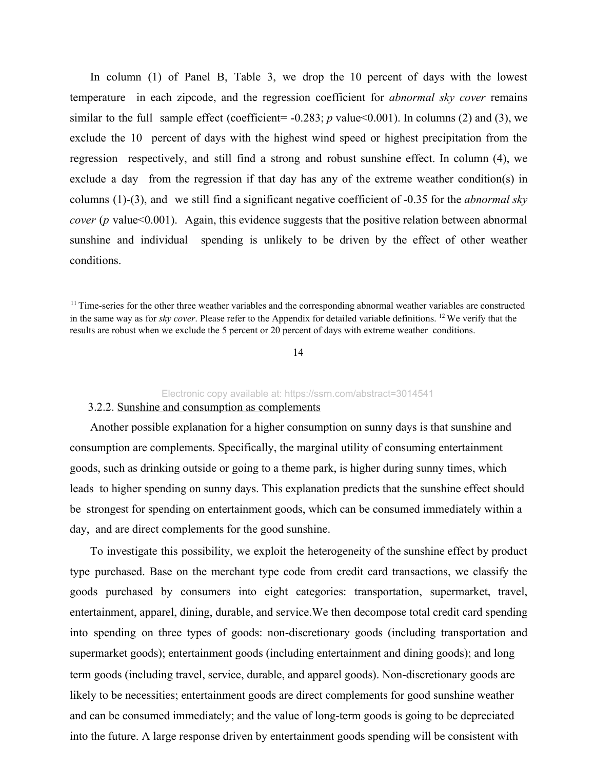In column (1) of Panel B, Table 3, we drop the 10 percent of days with the lowest temperature in each zipcode, and the regression coefficient for *abnormal sky cover* remains similar to the full sample effect (coefficient= -0.283; *p* value<0.001). In columns (2) and (3), we exclude the 10 percent of days with the highest wind speed or highest precipitation from the regression respectively, and still find a strong and robust sunshine effect. In column (4), we exclude a day from the regression if that day has any of the extreme weather condition(s) in columns (1)-(3), and we still find a significant negative coefficient of -0.35 for the *abnormal sky cover* (*p* value<0.001). Again, this evidence suggests that the positive relation between abnormal sunshine and individual spending is unlikely to be driven by the effect of other weather conditions.

[11] Time-series for the other three weather variables and the corresponding abnormal weather variables are constructed in the same way as for *sky cover*. Please refer to the Appendix for detailed variable definitions. [12] We verify that the results are robust when we exclude the 5 percent or 20 percent of days with extreme weather conditions.

Electronic copy available at: https://ssrn.com/abstract=3014541

3.2.2. Sunshine and consumption as complements

Another possible explanation for a higher consumption on sunny days is that sunshine and consumption are complements. Specifically, the marginal utility of consuming entertainment goods, such as drinking outside or going to a theme park, is higher during sunny times, which leads to higher spending on sunny days. This explanation predicts that the sunshine effect should be strongest for spending on entertainment goods, which can be consumed immediately within a day, and are direct complements for the good sunshine.

To investigate this possibility, we exploit the heterogeneity of the sunshine effect by product type purchased. Base on the merchant type code from credit card transactions, we classify the goods purchased by consumers into eight categories: transportation, supermarket, travel, entertainment, apparel, dining, durable, and service.We then decompose total credit card spending into spending on three types of goods: non-discretionary goods (including transportation and supermarket goods); entertainment goods (including entertainment and dining goods); and long term goods (including travel, service, durable, and apparel goods). Non-discretionary goods are likely to be necessities; entertainment goods are direct complements for good sunshine weather and can be consumed immediately; and the value of long-term goods is going to be depreciated into the future. A large response driven by entertainment goods spending will be consistent with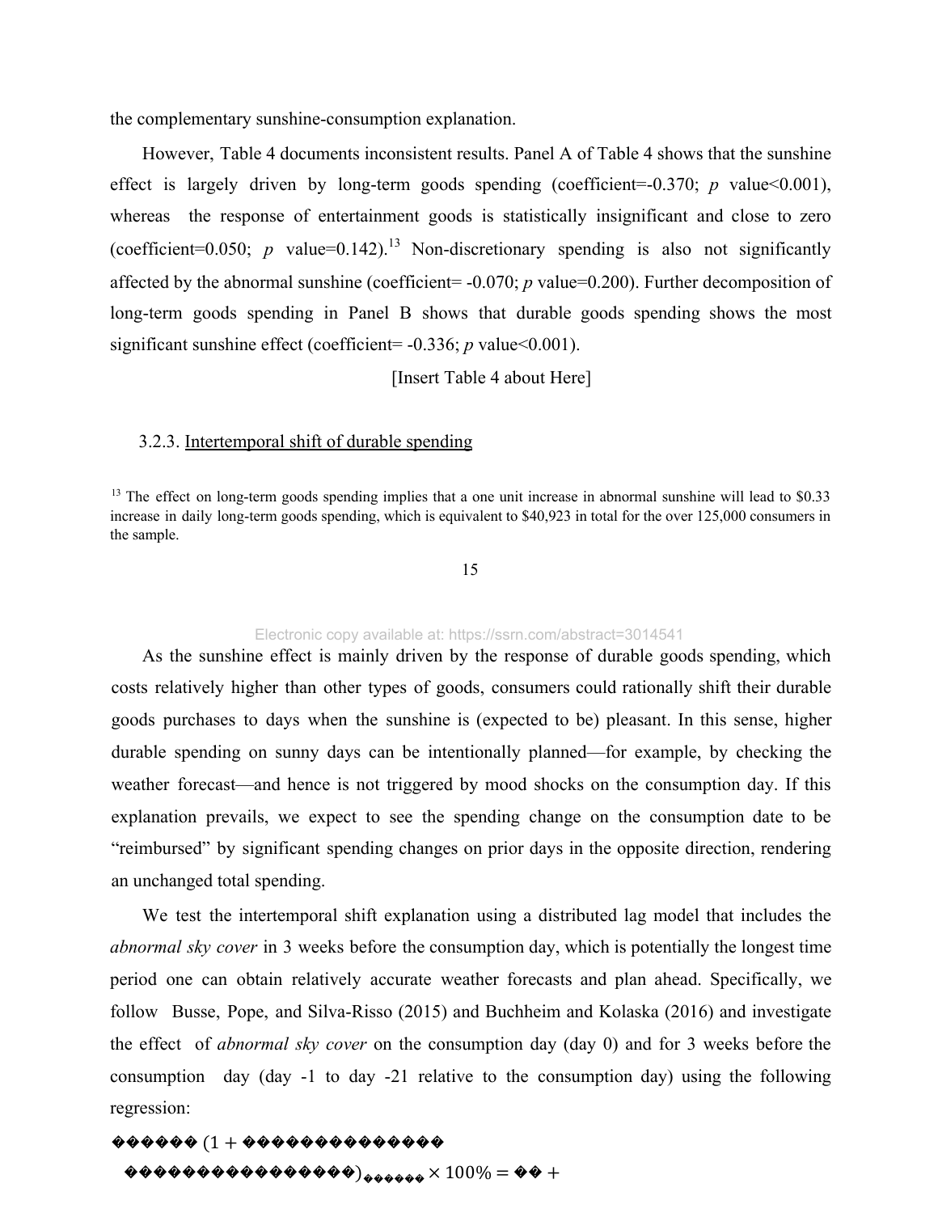the complementary sunshine-consumption explanation.

However, Table 4 documents inconsistent results. Panel A of Table 4 shows that the sunshine effect is largely driven by long-term goods spending (coefficient=-0.370; *p* value<0.001), whereas the response of entertainment goods is statistically insignificant and close to zero (coefficient=0.050; *p* value=0.142).[13] Non-discretionary spending is also not significantly affected by the abnormal sunshine (coefficient= -0.070; *p* value=0.200). Further decomposition of long-term goods spending in Panel B shows that durable goods spending shows the most significant sunshine effect (coefficient= -0.336; *p* value<0.001).

[Insert Table 4 about Here]

### 3.2.3. Intertemporal shift of durable spending

[13] The effect on long-term goods spending implies that a one unit increase in abnormal sunshine will lead to $0.33 increase in daily long-term goods spending, which is equivalent to $40,923 in total for the over 125,000 consumers in the sample.

As the sunshine effect is mainly driven by the response of durable goods spending, which costs relatively higher than other types of goods, consumers could rationally shift their durable goods purchases to days when the sunshine is (expected to be) pleasant. In this sense, higher durable spending on sunny days can be intentionally planned—for example, by checking the weather forecast—and hence is not triggered by mood shocks on the consumption day. If this explanation prevails, we expect to see the spending change on the consumption date to be "reimbursed" by significant spending changes on prior days in the opposite direction, rendering an unchanged total spending.

We test the intertemporal shift explanation using a distributed lag model that includes the *abnormal sky cover* in 3 weeks before the consumption day, which is potentially the longest time period one can obtain relatively accurate weather forecasts and plan ahead. Specifically, we follow Busse, Pope, and Silva-Risso (2015) and Buchheim and Kolaska (2016) and investigate the effect of *abnormal sky cover* on the consumption day (day 0) and for 3 weeks before the consumption day (day -1 to day -21 relative to the consumption day) using the following regression:

$$\log(1 + \text{durable spending})_{i,j,t} \times 100\% = \alpha_{i} +$$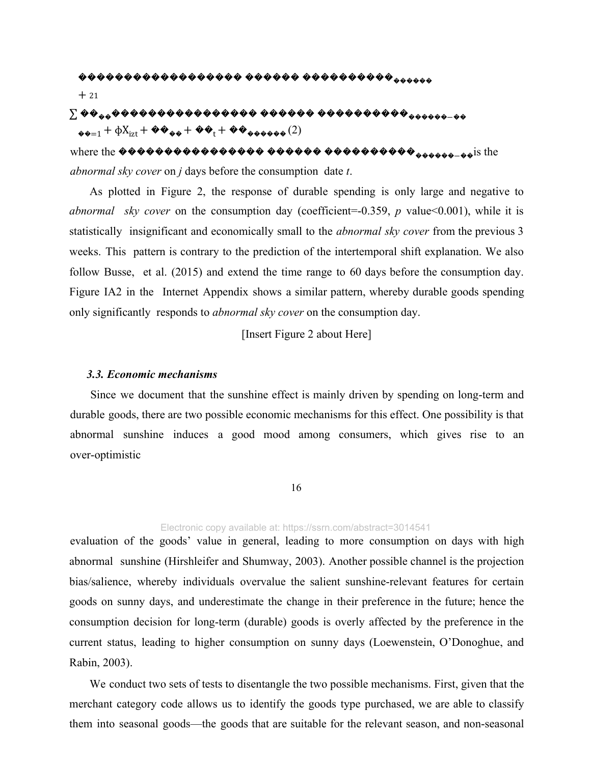$$
\ldots + \sum_{j=1}^{21} \ldots_{-j} + \phi X_{izt} + \ldots + \ldots_{t} + \ldots \quad (2)
$$

where the $\ldots_{-j}$ is the *abnormal sky cover* on *j* days before the consumption date *t*.

As plotted in Figure 2, the response of durable spending is only large and negative to *abnormal sky cover* on the consumption day (coefficient=-0.359, *p* value<0.001), while it is statistically insignificant and economically small to the *abnormal sky cover* from the previous 3 weeks. This pattern is contrary to the prediction of the intertemporal shift explanation. We also follow Busse, et al. (2015) and extend the time range to 60 days before the consumption day. Figure IA2 in the Internet Appendix shows a similar pattern, whereby durable goods spending only significantly responds to *abnormal sky cover* on the consumption day.

[Insert Figure 2 about Here]

### *3.3. Economic mechanisms*

Since we document that the sunshine effect is mainly driven by spending on long-term and durable goods, there are two possible economic mechanisms for this effect. One possibility is that abnormal sunshine induces a good mood among consumers, which gives rise to an over-optimistic evaluation of the goods' value in general, leading to more consumption on days with high abnormal sunshine (Hirshleifer and Shumway, 2003). Another possible channel is the projection bias/salience, whereby individuals overvalue the salient sunshine-relevant features for certain goods on sunny days, and underestimate the change in their preference in the future; hence the consumption decision for long-term (durable) goods is overly affected by the preference in the current status, leading to higher consumption on sunny days (Loewenstein, O'Donoghue, and Rabin, 2003).

We conduct two sets of tests to disentangle the two possible mechanisms. First, given that the merchant category code allows us to identify the goods type purchased, we are able to classify them into seasonal goods—the goods that are suitable for the relevant season, and non-seasonal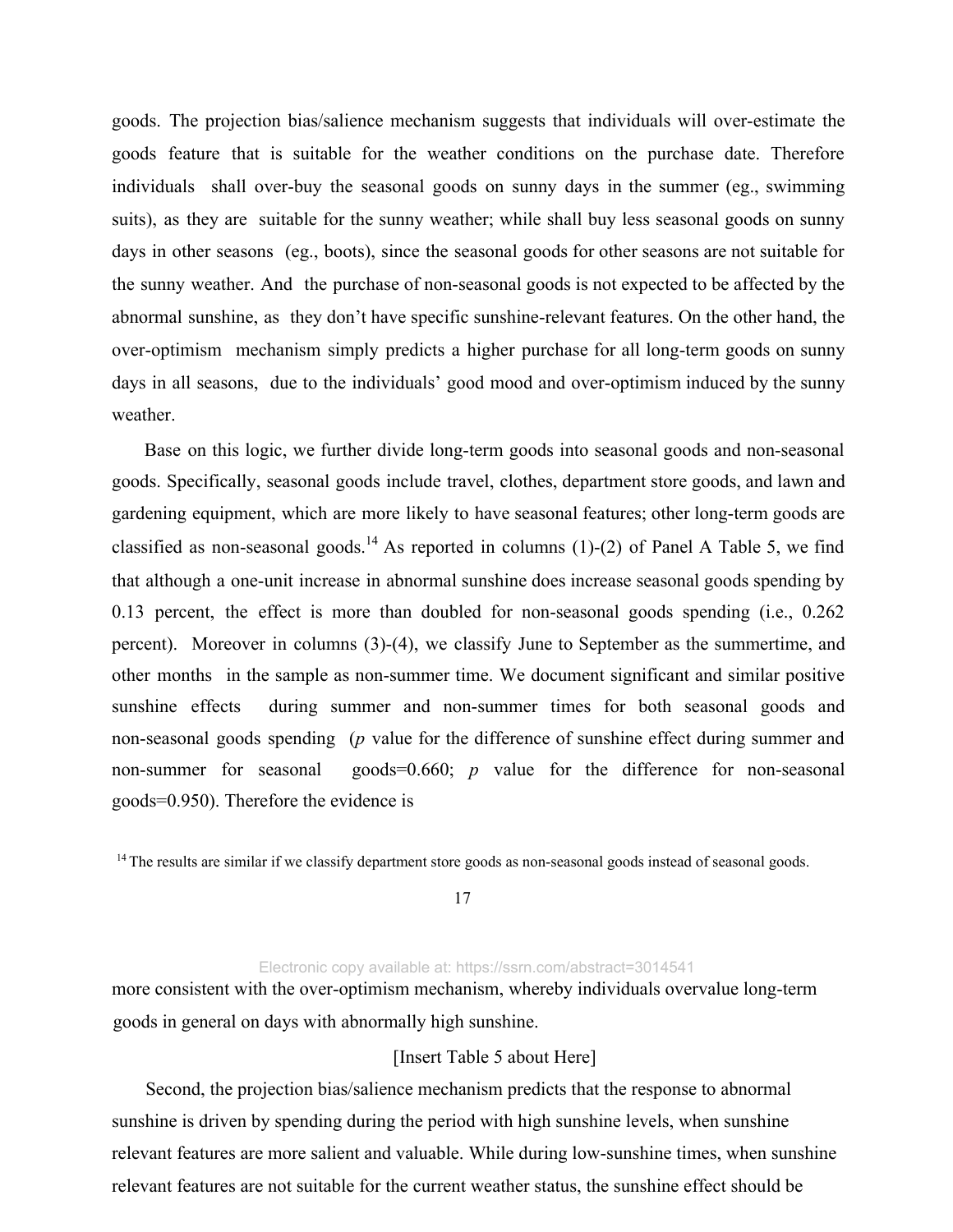goods. The projection bias/salience mechanism suggests that individuals will over-estimate the goods feature that is suitable for the weather conditions on the purchase date. Therefore individuals shall over-buy the seasonal goods on sunny days in the summer (eg., swimming suits), as they are suitable for the sunny weather; while shall buy less seasonal goods on sunny days in other seasons (eg., boots), since the seasonal goods for other seasons are not suitable for the sunny weather. And the purchase of non-seasonal goods is not expected to be affected by the abnormal sunshine, as they don't have specific sunshine-relevant features. On the other hand, the over-optimism mechanism simply predicts a higher purchase for all long-term goods on sunny days in all seasons, due to the individuals' good mood and over-optimism induced by the sunny weather.

Base on this logic, we further divide long-term goods into seasonal goods and non-seasonal goods. Specifically, seasonal goods include travel, clothes, department store goods, and lawn and gardening equipment, which are more likely to have seasonal features; other long-term goods are classified as non-seasonal goods.[14] As reported in columns (1)-(2) of Panel A Table 5, we find that although a one-unit increase in abnormal sunshine does increase seasonal goods spending by 0.13 percent, the effect is more than doubled for non-seasonal goods spending (i.e., 0.262 percent). Moreover in columns (3)-(4), we classify June to September as the summertime, and other months in the sample as non-summer time. We document significant and similar positive sunshine effects during summer and non-summer times for both seasonal goods and non-seasonal goods spending ($p$ value for the difference of sunshine effect during summer and non-summer for seasonal goods=0.660; $p$ value for the difference for non-seasonal goods=0.950). Therefore the evidence is more consistent with the over-optimism mechanism, whereby individuals overvalue long-term goods in general on days with abnormally high sunshine.

[14] The results are similar if we classify department store goods as non-seasonal goods instead of seasonal goods.

[Insert Table 5 about Here]

Second, the projection bias/salience mechanism predicts that the response to abnormal sunshine is driven by spending during the period with high sunshine levels, when sunshine relevant features are more salient and valuable. While during low-sunshine times, when sunshine relevant features are not suitable for the current weather status, the sunshine effect should be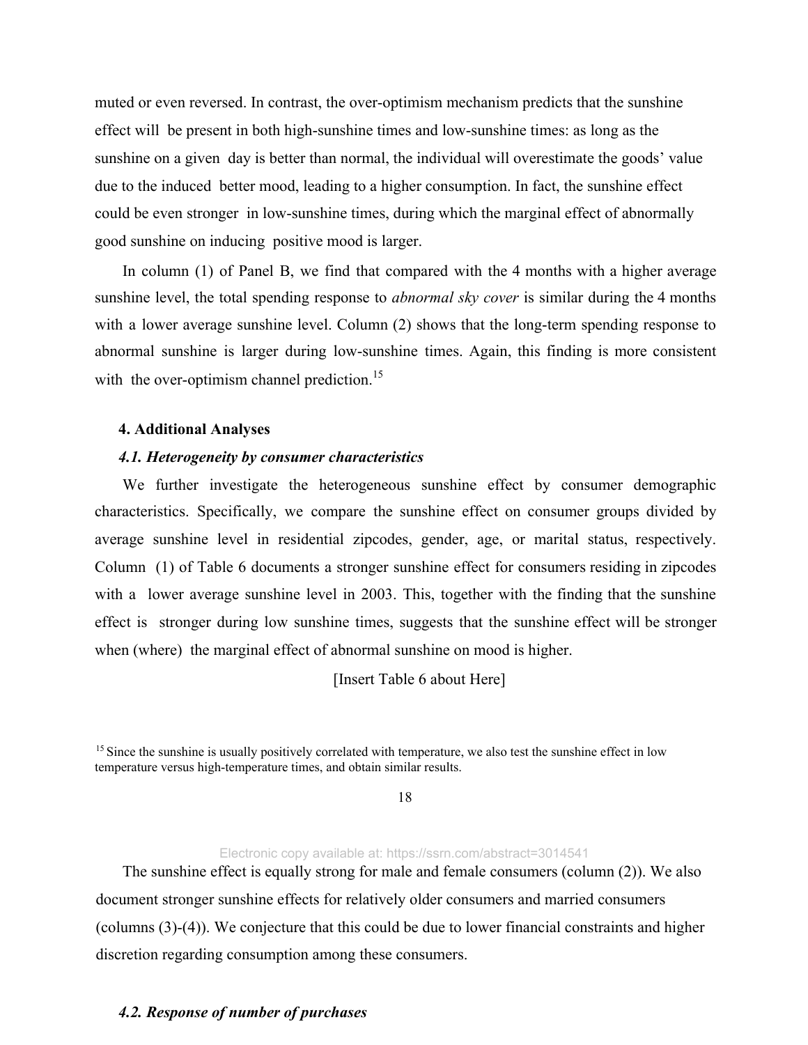muted or even reversed. In contrast, the over-optimism mechanism predicts that the sunshine effect will be present in both high-sunshine times and low-sunshine times: as long as the sunshine on a given day is better than normal, the individual will overestimate the goods' value due to the induced better mood, leading to a higher consumption. In fact, the sunshine effect could be even stronger in low-sunshine times, during which the marginal effect of abnormally good sunshine on inducing positive mood is larger.

In column (1) of Panel B, we find that compared with the 4 months with a higher average sunshine level, the total spending response to *abnormal sky cover* is similar during the 4 months with a lower average sunshine level. Column (2) shows that the long-term spending response to abnormal sunshine is larger during low-sunshine times. Again, this finding is more consistent with the over-optimism channel prediction.[15]

## 4. Additional Analyses

### *4.1. Heterogeneity by consumer characteristics*

We further investigate the heterogeneous sunshine effect by consumer demographic characteristics. Specifically, we compare the sunshine effect on consumer groups divided by average sunshine level in residential zipcodes, gender, age, or marital status, respectively. Column (1) of Table 6 documents a stronger sunshine effect for consumers residing in zipcodes with a lower average sunshine level in 2003. This, together with the finding that the sunshine effect is stronger during low sunshine times, suggests that the sunshine effect will be stronger when (where) the marginal effect of abnormal sunshine on mood is higher.

[Insert Table 6 about Here]

[15] Since the sunshine is usually positively correlated with temperature, we also test the sunshine effect in low temperature versus high-temperature times, and obtain similar results.

The sunshine effect is equally strong for male and female consumers (column (2)). We also document stronger sunshine effects for relatively older consumers and married consumers (columns (3)-(4)). We conjecture that this could be due to lower financial constraints and higher discretion regarding consumption among these consumers.

### *4.2. Response of number of purchases*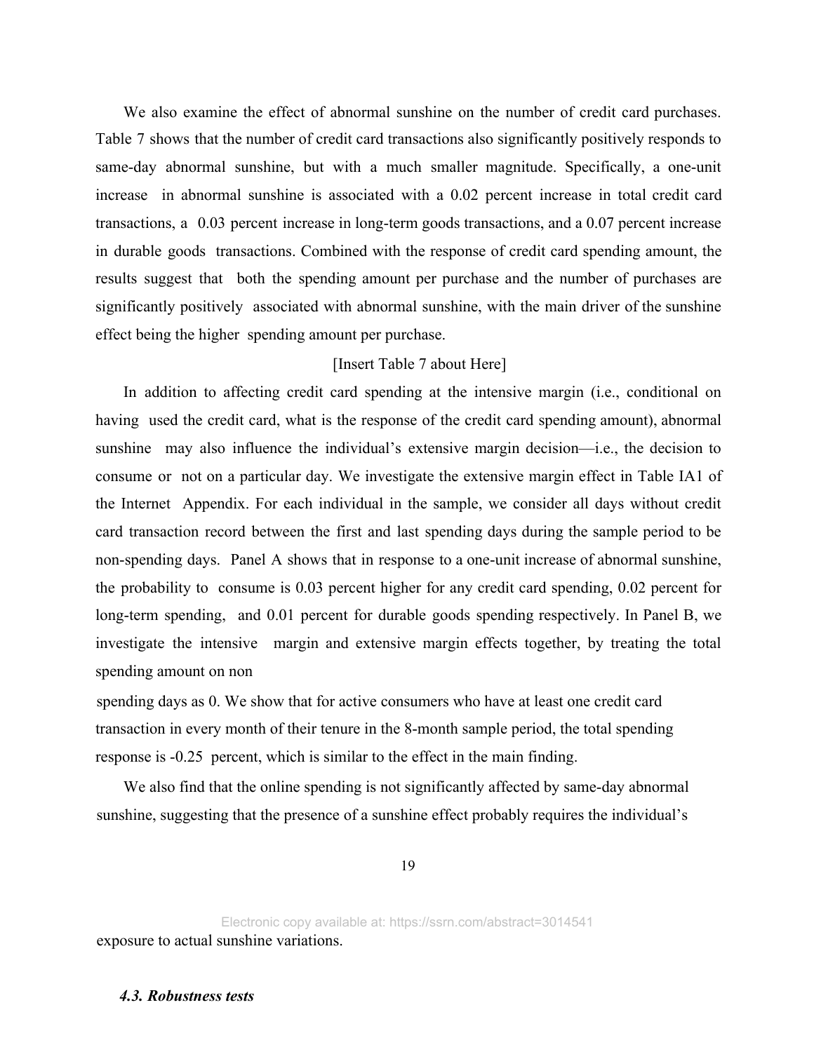We also examine the effect of abnormal sunshine on the number of credit card purchases. Table 7 shows that the number of credit card transactions also significantly positively responds to same-day abnormal sunshine, but with a much smaller magnitude. Specifically, a one-unit increase in abnormal sunshine is associated with a 0.02 percent increase in total credit card transactions, a 0.03 percent increase in long-term goods transactions, and a 0.07 percent increase in durable goods transactions. Combined with the response of credit card spending amount, the results suggest that both the spending amount per purchase and the number of purchases are significantly positively associated with abnormal sunshine, with the main driver of the sunshine effect being the higher spending amount per purchase.

[Insert Table 7 about Here]

In addition to affecting credit card spending at the intensive margin (i.e., conditional on having used the credit card, what is the response of the credit card spending amount), abnormal sunshine may also influence the individual's extensive margin decision—i.e., the decision to consume or not on a particular day. We investigate the extensive margin effect in Table IA1 of the Internet Appendix. For each individual in the sample, we consider all days without credit card transaction record between the first and last spending days during the sample period to be non-spending days. Panel A shows that in response to a one-unit increase of abnormal sunshine, the probability to consume is 0.03 percent higher for any credit card spending, 0.02 percent for long-term spending, and 0.01 percent for durable goods spending respectively. In Panel B, we investigate the intensive margin and extensive margin effects together, by treating the total spending amount on non spending days as 0. We show that for active consumers who have at least one credit card transaction in every month of their tenure in the 8-month sample period, the total spending response is -0.25 percent, which is similar to the effect in the main finding.

We also find that the online spending is not significantly affected by same-day abnormal sunshine, suggesting that the presence of a sunshine effect probably requires the individual's exposure to actual sunshine variations.

### *4.3. Robustness tests*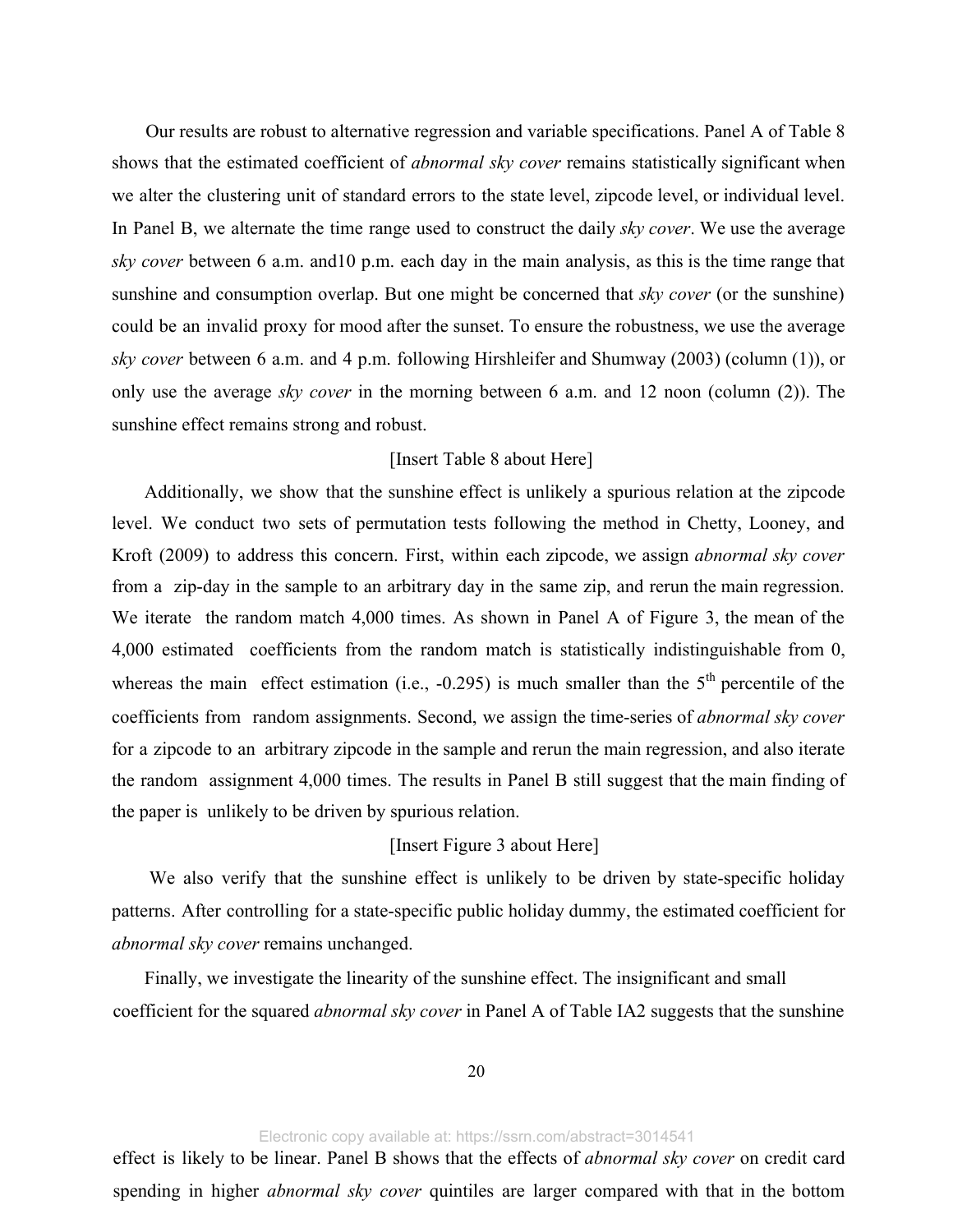Our results are robust to alternative regression and variable specifications. Panel A of Table 8 shows that the estimated coefficient of *abnormal sky cover* remains statistically significant when we alter the clustering unit of standard errors to the state level, zipcode level, or individual level. In Panel B, we alternate the time range used to construct the daily *sky cover*. We use the average *sky cover* between 6 a.m. and10 p.m. each day in the main analysis, as this is the time range that sunshine and consumption overlap. But one might be concerned that *sky cover* (or the sunshine) could be an invalid proxy for mood after the sunset. To ensure the robustness, we use the average *sky cover* between 6 a.m. and 4 p.m. following Hirshleifer and Shumway (2003) (column (1)), or only use the average *sky cover* in the morning between 6 a.m. and 12 noon (column (2)). The sunshine effect remains strong and robust.

[Insert Table 8 about Here]

Additionally, we show that the sunshine effect is unlikely a spurious relation at the zipcode level. We conduct two sets of permutation tests following the method in Chetty, Looney, and Kroft (2009) to address this concern. First, within each zipcode, we assign *abnormal sky cover* from a zip-day in the sample to an arbitrary day in the same zip, and rerun the main regression. We iterate the random match 4,000 times. As shown in Panel A of Figure 3, the mean of the 4,000 estimated coefficients from the random match is statistically indistinguishable from 0, whereas the main effect estimation (i.e., -0.295) is much smaller than the 5$^{th}$ percentile of the coefficients from random assignments. Second, we assign the time-series of *abnormal sky cover* for a zipcode to an arbitrary zipcode in the sample and rerun the main regression, and also iterate the random assignment 4,000 times. The results in Panel B still suggest that the main finding of the paper is unlikely to be driven by spurious relation.

[Insert Figure 3 about Here]

We also verify that the sunshine effect is unlikely to be driven by state-specific holiday patterns. After controlling for a state-specific public holiday dummy, the estimated coefficient for *abnormal sky cover* remains unchanged.

Finally, we investigate the linearity of the sunshine effect. The insignificant and small coefficient for the squared *abnormal sky cover* in Panel A of Table IA2 suggests that the sunshine effect is likely to be linear. Panel B shows that the effects of *abnormal sky cover* on credit card spending in higher *abnormal sky cover* quintiles are larger compared with that in the bottom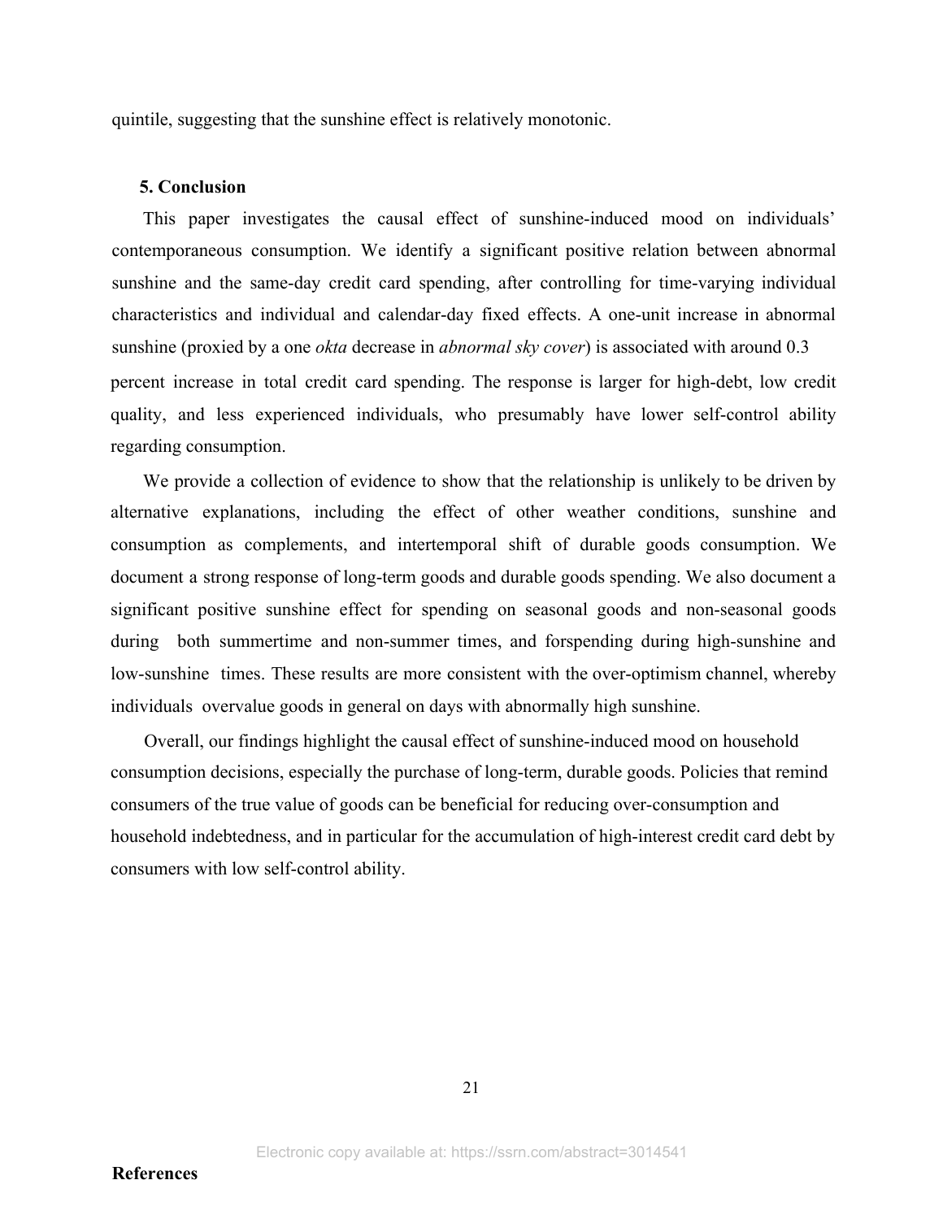quintile, suggesting that the sunshine effect is relatively monotonic.

## 5. Conclusion

This paper investigates the causal effect of sunshine-induced mood on individuals' contemporaneous consumption. We identify a significant positive relation between abnormal sunshine and the same-day credit card spending, after controlling for time-varying individual characteristics and individual and calendar-day fixed effects. A one-unit increase in abnormal sunshine (proxied by a one *okta* decrease in *abnormal sky cover*) is associated with around 0.3 percent increase in total credit card spending. The response is larger for high-debt, low credit quality, and less experienced individuals, who presumably have lower self-control ability regarding consumption.

We provide a collection of evidence to show that the relationship is unlikely to be driven by alternative explanations, including the effect of other weather conditions, sunshine and consumption as complements, and intertemporal shift of durable goods consumption. We document a strong response of long-term goods and durable goods spending. We also document a significant positive sunshine effect for spending on seasonal goods and non-seasonal goods during both summertime and non-summer times, and forspending during high-sunshine and low-sunshine times. These results are more consistent with the over-optimism channel, whereby individuals overvalue goods in general on days with abnormally high sunshine.

Overall, our findings highlight the causal effect of sunshine-induced mood on household consumption decisions, especially the purchase of long-term, durable goods. Policies that remind consumers of the true value of goods can be beneficial for reducing over-consumption and household indebtedness, and in particular for the accumulation of high-interest credit card debt by consumers with low self-control ability.

Electronic copy available at: https://ssrn.com/abstract=3014541

## References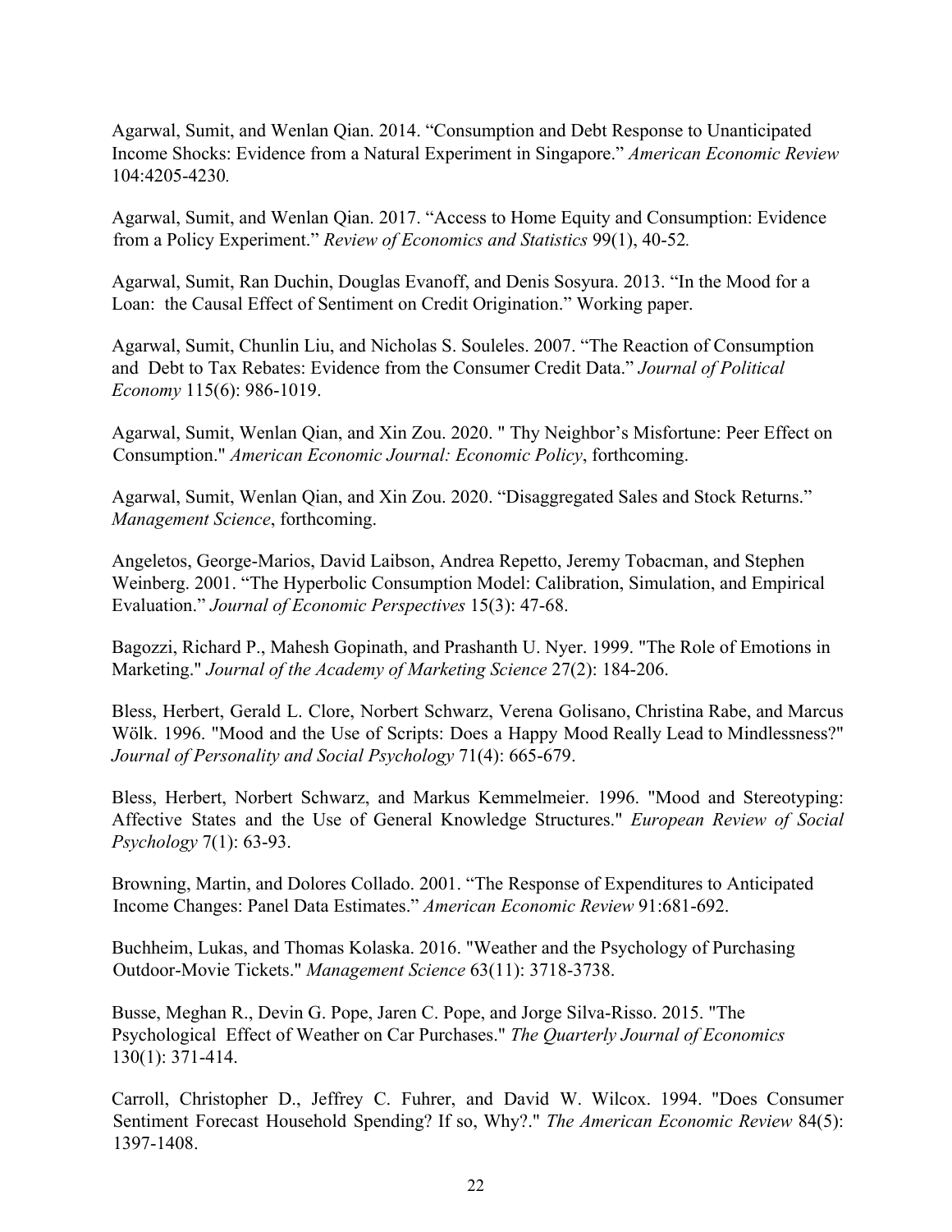Agarwal, Sumit, and Wenlan Qian. 2014. "Consumption and Debt Response to Unanticipated Income Shocks: Evidence from a Natural Experiment in Singapore." *American Economic Review* 104:4205-4230.

Agarwal, Sumit, and Wenlan Qian. 2017. "Access to Home Equity and Consumption: Evidence from a Policy Experiment." *Review of Economics and Statistics* 99(1), 40-52.

Agarwal, Sumit, Ran Duchin, Douglas Evanoff, and Denis Sosyura. 2013. "In the Mood for a Loan: the Causal Effect of Sentiment on Credit Origination." Working paper.

Agarwal, Sumit, Chunlin Liu, and Nicholas S. Souleles. 2007. "The Reaction of Consumption and Debt to Tax Rebates: Evidence from the Consumer Credit Data." *Journal of Political Economy* 115(6): 986-1019.

Agarwal, Sumit, Wenlan Qian, and Xin Zou. 2020. " Thy Neighbor's Misfortune: Peer Effect on Consumption." *American Economic Journal: Economic Policy*, forthcoming.

Agarwal, Sumit, Wenlan Qian, and Xin Zou. 2020. "Disaggregated Sales and Stock Returns." *Management Science*, forthcoming.

Angeletos, George-Marios, David Laibson, Andrea Repetto, Jeremy Tobacman, and Stephen Weinberg. 2001. "The Hyperbolic Consumption Model: Calibration, Simulation, and Empirical Evaluation." *Journal of Economic Perspectives* 15(3): 47-68.

Bagozzi, Richard P., Mahesh Gopinath, and Prashanth U. Nyer. 1999. "The Role of Emotions in Marketing." *Journal of the Academy of Marketing Science* 27(2): 184-206.

Bless, Herbert, Gerald L. Clore, Norbert Schwarz, Verena Golisano, Christina Rabe, and Marcus Wölk. 1996. "Mood and the Use of Scripts: Does a Happy Mood Really Lead to Mindlessness?" *Journal of Personality and Social Psychology* 71(4): 665-679.

Bless, Herbert, Norbert Schwarz, and Markus Kemmelmeier. 1996. "Mood and Stereotyping: Affective States and the Use of General Knowledge Structures." *European Review of Social Psychology* 7(1): 63-93.

Browning, Martin, and Dolores Collado. 2001. "The Response of Expenditures to Anticipated Income Changes: Panel Data Estimates." *American Economic Review* 91:681-692.

Buchheim, Lukas, and Thomas Kolaska. 2016. "Weather and the Psychology of Purchasing Outdoor-Movie Tickets." *Management Science* 63(11): 3718-3738.

Busse, Meghan R., Devin G. Pope, Jaren C. Pope, and Jorge Silva-Risso. 2015. "The Psychological Effect of Weather on Car Purchases." *The Quarterly Journal of Economics* 130(1): 371-414.

Carroll, Christopher D., Jeffrey C. Fuhrer, and David W. Wilcox. 1994. "Does Consumer Sentiment Forecast Household Spending? If so, Why?." *The American Economic Review* 84(5): 1397-1408.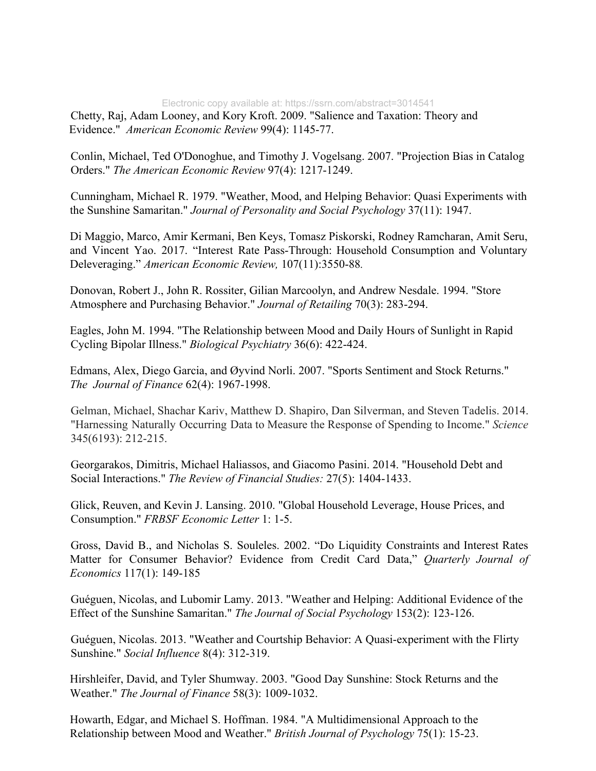Chetty, Raj, Adam Looney, and Kory Kroft. 2009. "Salience and Taxation: Theory and Evidence." *American Economic Review* 99(4): 1145-77.

Conlin, Michael, Ted O'Donoghue, and Timothy J. Vogelsang. 2007. "Projection Bias in Catalog Orders." *The American Economic Review* 97(4): 1217-1249.

Cunningham, Michael R. 1979. "Weather, Mood, and Helping Behavior: Quasi Experiments with the Sunshine Samaritan." *Journal of Personality and Social Psychology* 37(11): 1947.

Di Maggio, Marco, Amir Kermani, Ben Keys, Tomasz Piskorski, Rodney Ramcharan, Amit Seru, and Vincent Yao. 2017. "Interest Rate Pass-Through: Household Consumption and Voluntary Deleveraging." *American Economic Review,* 107(11):3550-88.

Donovan, Robert J., John R. Rossiter, Gilian Marcoolyn, and Andrew Nesdale. 1994. "Store Atmosphere and Purchasing Behavior." *Journal of Retailing* 70(3): 283-294.

Eagles, John M. 1994. "The Relationship between Mood and Daily Hours of Sunlight in Rapid Cycling Bipolar Illness." *Biological Psychiatry* 36(6): 422-424.

Edmans, Alex, Diego Garcia, and Øyvind Norli. 2007. "Sports Sentiment and Stock Returns." *The Journal of Finance* 62(4): 1967-1998.

Gelman, Michael, Shachar Kariv, Matthew D. Shapiro, Dan Silverman, and Steven Tadelis. 2014. "Harnessing Naturally Occurring Data to Measure the Response of Spending to Income." *Science* 345(6193): 212-215.

Georgarakos, Dimitris, Michael Haliassos, and Giacomo Pasini. 2014. "Household Debt and Social Interactions." *The Review of Financial Studies:* 27(5): 1404-1433.

Glick, Reuven, and Kevin J. Lansing. 2010. "Global Household Leverage, House Prices, and Consumption." *FRBSF Economic Letter* 1: 1-5.

Gross, David B., and Nicholas S. Souleles. 2002. "Do Liquidity Constraints and Interest Rates Matter for Consumer Behavior? Evidence from Credit Card Data," *Quarterly Journal of Economics* 117(1): 149-185

Guéguen, Nicolas, and Lubomir Lamy. 2013. "Weather and Helping: Additional Evidence of the Effect of the Sunshine Samaritan." *The Journal of Social Psychology* 153(2): 123-126.

Guéguen, Nicolas. 2013. "Weather and Courtship Behavior: A Quasi-experiment with the Flirty Sunshine." *Social Influence* 8(4): 312-319.

Hirshleifer, David, and Tyler Shumway. 2003. "Good Day Sunshine: Stock Returns and the Weather." *The Journal of Finance* 58(3): 1009-1032.

Howarth, Edgar, and Michael S. Hoffman. 1984. "A Multidimensional Approach to the Relationship between Mood and Weather." *British Journal of Psychology* 75(1): 15-23.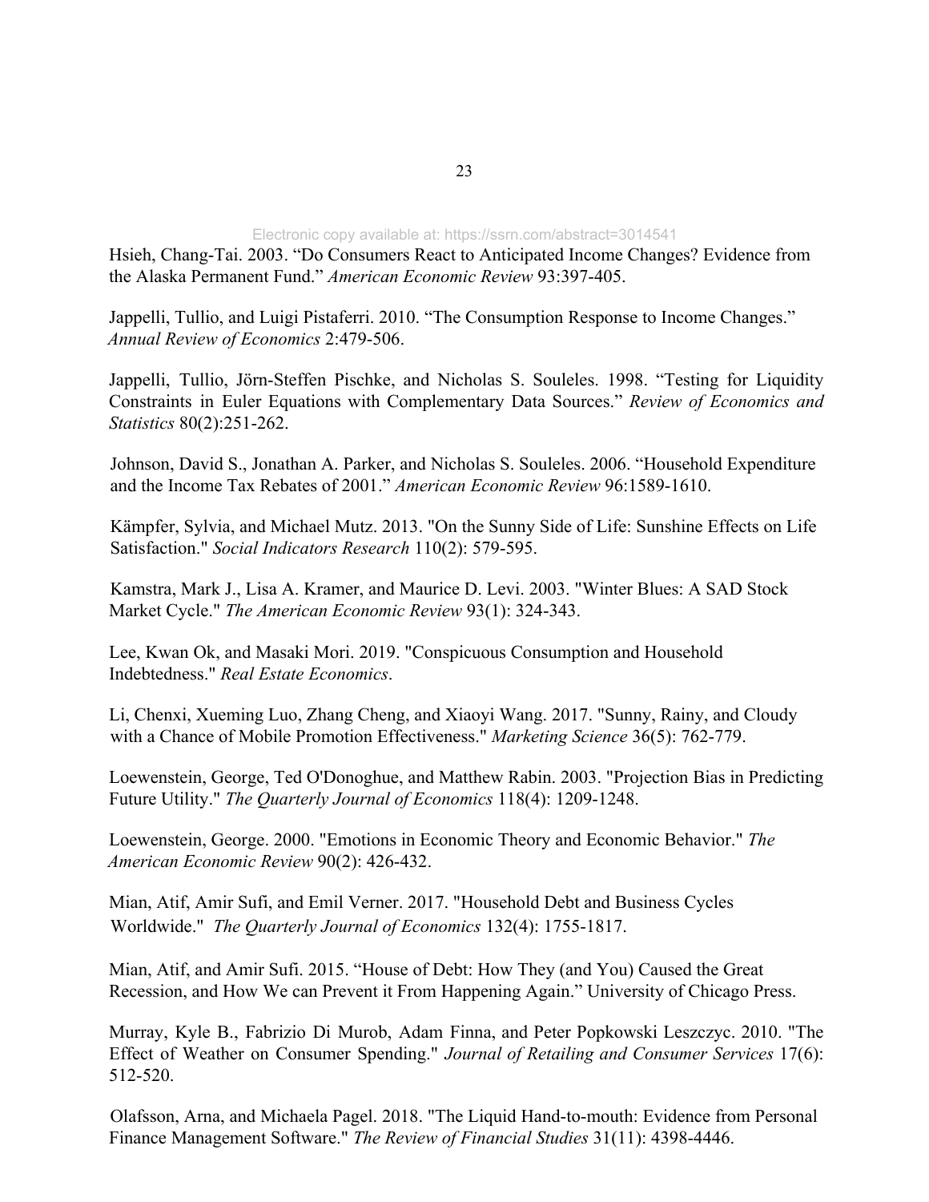Hsieh, Chang-Tai. 2003. “Do Consumers React to Anticipated Income Changes? Evidence from the Alaska Permanent Fund.” *American Economic Review* 93:397-405.

Jappelli, Tullio, and Luigi Pistaferri. 2010. “The Consumption Response to Income Changes.” *Annual Review of Economics* 2:479-506.

Jappelli, Tullio, Jörn-Steffen Pischke, and Nicholas S. Souleles. 1998. “Testing for Liquidity Constraints in Euler Equations with Complementary Data Sources.” *Review of Economics and Statistics* 80(2):251-262.

Johnson, David S., Jonathan A. Parker, and Nicholas S. Souleles. 2006. “Household Expenditure and the Income Tax Rebates of 2001.” *American Economic Review* 96:1589-1610.

Kämpfer, Sylvia, and Michael Mutz. 2013. "On the Sunny Side of Life: Sunshine Effects on Life Satisfaction." *Social Indicators Research* 110(2): 579-595.

Kamstra, Mark J., Lisa A. Kramer, and Maurice D. Levi. 2003. "Winter Blues: A SAD Stock Market Cycle." *The American Economic Review* 93(1): 324-343.

Lee, Kwan Ok, and Masaki Mori. 2019. "Conspicuous Consumption and Household Indebtedness." *Real Estate Economics*.

Li, Chenxi, Xueming Luo, Zhang Cheng, and Xiaoyi Wang. 2017. "Sunny, Rainy, and Cloudy with a Chance of Mobile Promotion Effectiveness." *Marketing Science* 36(5): 762-779.

Loewenstein, George, Ted O'Donoghue, and Matthew Rabin. 2003. "Projection Bias in Predicting Future Utility." *The Quarterly Journal of Economics* 118(4): 1209-1248.

Loewenstein, George. 2000. "Emotions in Economic Theory and Economic Behavior." *The American Economic Review* 90(2): 426-432.

Mian, Atif, Amir Sufi, and Emil Verner. 2017. "Household Debt and Business Cycles Worldwide." *The Quarterly Journal of Economics* 132(4): 1755-1817.

Mian, Atif, and Amir Sufi. 2015. “House of Debt: How They (and You) Caused the Great Recession, and How We can Prevent it From Happening Again.” University of Chicago Press.

Murray, Kyle B., Fabrizio Di Murob, Adam Finna, and Peter Popkowski Leszczyc. 2010. "The Effect of Weather on Consumer Spending." *Journal of Retailing and Consumer Services* 17(6): 512-520.

Olafsson, Arna, and Michaela Pagel. 2018. "The Liquid Hand-to-mouth: Evidence from Personal Finance Management Software." *The Review of Financial Studies* 31(11): 4398-4446.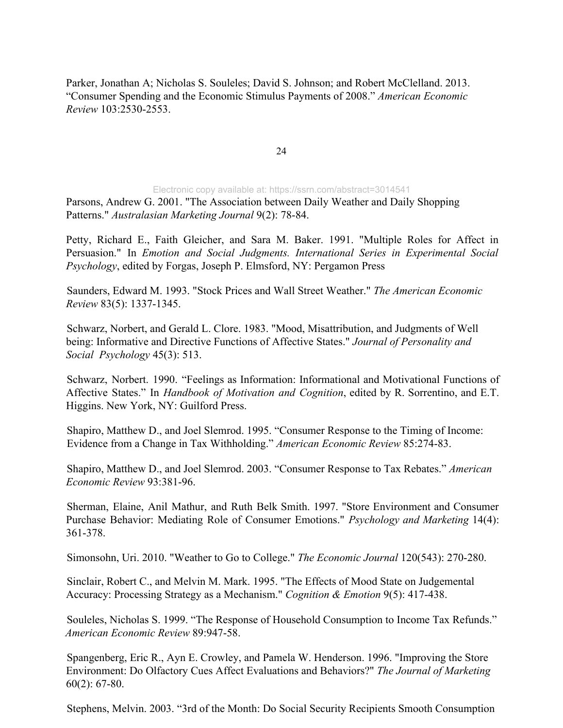Parker, Jonathan A; Nicholas S. Souleles; David S. Johnson; and Robert McClelland. 2013. “Consumer Spending and the Economic Stimulus Payments of 2008.” *American Economic Review* 103:2530-2553.

Parsons, Andrew G. 2001. "The Association between Daily Weather and Daily Shopping Patterns." *Australasian Marketing Journal* 9(2): 78-84.

Petty, Richard E., Faith Gleicher, and Sara M. Baker. 1991. "Multiple Roles for Affect in Persuasion." In *Emotion and Social Judgments. International Series in Experimental Social Psychology*, edited by Forgas, Joseph P. Elmsford, NY: Pergamon Press

Saunders, Edward M. 1993. "Stock Prices and Wall Street Weather." *The American Economic Review* 83(5): 1337-1345.

Schwarz, Norbert, and Gerald L. Clore. 1983. "Mood, Misattribution, and Judgments of Well being: Informative and Directive Functions of Affective States." *Journal of Personality and Social Psychology* 45(3): 513.

Schwarz, Norbert. 1990. “Feelings as Information: Informational and Motivational Functions of Affective States.” In *Handbook of Motivation and Cognition*, edited by R. Sorrentino, and E.T. Higgins. New York, NY: Guilford Press.

Shapiro, Matthew D., and Joel Slemrod. 1995. “Consumer Response to the Timing of Income: Evidence from a Change in Tax Withholding.” *American Economic Review* 85:274-83.

Shapiro, Matthew D., and Joel Slemrod. 2003. “Consumer Response to Tax Rebates.” *American Economic Review* 93:381-96.

Sherman, Elaine, Anil Mathur, and Ruth Belk Smith. 1997. "Store Environment and Consumer Purchase Behavior: Mediating Role of Consumer Emotions." *Psychology and Marketing* 14(4): 361-378.

Simonsohn, Uri. 2010. "Weather to Go to College." *The Economic Journal* 120(543): 270-280.

Sinclair, Robert C., and Melvin M. Mark. 1995. "The Effects of Mood State on Judgemental Accuracy: Processing Strategy as a Mechanism." *Cognition & Emotion* 9(5): 417-438.

Souleles, Nicholas S. 1999. “The Response of Household Consumption to Income Tax Refunds.” *American Economic Review* 89:947-58.

Spangenberg, Eric R., Ayn E. Crowley, and Pamela W. Henderson. 1996. "Improving the Store Environment: Do Olfactory Cues Affect Evaluations and Behaviors?" *The Journal of Marketing* 60(2): 67-80.

Stephens, Melvin. 2003. “3rd of the Month: Do Social Security Recipients Smooth Consumption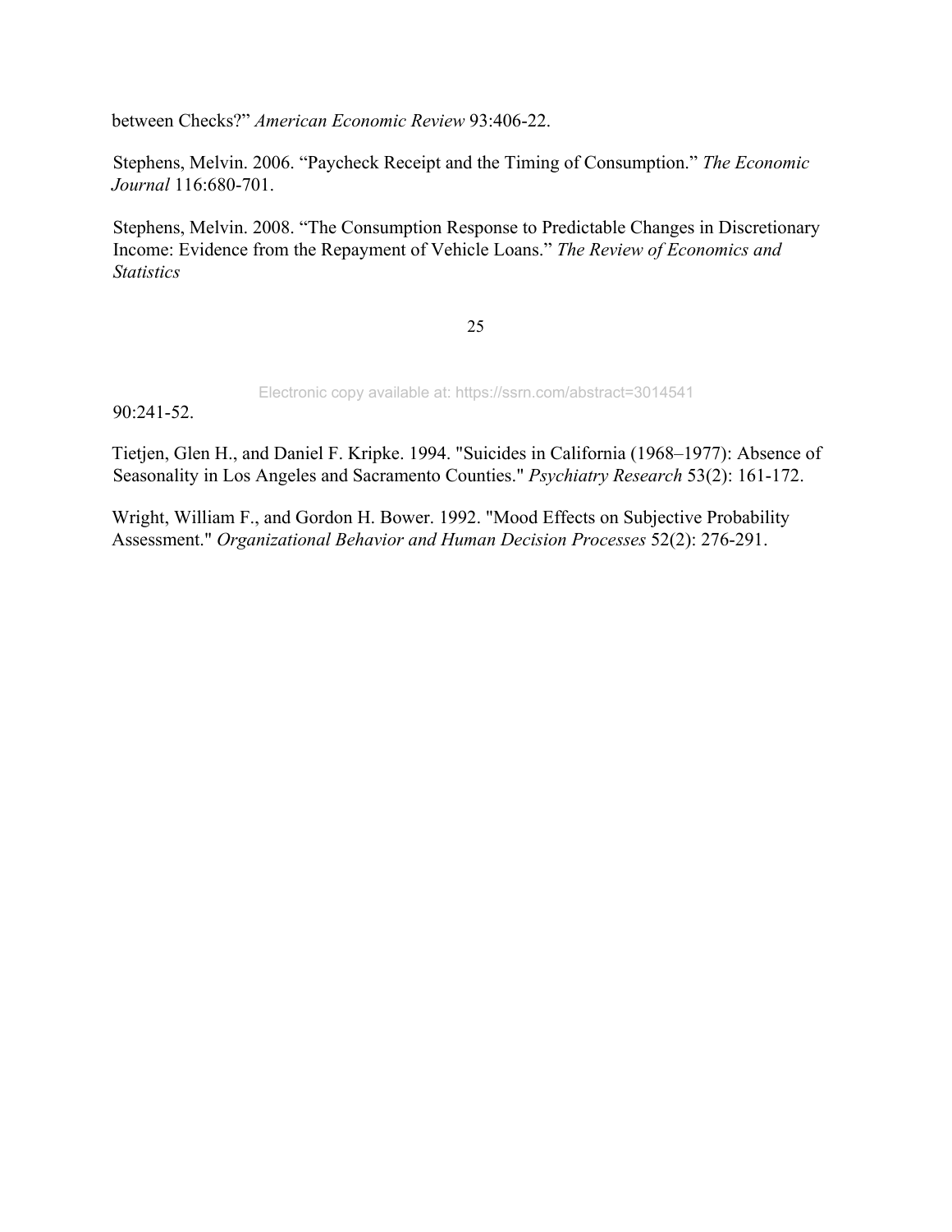between Checks?" *American Economic Review* 93:406-22.

Stephens, Melvin. 2006. "Paycheck Receipt and the Timing of Consumption." *The Economic Journal* 116:680-701.

Stephens, Melvin. 2008. "The Consumption Response to Predictable Changes in Discretionary Income: Evidence from the Repayment of Vehicle Loans." *The Review of Economics and Statistics* 90:241-52.

Tietjen, Glen H., and Daniel F. Kripke. 1994. "Suicides in California (1968–1977): Absence of Seasonality in Los Angeles and Sacramento Counties." *Psychiatry Research* 53(2): 161-172.

Wright, William F., and Gordon H. Bower. 1992. "Mood Effects on Subjective Probability Assessment." *Organizational Behavior and Human Decision Processes* 52(2): 276-291.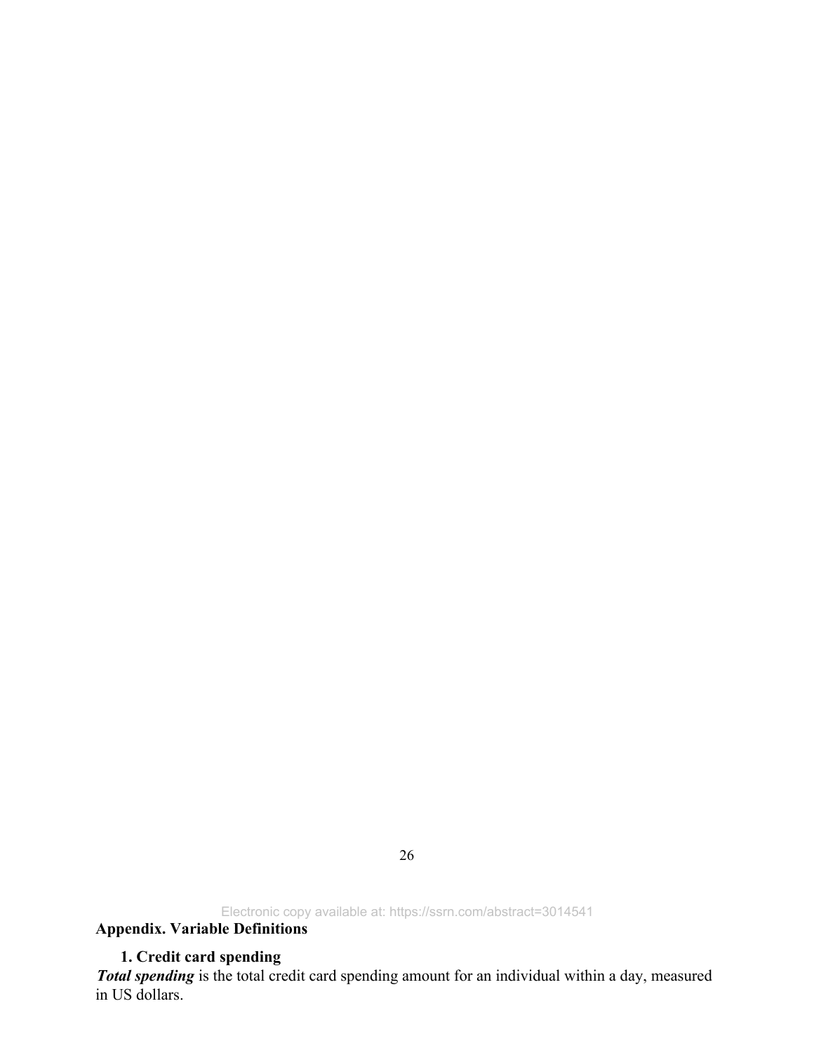## Appendix. Variable Definitions

### 1. Credit card spending

***Total spending*** is the total credit card spending amount for an individual within a day, measured in US dollars.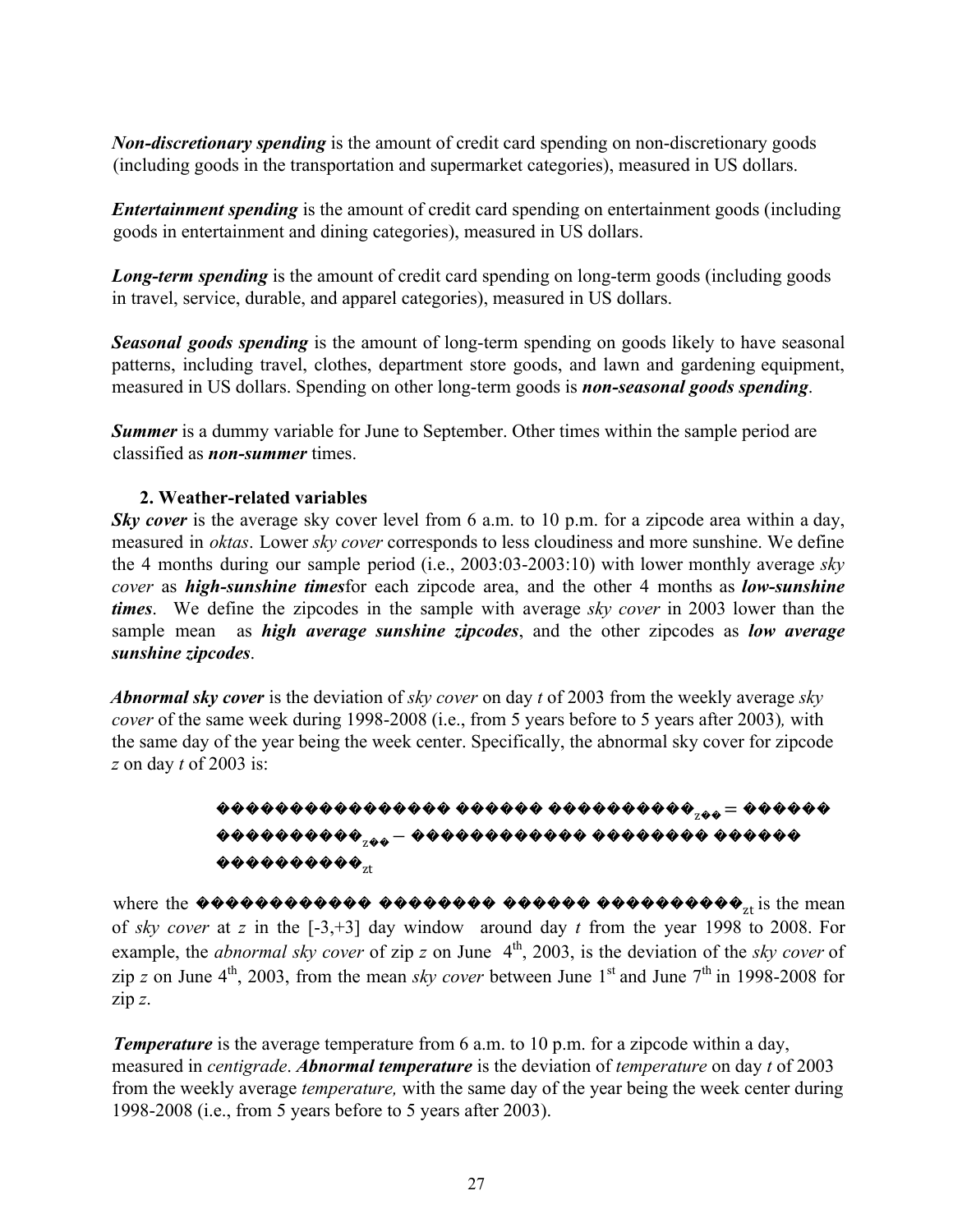***Non-discretionary spending*** is the amount of credit card spending on non-discretionary goods (including goods in the transportation and supermarket categories), measured in US dollars.

***Entertainment spending*** is the amount of credit card spending on entertainment goods (including goods in entertainment and dining categories), measured in US dollars.

***Long-term spending*** is the amount of credit card spending on long-term goods (including goods in travel, service, durable, and apparel categories), measured in US dollars.

***Seasonal goods spending*** is the amount of long-term spending on goods likely to have seasonal patterns, including travel, clothes, department store goods, and lawn and gardening equipment, measured in US dollars. Spending on other long-term goods is ***non-seasonal goods spending***.

***Summer*** is a dummy variable for June to September. Other times within the sample period are classified as ***non-summer*** times.

**2. Weather-related variables**

***Sky cover*** is the average sky cover level from 6 a.m. to 10 p.m. for a zipcode area within a day, measured in *oktas*. Lower *sky cover* corresponds to less cloudiness and more sunshine. We define the 4 months during our sample period (i.e., 2003:03-2003:10) with lower monthly average *sky cover* as ***high-sunshine times*** for each zipcode area, and the other 4 months as ***low-sunshine times***. We define the zipcodes in the sample with average *sky cover* in 2003 lower than the sample mean as ***high average sunshine zipcodes***, and the other zipcodes as ***low average sunshine zipcodes***.

***Abnormal sky cover*** is the deviation of *sky cover* on day *t* of 2003 from the weekly average *sky cover* of the same week during 1998-2008 (i.e., from 5 years before to 5 years after 2003), with the same day of the year being the week center. Specifically, the abnormal sky cover for zipcode *z* on day *t* of 2003 is:

$$Abnormal\ sky\ cover_{zt} = Sky\ cover_{zt} - Weekly\ mean\ sky\ cover_{zt}$$

where the $Weekly\ mean\ sky\ cover_{zt}$ is the mean of *sky cover* at *z* in the [-3,+3] day window around day *t* from the year 1998 to 2008. For example, the *abnormal sky cover* of zip *z* on June 4th, 2003, is the deviation of the *sky cover* of zip *z* on June 4th, 2003, from the mean *sky cover* between June 1st and June 7th in 1998-2008 for zip *z*.

***Temperature*** is the average temperature from 6 a.m. to 10 p.m. for a zipcode within a day, measured in *centigrade*. ***Abnormal temperature*** is the deviation of *temperature* on day *t* of 2003 from the weekly average *temperature,* with the same day of the year being the week center during 1998-2008 (i.e., from 5 years before to 5 years after 2003).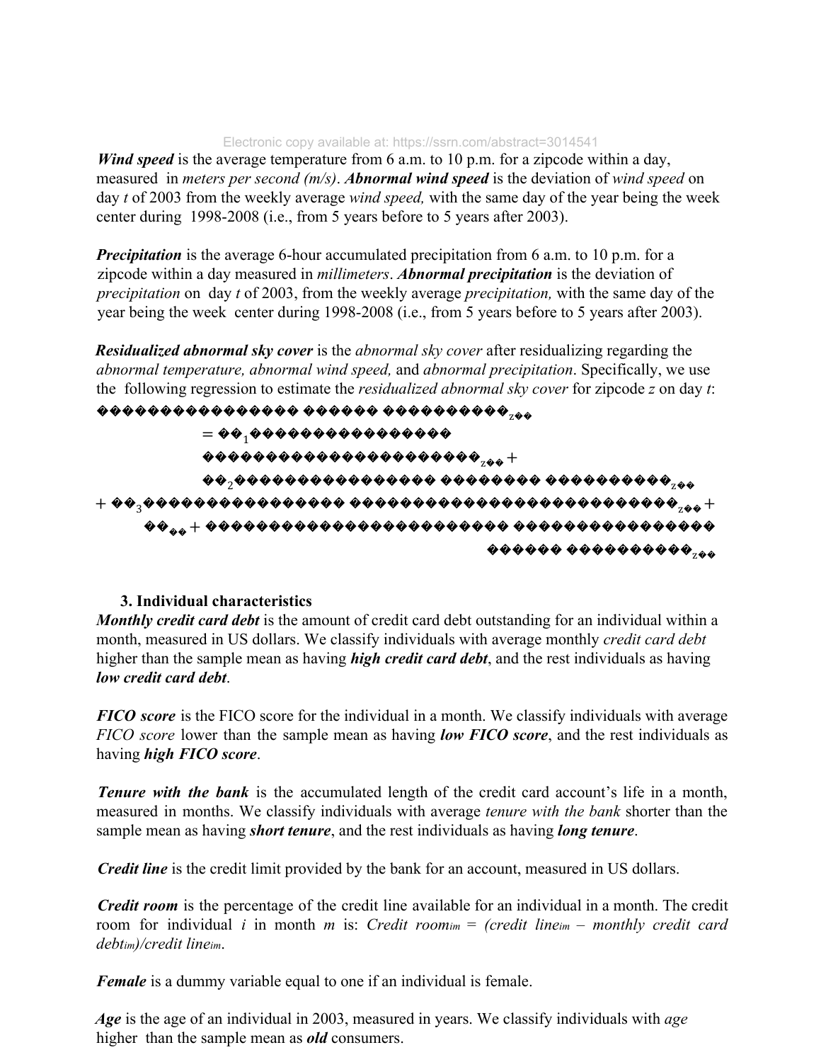***Wind speed*** is the average temperature from 6 a.m. to 10 p.m. for a zipcode within a day, measured in *meters per second (m/s)*. ***Abnormal wind speed*** is the deviation of *wind speed* on day *t* of 2003 from the weekly average *wind speed,* with the same day of the year being the week center during 1998-2008 (i.e., from 5 years before to 5 years after 2003).

***Precipitation*** is the average 6-hour accumulated precipitation from 6 a.m. to 10 p.m. for a zipcode within a day measured in *millimeters*. ***Abnormal precipitation*** is the deviation of *precipitation* on day *t* of 2003, from the weekly average *precipitation,* with the same day of the year being the week center during 1998-2008 (i.e., from 5 years before to 5 years after 2003).

***Residualized abnormal sky cover*** is the *abnormal sky cover* after residualizing regarding the *abnormal temperature, abnormal wind speed,* and *abnormal precipitation*. Specifically, we use the following regression to estimate the *residualized abnormal sky cover* for zipcode *z* on day *t*:

$$
\begin{aligned}
Abnormal\ sky\ cover_{zt} = {} & \beta_1 Abnormal\ temperature_{zt} + \beta_2 Abnormal\ wind\ speed_{zt} \\
& + \beta_3 Abnormal\ precipitation_{zt} + \alpha_{t} + Residualized\ abnormal\ sky\ cover_{zt}
\end{aligned}
$$

### 3. Individual characteristics

***Monthly credit card debt*** is the amount of credit card debt outstanding for an individual within a month, measured in US dollars. We classify individuals with average monthly *credit card debt* higher than the sample mean as having ***high credit card debt***, and the rest individuals as having ***low credit card debt***.

***FICO score*** is the FICO score for the individual in a month. We classify individuals with average *FICO score* lower than the sample mean as having ***low FICO score***, and the rest individuals as having ***high FICO score***.

***Tenure with the bank*** is the accumulated length of the credit card account's life in a month, measured in months. We classify individuals with average *tenure with the bank* shorter than the sample mean as having ***short tenure***, and the rest individuals as having ***long tenure***.

***Credit line*** is the credit limit provided by the bank for an account, measured in US dollars.

***Credit room*** is the percentage of the credit line available for an individual in a month. The credit room for individual *i* in month *m* is: $Credit\ room_{im} = (credit\ line_{im} - monthly\ credit\ card\ debt_{im})/credit\ line_{im}$.

***Female*** is a dummy variable equal to one if an individual is female.

***Age*** is the age of an individual in 2003, measured in years. We classify individuals with *age* higher than the sample mean as ***old*** consumers.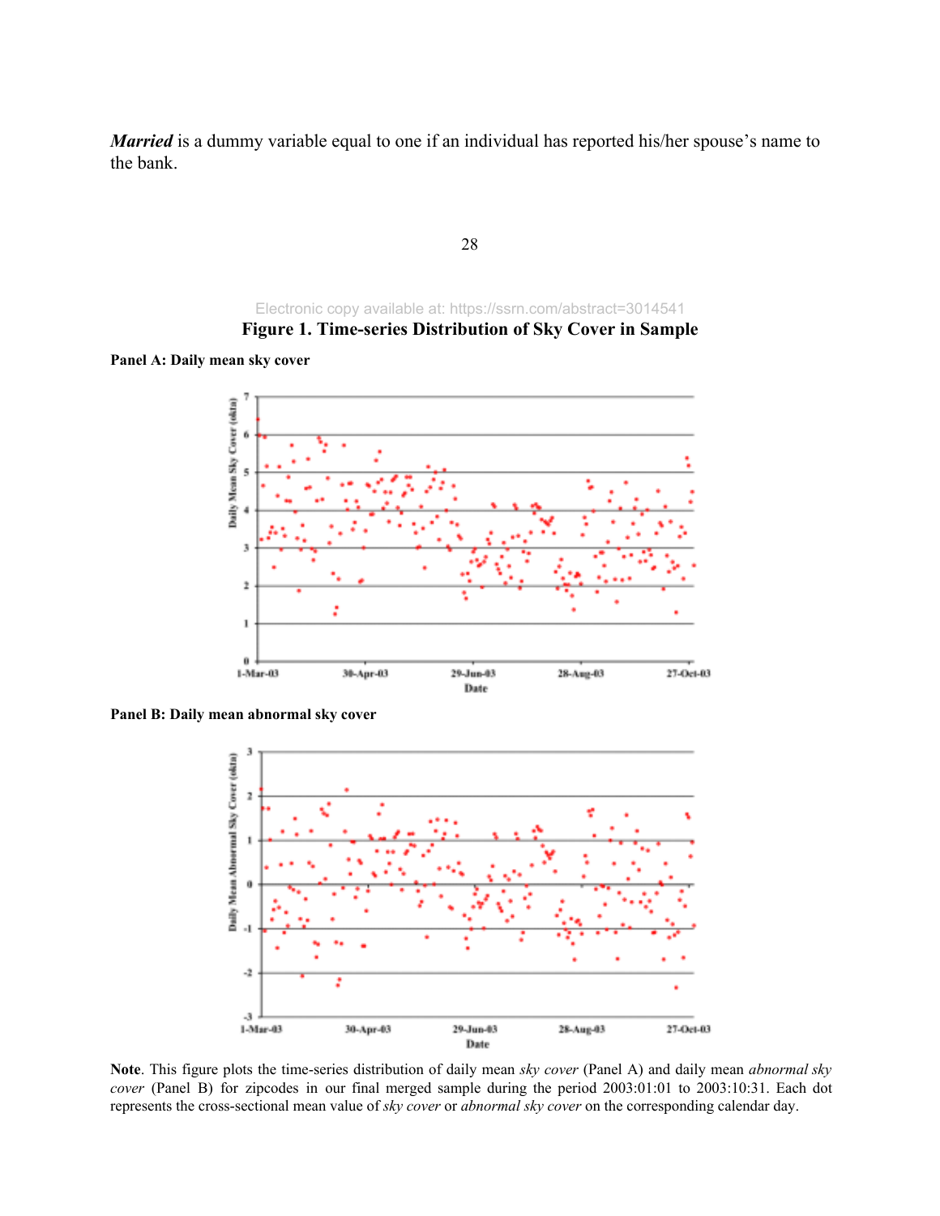***Married*** is a dummy variable equal to one if an individual has reported his/her spouse's name to the bank.

**Figure 1. Time-series Distribution of Sky Cover in Sample**

**Panel A: Daily mean sky cover**

**Panel B: Daily mean abnormal sky cover**

**Note**. This figure plots the time-series distribution of daily mean *sky cover* (Panel A) and daily mean *abnormal sky cover* (Panel B) for zipcodes in our final merged sample during the period 2003:01:01 to 2003:10:31. Each dot represents the cross-sectional mean value of *sky cover* or *abnormal sky cover* on the corresponding calendar day.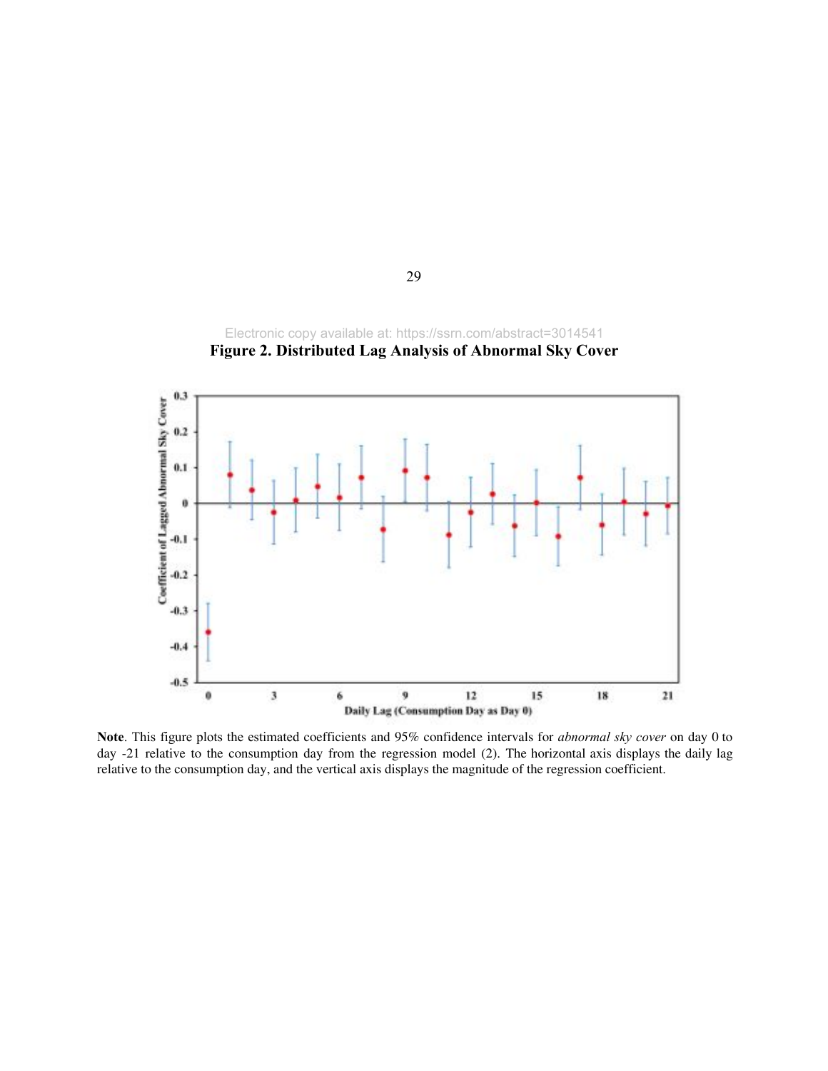**Figure 2. Distributed Lag Analysis of Abnormal Sky Cover**

**Note**. This figure plots the estimated coefficients and 95% confidence intervals for *abnormal sky cover* on day 0 to day -21 relative to the consumption day from the regression model (2). The horizontal axis displays the daily lag relative to the consumption day, and the vertical axis displays the magnitude of the regression coefficient.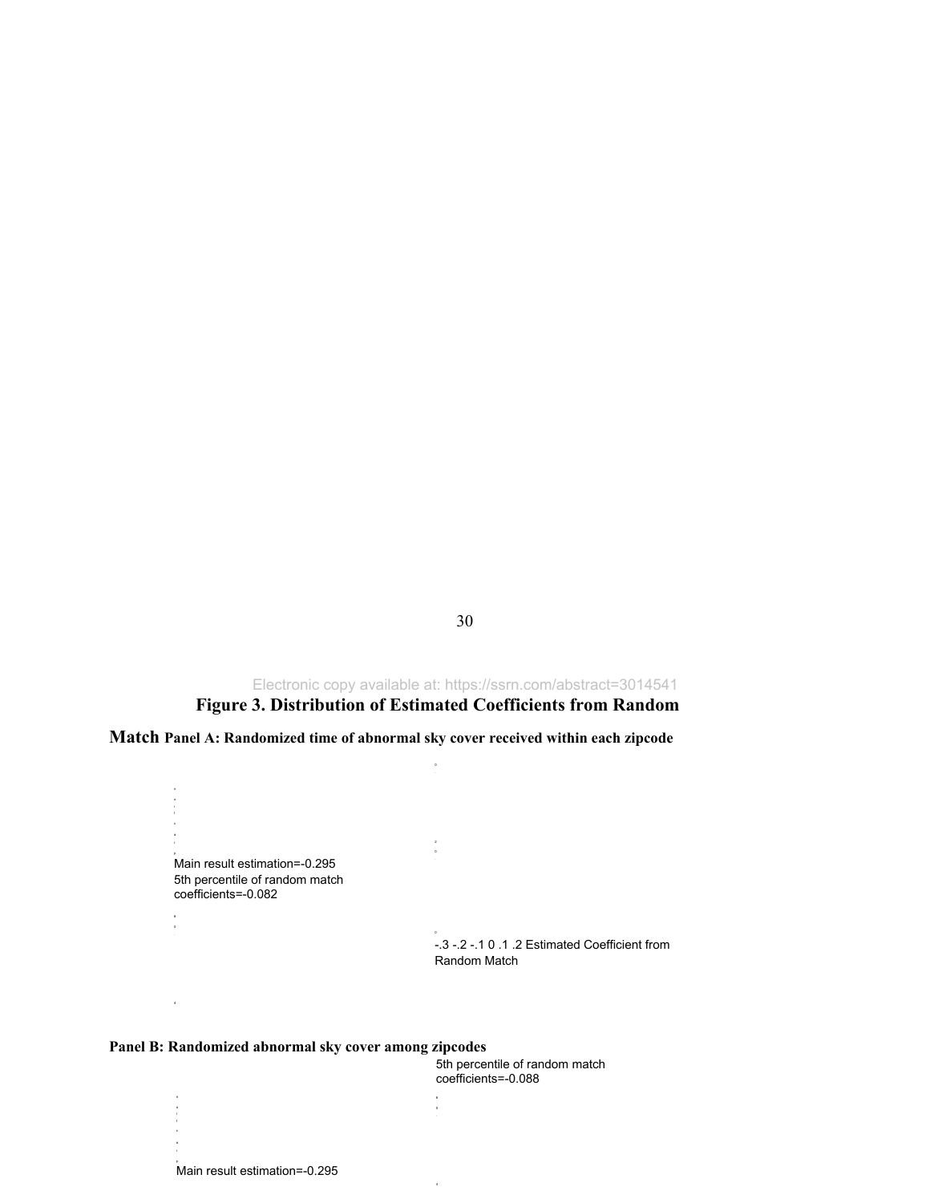# Figure 3. Distribution of Estimated Coefficients from Random Match

**Panel A: Randomized time of abnormal sky cover received within each zipcode**

Main result estimation=-0.295
5th percentile of random match coefficients=-0.082

-.3 -.2 -.1 0 .1 .2 Estimated Coefficient from Random Match

**Panel B: Randomized abnormal sky cover among zipcodes**

5th percentile of random match coefficients=-0.088

Main result estimation=-0.295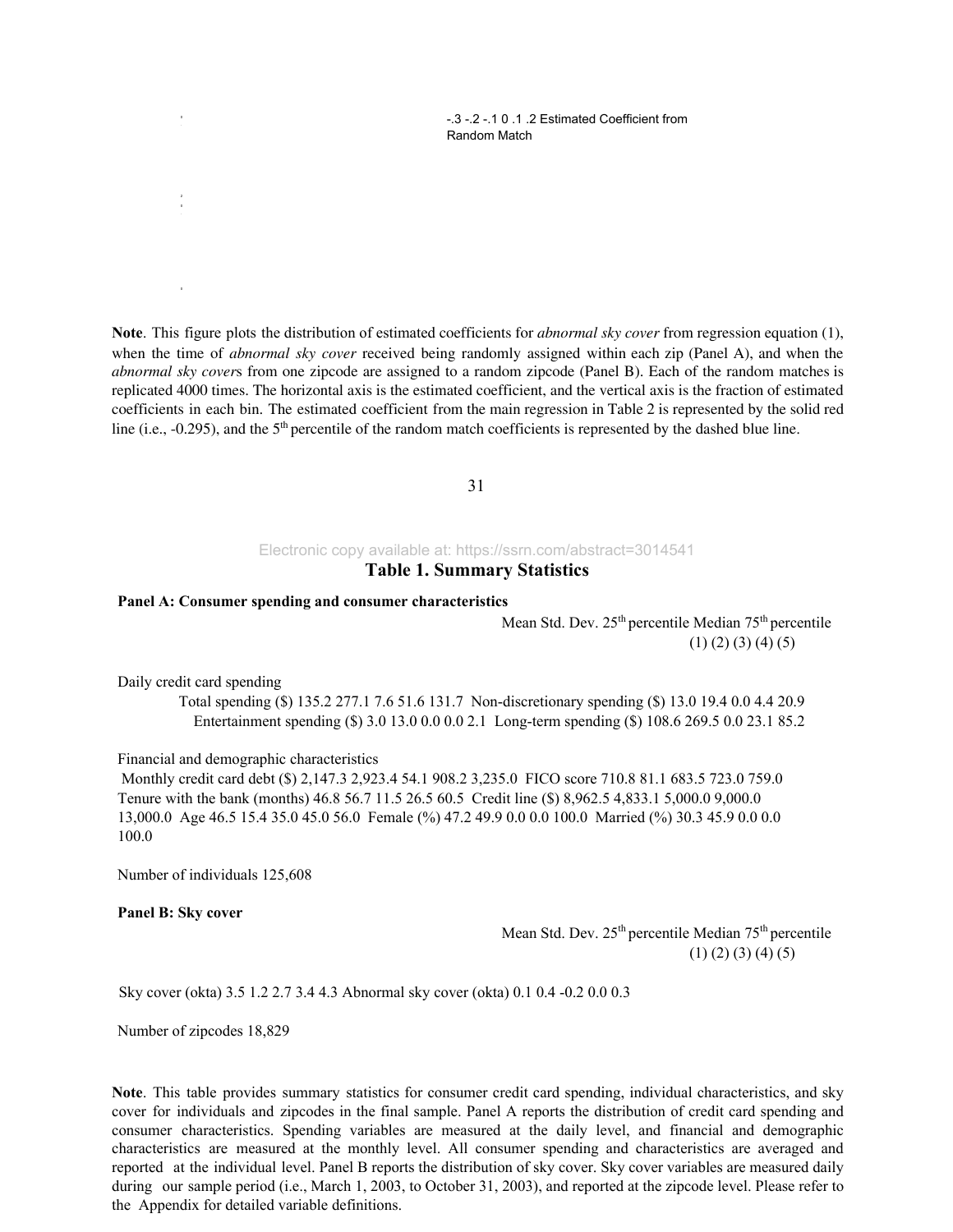-.3 -.2 -.1 0 .1 .2 Estimated Coefficient from Random Match

**Note**. This figure plots the distribution of estimated coefficients for *abnormal sky cover* from regression equation (1), when the time of *abnormal sky cover* received being randomly assigned within each zip (Panel A), and when the *abnormal sky cover*s from one zipcode are assigned to a random zipcode (Panel B). Each of the random matches is replicated 4000 times. The horizontal axis is the estimated coefficient, and the vertical axis is the fraction of estimated coefficients in each bin. The estimated coefficient from the main regression in Table 2 is represented by the solid red line (i.e., -0.295), and the 5th percentile of the random match coefficients is represented by the dashed blue line.

## Table 1. Summary Statistics

**Panel A: Consumer spending and consumer characteristics**

| | Mean | Std. Dev. | 25th percentile | Median | 75th percentile |
|---|---|---|---|---|---|
| | (1) | (2) | (3) | (4) | (5) |
| **Daily credit card spending** | | | | | |
| Total spending ($) | 135.2 | 277.1 | 7.6 | 51.6 | 131.7 |
| Non-discretionary spending ($) | 13.0 | 19.4 | 0.0 | 4.4 | 20.9 |
| Entertainment spending ($) | 3.0 | 13.0 | 0.0 | 0.0 | 2.1 |
| Long-term spending ($) | 108.6 | 269.5 | 0.0 | 23.1 | 85.2 |
| **Financial and demographic characteristics** | | | | | |
| Monthly credit card debt ($) | 2,147.3 | 2,923.4 | 54.1 | 908.2 | 3,235.0 |
| FICO score | 710.8 | 81.1 | 683.5 | 723.0 | 759.0 |
| Tenure with the bank (months) | 46.8 | 56.7 | 11.5 | 26.5 | 60.5 |
| Credit line ($) | 8,962.5 | 4,833.1 | 5,000.0 | 9,000.0 | 13,000.0 |
| Age | 46.5 | 15.4 | 35.0 | 45.0 | 56.0 |
| Female (%) | 47.2 | 49.9 | 0.0 | 0.0 | 100.0 |
| Married (%) | 30.3 | 45.9 | 0.0 | 0.0 | 100.0 |
| Number of individuals | 125,608 | | | | |

**Panel B: Sky cover**

| | Mean | Std. Dev. | 25th percentile | Median | 75th percentile |
|---|---|---|---|---|---|
| | (1) | (2) | (3) | (4) | (5) |
| Sky cover (okta) | 3.5 | 1.2 | 2.7 | 3.4 | 4.3 |
| Abnormal sky cover (okta) | 0.1 | 0.4 | -0.2 | 0.0 | 0.3 |
| Number of zipcodes | 18,829 | | | | |

**Note**. This table provides summary statistics for consumer credit card spending, individual characteristics, and sky cover for individuals and zipcodes in the final sample. Panel A reports the distribution of credit card spending and consumer characteristics. Spending variables are measured at the daily level, and financial and demographic characteristics are measured at the monthly level. All consumer spending and characteristics are averaged and reported at the individual level. Panel B reports the distribution of sky cover. Sky cover variables are measured daily during our sample period (i.e., March 1, 2003, to October 31, 2003), and reported at the zipcode level. Please refer to the Appendix for detailed variable definitions.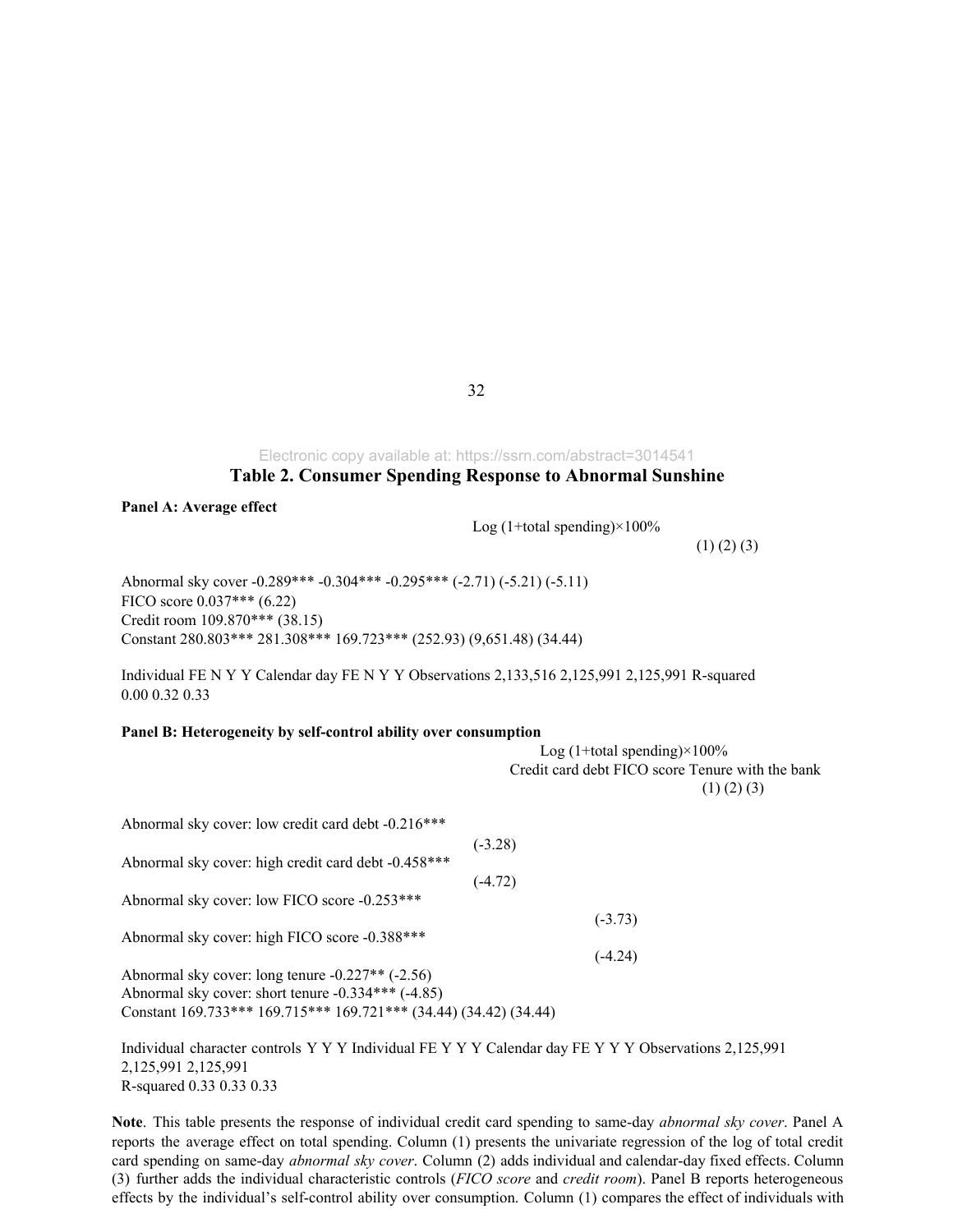## Table 2. Consumer Spending Response to Abnormal Sunshine

**Panel A: Average effect**

| | Log (1+total spending)×100% | | |
|---|---|---|---|
| | (1) | (2) | (3) |
| Abnormal sky cover | -0.289*** | -0.304*** | -0.295*** |
| | (-2.71) | (-5.21) | (-5.11) |
| FICO score | | | 0.037*** |
| | | | (6.22) |
| Credit room | | | 109.870*** |
| | | | (38.15) |
| Constant | 280.803*** | 281.308*** | 169.723*** |
| | (252.93) | (9,651.48) | (34.44) |
| Individual FE | N | Y | Y |
| Calendar day FE | N | Y | Y |
| Observations | 2,133,516 | 2,125,991 | 2,125,991 |
| R-squared | 0.00 | 0.32 | 0.33 |

**Panel B: Heterogeneity by self-control ability over consumption**

| | Log (1+total spending)×100% | | |
|---|---|---|---|
| | Credit card debt | FICO score | Tenure with the bank |
| | (1) | (2) | (3) |
| Abnormal sky cover: low credit card debt | -0.216*** | | |
| | (-3.28) | | |
| Abnormal sky cover: high credit card debt | -0.458*** | | |
| | (-4.72) | | |
| Abnormal sky cover: low FICO score | | -0.253*** | |
| | | (-3.73) | |
| Abnormal sky cover: high FICO score | | -0.388*** | |
| | | (-4.24) | |
| Abnormal sky cover: long tenure | | | -0.227** |
| | | | (-2.56) |
| Abnormal sky cover: short tenure | | | -0.334*** |
| | | | (-4.85) |
| Constant | 169.733*** | 169.715*** | 169.721*** |
| | (34.44) | (34.42) | (34.44) |
| Individual character controls | Y | Y | Y |
| Individual FE | Y | Y | Y |
| Calendar day FE | Y | Y | Y |
| Observations | 2,125,991 | 2,125,991 | 2,125,991 |
| R-squared | 0.33 | 0.33 | 0.33 |

**Note**. This table presents the response of individual credit card spending to same-day *abnormal sky cover*. Panel A reports the average effect on total spending. Column (1) presents the univariate regression of the log of total credit card spending on same-day *abnormal sky cover*. Column (2) adds individual and calendar-day fixed effects. Column (3) further adds the individual characteristic controls (*FICO score* and *credit room*). Panel B reports heterogeneous effects by the individual's self-control ability over consumption. Column (1) compares the effect of individuals with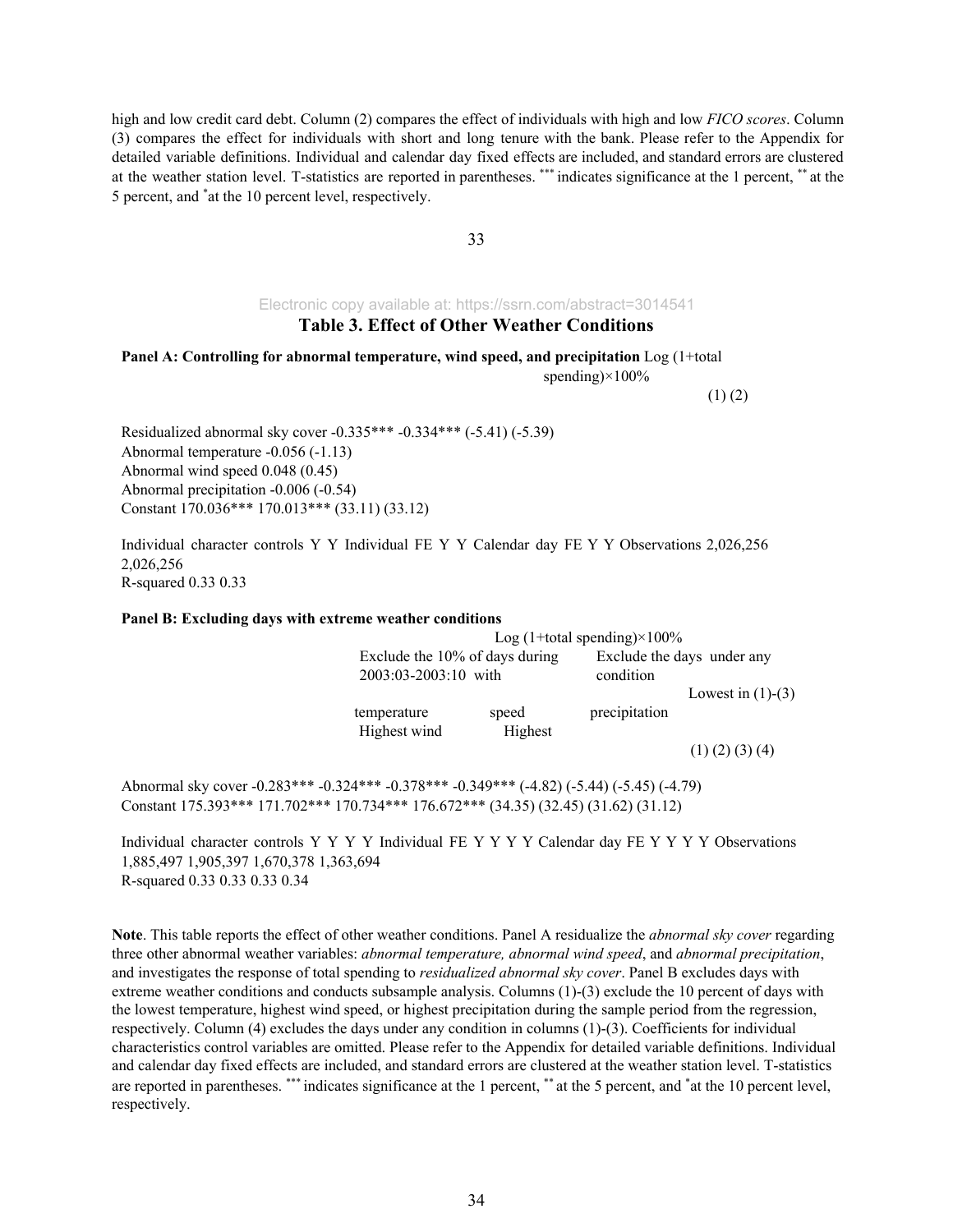high and low credit card debt. Column (2) compares the effect of individuals with high and low *FICO scores*. Column (3) compares the effect for individuals with short and long tenure with the bank. Please refer to the Appendix for detailed variable definitions. Individual and calendar day fixed effects are included, and standard errors are clustered at the weather station level. T-statistics are reported in parentheses. *** indicates significance at the 1 percent, ** at the 5 percent, and * at the 10 percent level, respectively.

Electronic copy available at: https://ssrn.com/abstract=3014541

## Table 3. Effect of Other Weather Conditions

**Panel A: Controlling for abnormal temperature, wind speed, and precipitation**

| | Log (1+total spending)×100% | |
|---|---|---|
| | (1) | (2) |
| Residualized abnormal sky cover | -0.335*** | -0.334*** |
| | (-5.41) | (-5.39) |
| Abnormal temperature | | -0.056 |
| | | (-1.13) |
| Abnormal wind speed | | 0.048 |
| | | (0.45) |
| Abnormal precipitation | | -0.006 |
| | | (-0.54) |
| Constant | 170.036*** | 170.013*** |
| | (33.11) | (33.12) |
| Individual character controls | Y | Y |
| Individual FE | Y | Y |
| Calendar day FE | Y | Y |
| Observations | 2,026,256 | 2,026,256 |
| R-squared | 0.33 | 0.33 |

**Panel B: Excluding days with extreme weather conditions**

| | Log (1+total spending)×100% | | | |
|---|---|---|---|---|
| | Exclude the 10% of days during 2003:03-2003:10 with | | | Exclude the days under any condition |
| | Lowest temperature | Highest wind speed | Highest precipitation | in (1)-(3) |
| | (1) | (2) | (3) | (4) |
| Abnormal sky cover | -0.283*** | -0.324*** | -0.378*** | -0.349*** |
| | (-4.82) | (-5.44) | (-5.45) | (-4.79) |
| Constant | 175.393*** | 171.702*** | 170.734*** | 176.672*** |
| | (34.35) | (32.45) | (31.62) | (31.12) |
| Individual character controls | Y | Y | Y | Y |
| Individual FE | Y | Y | Y | Y |
| Calendar day FE | Y | Y | Y | Y |
| Observations | 1,885,497 | 1,905,397 | 1,670,378 | 1,363,694 |
| R-squared | 0.33 | 0.33 | 0.33 | 0.34 |

**Note**. This table reports the effect of other weather conditions. Panel A residualize the *abnormal sky cover* regarding three other abnormal weather variables: *abnormal temperature, abnormal wind speed*, and *abnormal precipitation*, and investigates the response of total spending to *residualized abnormal sky cover*. Panel B excludes days with extreme weather conditions and conducts subsample analysis. Columns (1)-(3) exclude the 10 percent of days with the lowest temperature, highest wind speed, or highest precipitation during the sample period from the regression, respectively. Column (4) excludes the days under any condition in columns (1)-(3). Coefficients for individual characteristics control variables are omitted. Please refer to the Appendix for detailed variable definitions. Individual and calendar day fixed effects are included, and standard errors are clustered at the weather station level. T-statistics are reported in parentheses. *** indicates significance at the 1 percent, ** at the 5 percent, and * at the 10 percent level, respectively.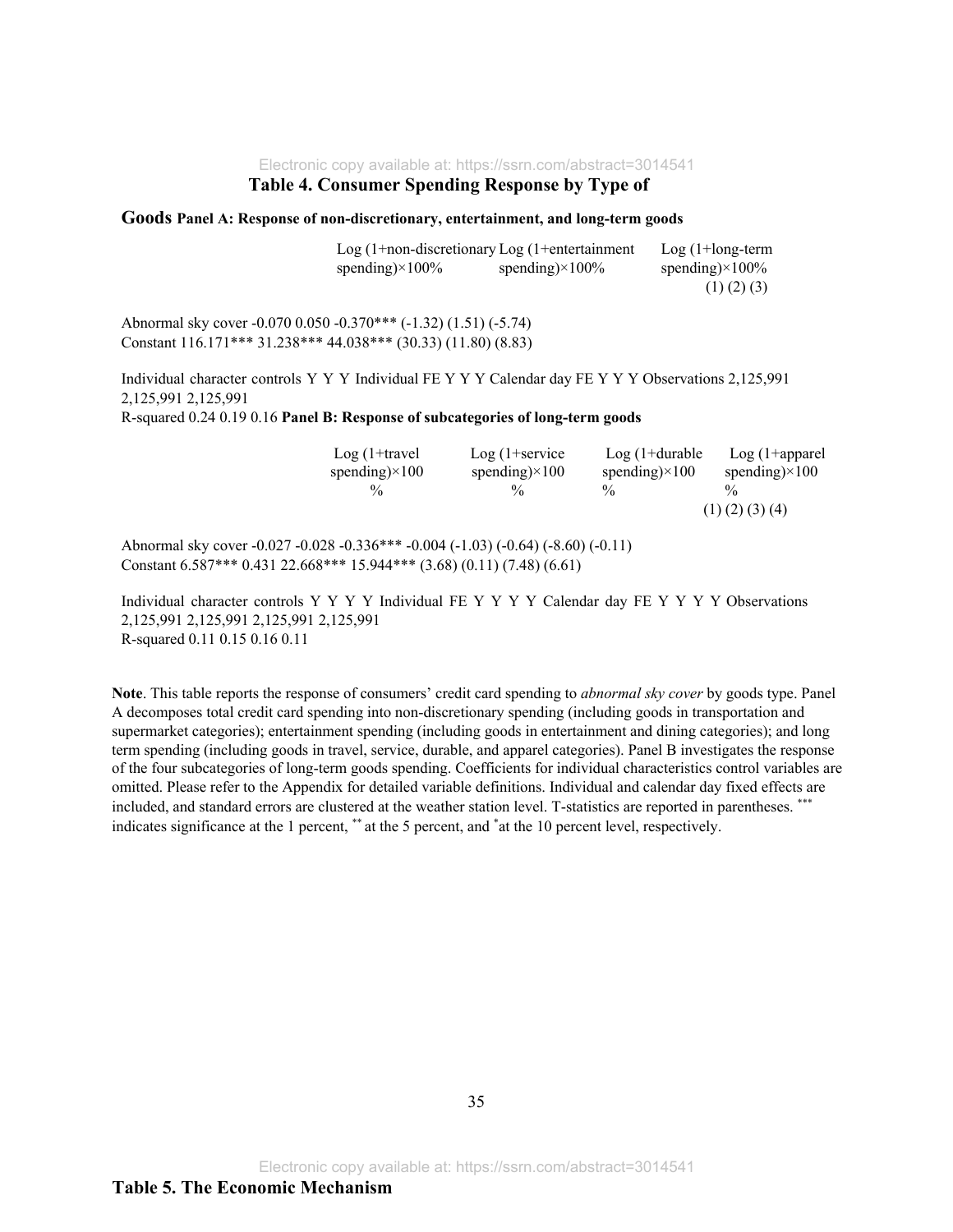## Table 4. Consumer Spending Response by Type of Goods

**Panel A: Response of non-discretionary, entertainment, and long-term goods**

| | Log (1+non-discretionary spending)×100% | Log (1+entertainment spending)×100% | Log (1+long-term spending)×100% |
|---|---|---|---|
| | (1) | (2) | (3) |
| Abnormal sky cover | -0.070 | 0.050 | -0.370*** |
| | (-1.32) | (1.51) | (-5.74) |
| Constant | 116.171*** | 31.238*** | 44.038*** |
| | (30.33) | (11.80) | (8.83) |
| Individual character controls | Y | Y | Y |
| Individual FE | Y | Y | Y |
| Calendar day FE | Y | Y | Y |
| Observations | 2,125,991 | 2,125,991 | 2,125,991 |
| R-squared | 0.24 | 0.19 | 0.16 |

**Panel B: Response of subcategories of long-term goods**

| | Log (1+travel spending)×100 % | Log (1+service spending)×100 % | Log (1+durable spending)×100 % | Log (1+apparel spending)×100 % |
|---|---|---|---|---|
| | (1) | (2) | (3) | (4) |
| Abnormal sky cover | -0.027 | -0.028 | -0.336*** | -0.004 |
| | (-1.03) | (-0.64) | (-8.60) | (-0.11) |
| Constant | 6.587*** | 0.431 | 22.668*** | 15.944*** |
| | (3.68) | (0.11) | (7.48) | (6.61) |
| Individual character controls | Y | Y | Y | Y |
| Individual FE | Y | Y | Y | Y |
| Calendar day FE | Y | Y | Y | Y |
| Observations | 2,125,991 | 2,125,991 | 2,125,991 | 2,125,991 |
| R-squared | 0.11 | 0.15 | 0.16 | 0.11 |

**Note**. This table reports the response of consumers' credit card spending to *abnormal sky cover* by goods type. Panel A decomposes total credit card spending into non-discretionary spending (including goods in transportation and supermarket categories); entertainment spending (including goods in entertainment and dining categories); and long term spending (including goods in travel, service, durable, and apparel categories). Panel B investigates the response of the four subcategories of long-term goods spending. Coefficients for individual characteristics control variables are omitted. Please refer to the Appendix for detailed variable definitions. Individual and calendar day fixed effects are included, and standard errors are clustered at the weather station level. T-statistics are reported in parentheses. *** indicates significance at the 1 percent, ** at the 5 percent, and * at the 10 percent level, respectively.

## Table 5. The Economic Mechanism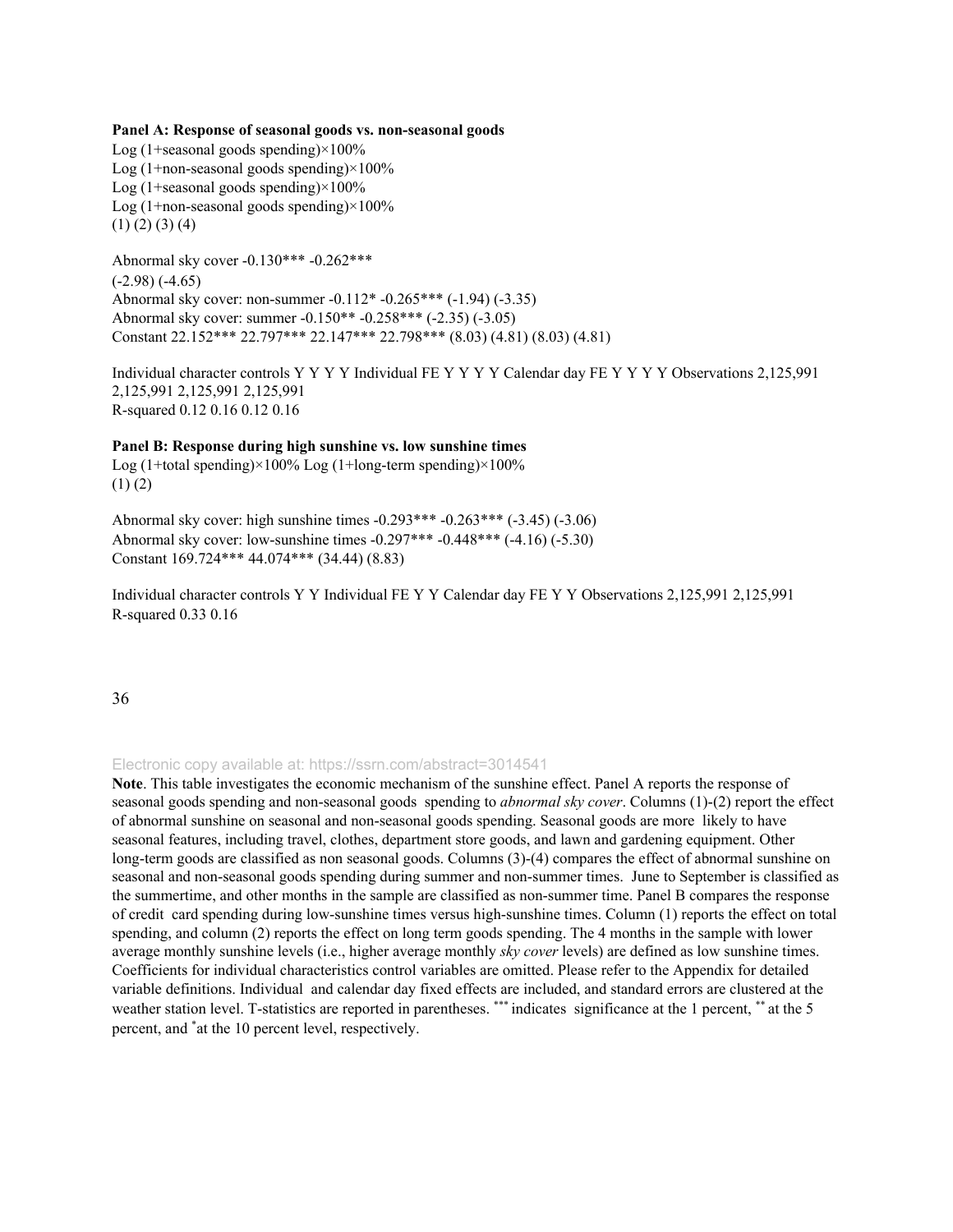**Panel A: Response of seasonal goods vs. non-seasonal goods**

| | Log (1+seasonal goods spending)×100% | Log (1+non-seasonal goods spending)×100% | Log (1+seasonal goods spending)×100% | Log (1+non-seasonal goods spending)×100% |
|---|---|---|---|---|
| | (1) | (2) | (3) | (4) |
| Abnormal sky cover | -0.130*** | -0.262*** | | |
| | (-2.98) | (-4.65) | | |
| Abnormal sky cover: non-summer | | | -0.112* | -0.265*** |
| | | | (-1.94) | (-3.35) |
| Abnormal sky cover: summer | | | -0.150** | -0.258*** |
| | | | (-2.35) | (-3.05) |
| Constant | 22.152*** | 22.797*** | 22.147*** | 22.798*** |
| | (8.03) | (4.81) | (8.03) | (4.81) |
| Individual character controls | Y | Y | Y | Y |
| Individual FE | Y | Y | Y | Y |
| Calendar day FE | Y | Y | Y | Y |
| Observations | 2,125,991 | 2,125,991 | 2,125,991 | 2,125,991 |
| R-squared | 0.12 | 0.16 | 0.12 | 0.16 |

**Panel B: Response during high sunshine vs. low sunshine times**

| | Log (1+total spending)×100% | Log (1+long-term spending)×100% |
|---|---|---|
| | (1) | (2) |
| Abnormal sky cover: high sunshine times | -0.293*** | -0.263*** |
| | (-3.45) | (-3.06) |
| Abnormal sky cover: low-sunshine times | -0.297*** | -0.448*** |
| | (-4.16) | (-5.30) |
| Constant | 169.724*** | 44.074*** |
| | (34.44) | (8.83) |
| Individual character controls | Y | Y |
| Individual FE | Y | Y |
| Calendar day FE | Y | Y |
| Observations | 2,125,991 | 2,125,991 |
| R-squared | 0.33 | 0.16 |

**Note**. This table investigates the economic mechanism of the sunshine effect. Panel A reports the response of seasonal goods spending and non-seasonal goods spending to *abnormal sky cover*. Columns (1)-(2) report the effect of abnormal sunshine on seasonal and non-seasonal goods spending. Seasonal goods are more likely to have seasonal features, including travel, clothes, department store goods, and lawn and gardening equipment. Other long-term goods are classified as non seasonal goods. Columns (3)-(4) compares the effect of abnormal sunshine on seasonal and non-seasonal goods spending during summer and non-summer times. June to September is classified as the summertime, and other months in the sample are classified as non-summer time. Panel B compares the response of credit card spending during low-sunshine times versus high-sunshine times. Column (1) reports the effect on total spending, and column (2) reports the effect on long term goods spending. The 4 months in the sample with lower average monthly sunshine levels (i.e., higher average monthly *sky cover* levels) are defined as low sunshine times. Coefficients for individual characteristics control variables are omitted. Please refer to the Appendix for detailed variable definitions. Individual and calendar day fixed effects are included, and standard errors are clustered at the weather station level. T-statistics are reported in parentheses. *** indicates significance at the 1 percent, ** at the 5 percent, and * at the 10 percent level, respectively.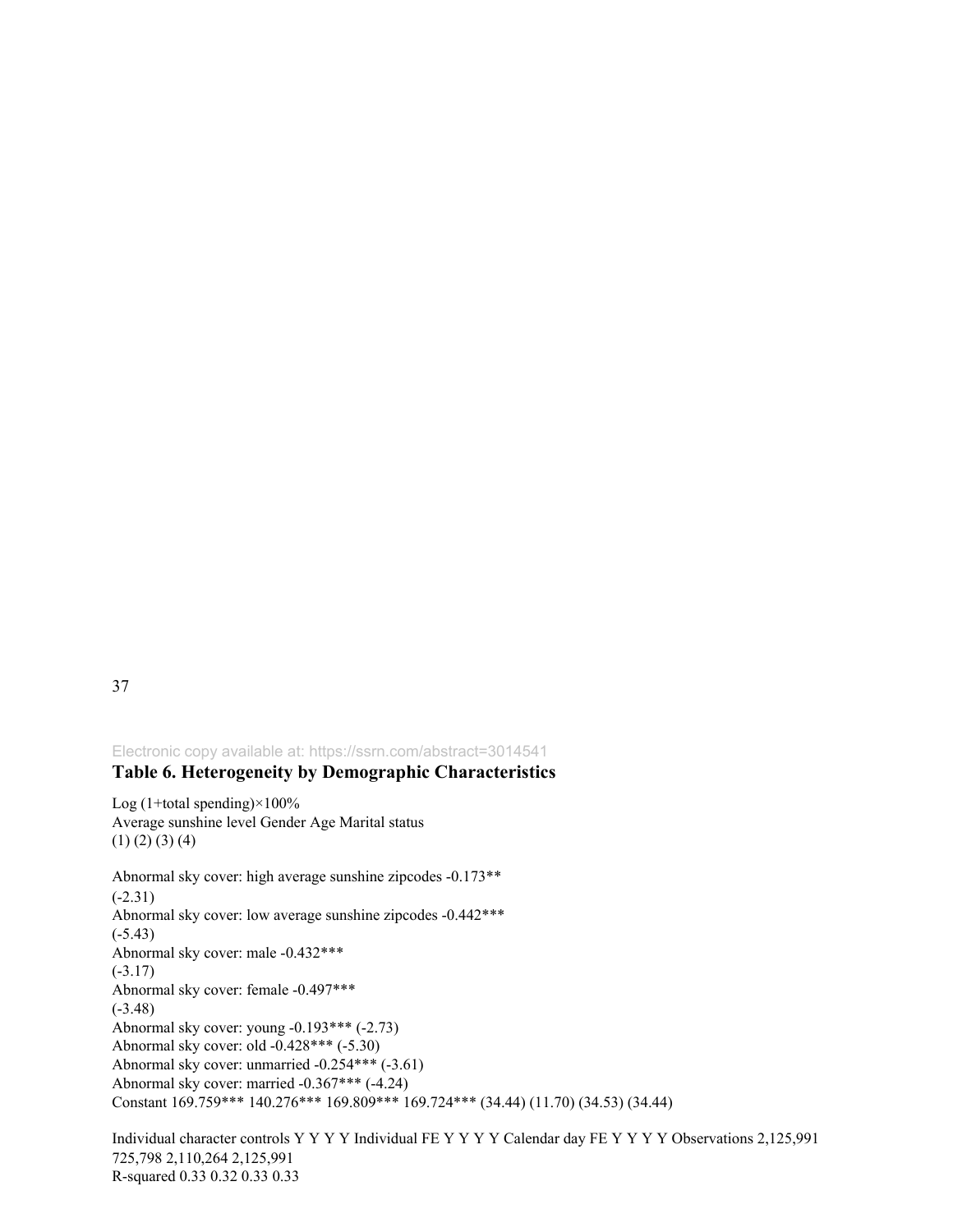### Table 6. Heterogeneity by Demographic Characteristics

| | Log (1+total spending)×100% | | | |
|---|---|---|---|---|
| | Average sunshine level | Gender | Age | Marital status |
| | (1) | (2) | (3) | (4) |
| Abnormal sky cover: high average sunshine zipcodes | -0.173** | | | |
| | (-2.31) | | | |
| Abnormal sky cover: low average sunshine zipcodes | -0.442*** | | | |
| | (-5.43) | | | |
| Abnormal sky cover: male | | -0.432*** | | |
| | | (-3.17) | | |
| Abnormal sky cover: female | | -0.497*** | | |
| | | (-3.48) | | |
| Abnormal sky cover: young | | | -0.193*** | |
| | | | (-2.73) | |
| Abnormal sky cover: old | | | -0.428*** | |
| | | | (-5.30) | |
| Abnormal sky cover: unmarried | | | | -0.254*** |
| | | | | (-3.61) |
| Abnormal sky cover: married | | | | -0.367*** |
| | | | | (-4.24) |
| Constant | 169.759*** | 140.276*** | 169.809*** | 169.724*** |
| | (34.44) | (11.70) | (34.53) | (34.44) |
| Individual character controls | Y | Y | Y | Y |
| Individual FE | Y | Y | Y | Y |
| Calendar day FE | Y | Y | Y | Y |
| Observations | 2,125,991 | 725,798 | 2,110,264 | 2,125,991 |
| R-squared | 0.33 | 0.32 | 0.33 | 0.33 |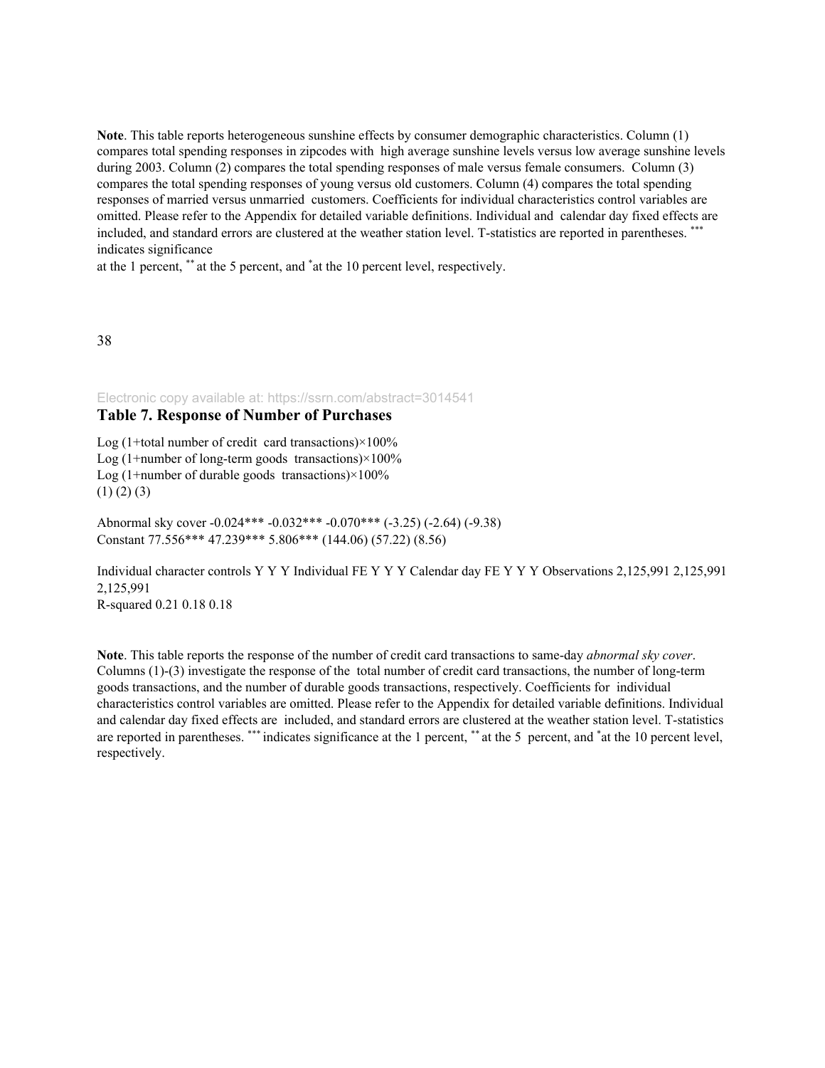**Note**. This table reports heterogeneous sunshine effects by consumer demographic characteristics. Column (1) compares total spending responses in zipcodes with high average sunshine levels versus low average sunshine levels during 2003. Column (2) compares the total spending responses of male versus female consumers. Column (3) compares the total spending responses of young versus old customers. Column (4) compares the total spending responses of married versus unmarried customers. Coefficients for individual characteristics control variables are omitted. Please refer to the Appendix for detailed variable definitions. Individual and calendar day fixed effects are included, and standard errors are clustered at the weather station level. T-statistics are reported in parentheses. *** indicates significance at the 1 percent, ** at the 5 percent, and * at the 10 percent level, respectively.

Electronic copy available at: https://ssrn.com/abstract=3014541

## Table 7. Response of Number of Purchases

| | Log (1+total number of credit card transactions)×100% | Log (1+number of long-term goods transactions)×100% | Log (1+number of durable goods transactions)×100% |
|---|---|---|---|
| | (1) | (2) | (3) |
| Abnormal sky cover | -0.024*** | -0.032*** | -0.070*** |
| | (-3.25) | (-2.64) | (-9.38) |
| Constant | 77.556*** | 47.239*** | 5.806*** |
| | (144.06) | (57.22) | (8.56) |
| Individual character controls | Y | Y | Y |
| Individual FE | Y | Y | Y |
| Calendar day FE | Y | Y | Y |
| Observations | 2,125,991 | 2,125,991 | 2,125,991 |
| R-squared | 0.21 | 0.18 | 0.18 |

**Note**. This table reports the response of the number of credit card transactions to same-day *abnormal sky cover*. Columns (1)-(3) investigate the response of the total number of credit card transactions, the number of long-term goods transactions, and the number of durable goods transactions, respectively. Coefficients for individual characteristics control variables are omitted. Please refer to the Appendix for detailed variable definitions. Individual and calendar day fixed effects are included, and standard errors are clustered at the weather station level. T-statistics are reported in parentheses. *** indicates significance at the 1 percent, ** at the 5 percent, and * at the 10 percent level, respectively.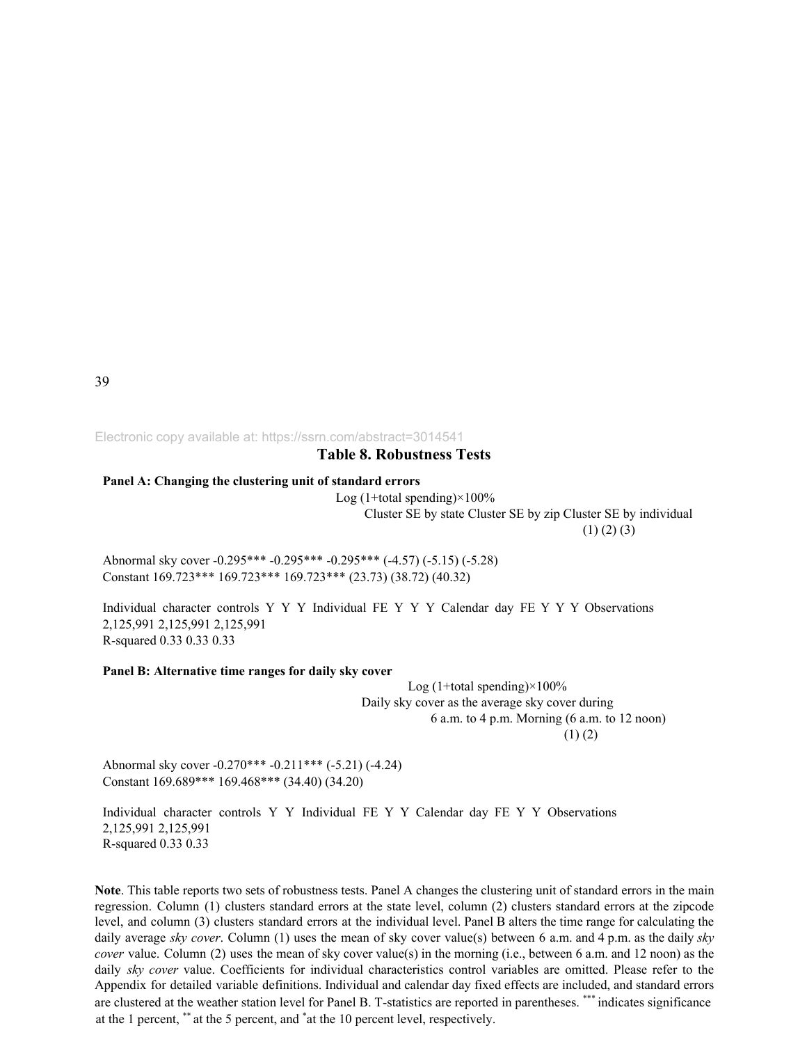## Table 8. Robustness Tests

**Panel A: Changing the clustering unit of standard errors**

| | Log (1+total spending)×100% | | |
|---|---|---|---|
| | Cluster SE by state | Cluster SE by zip | Cluster SE by individual |
| | (1) | (2) | (3) |
| Abnormal sky cover | -0.295*** | -0.295*** | -0.295*** |
| | (-4.57) | (-5.15) | (-5.28) |
| Constant | 169.723*** | 169.723*** | 169.723*** |
| | (23.73) | (38.72) | (40.32) |
| Individual character controls | Y | Y | Y |
| Individual FE | Y | Y | Y |
| Calendar day FE | Y | Y | Y |
| Observations | 2,125,991 | 2,125,991 | 2,125,991 |
| R-squared | 0.33 | 0.33 | 0.33 |

**Panel B: Alternative time ranges for daily sky cover**

| | Log (1+total spending)×100% | |
|---|---|---|
| | Daily sky cover as the average sky cover during | |
| | 6 a.m. to 4 p.m. | Morning (6 a.m. to 12 noon) |
| | (1) | (2) |
| Abnormal sky cover | -0.270*** | -0.211*** |
| | (-5.21) | (-4.24) |
| Constant | 169.689*** | 169.468*** |
| | (34.40) | (34.20) |
| Individual character controls | Y | Y |
| Individual FE | Y | Y |
| Calendar day FE | Y | Y |
| Observations | 2,125,991 | 2,125,991 |
| R-squared | 0.33 | 0.33 |

**Note**. This table reports two sets of robustness tests. Panel A changes the clustering unit of standard errors in the main regression. Column (1) clusters standard errors at the state level, column (2) clusters standard errors at the zipcode level, and column (3) clusters standard errors at the individual level. Panel B alters the time range for calculating the daily average *sky cover*. Column (1) uses the mean of sky cover value(s) between 6 a.m. and 4 p.m. as the daily *sky cover* value. Column (2) uses the mean of sky cover value(s) in the morning (i.e., between 6 a.m. and 12 noon) as the daily *sky cover* value. Coefficients for individual characteristics control variables are omitted. Please refer to the Appendix for detailed variable definitions. Individual and calendar day fixed effects are included, and standard errors are clustered at the weather station level for Panel B. T-statistics are reported in parentheses. *** indicates significance at the 1 percent, ** at the 5 percent, and * at the 10 percent level, respectively.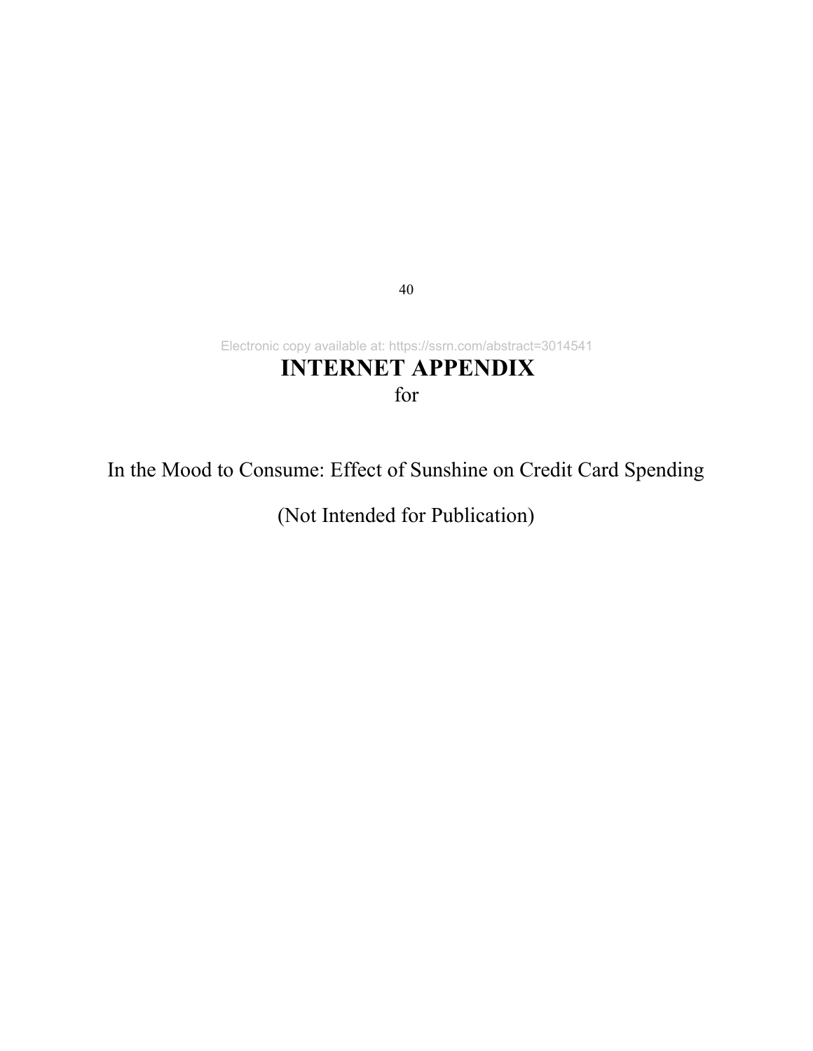# INTERNET APPENDIX

for

In the Mood to Consume: Effect of Sunshine on Credit Card Spending

(Not Intended for Publication)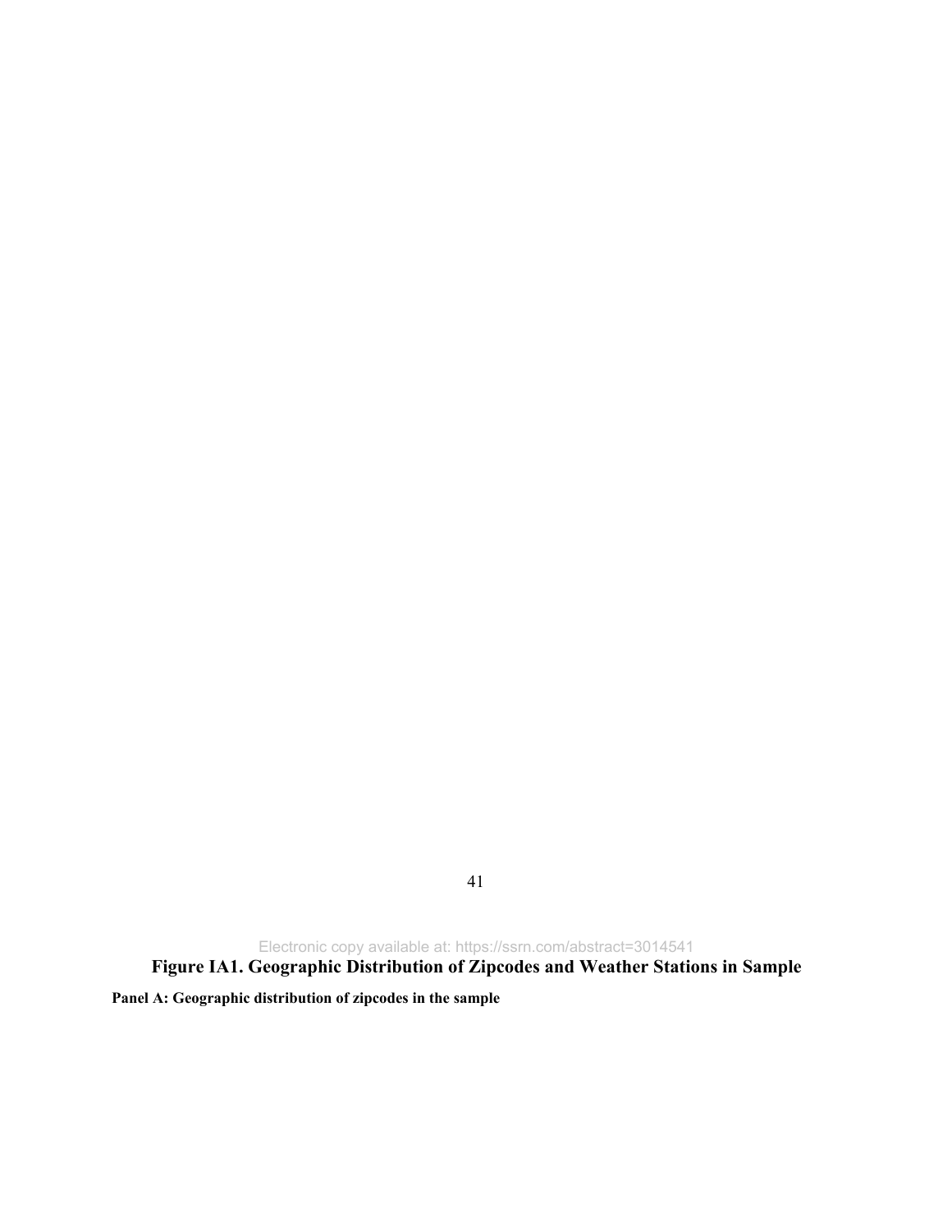# Figure IA1. Geographic Distribution of Zipcodes and Weather Stations in Sample

**Panel A: Geographic distribution of zipcodes in the sample**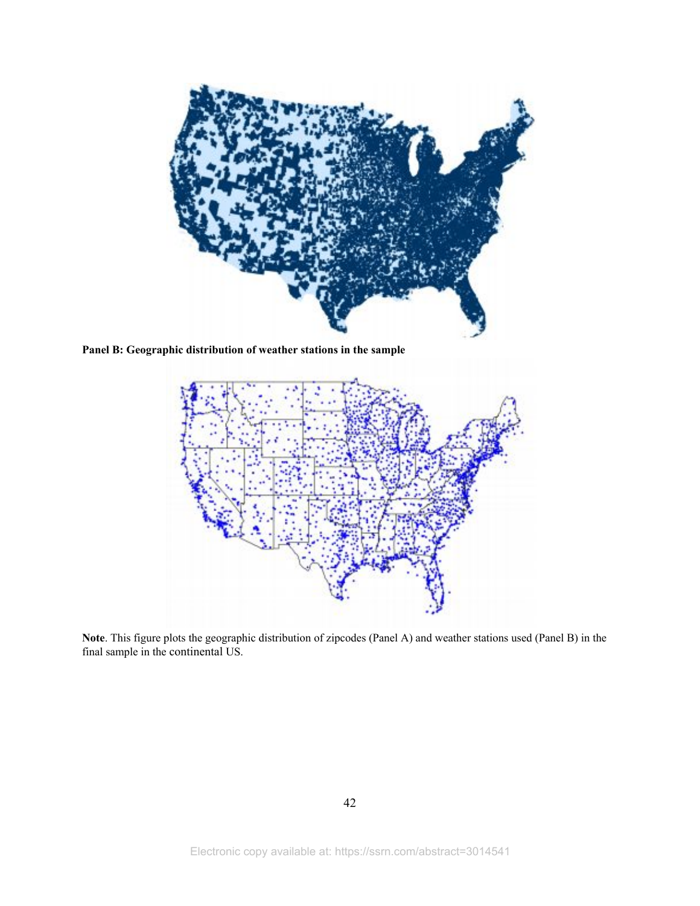**Panel B: Geographic distribution of weather stations in the sample**

**Note**. This figure plots the geographic distribution of zipcodes (Panel A) and weather stations used (Panel B) in the final sample in the continental US.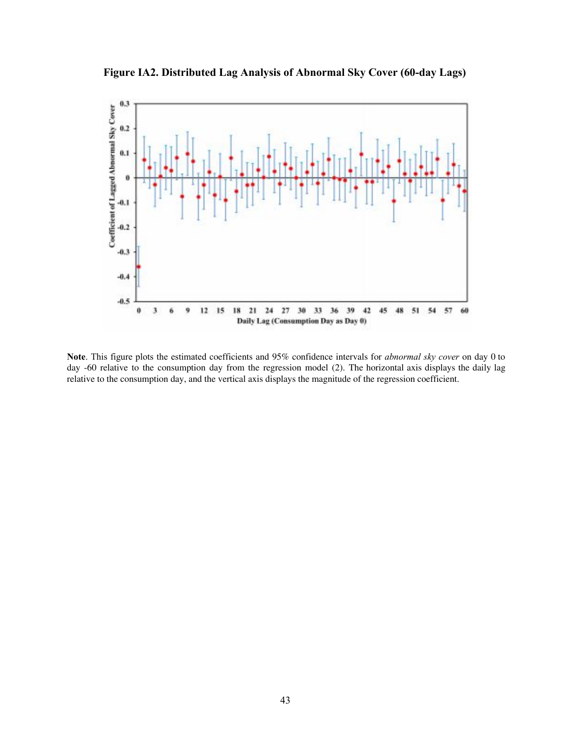**Figure IA2. Distributed Lag Analysis of Abnormal Sky Cover (60-day Lags)**

**Note**. This figure plots the estimated coefficients and 95% confidence intervals for *abnormal sky cover* on day 0 to day -60 relative to the consumption day from the regression model (2). The horizontal axis displays the daily lag relative to the consumption day, and the vertical axis displays the magnitude of the regression coefficient.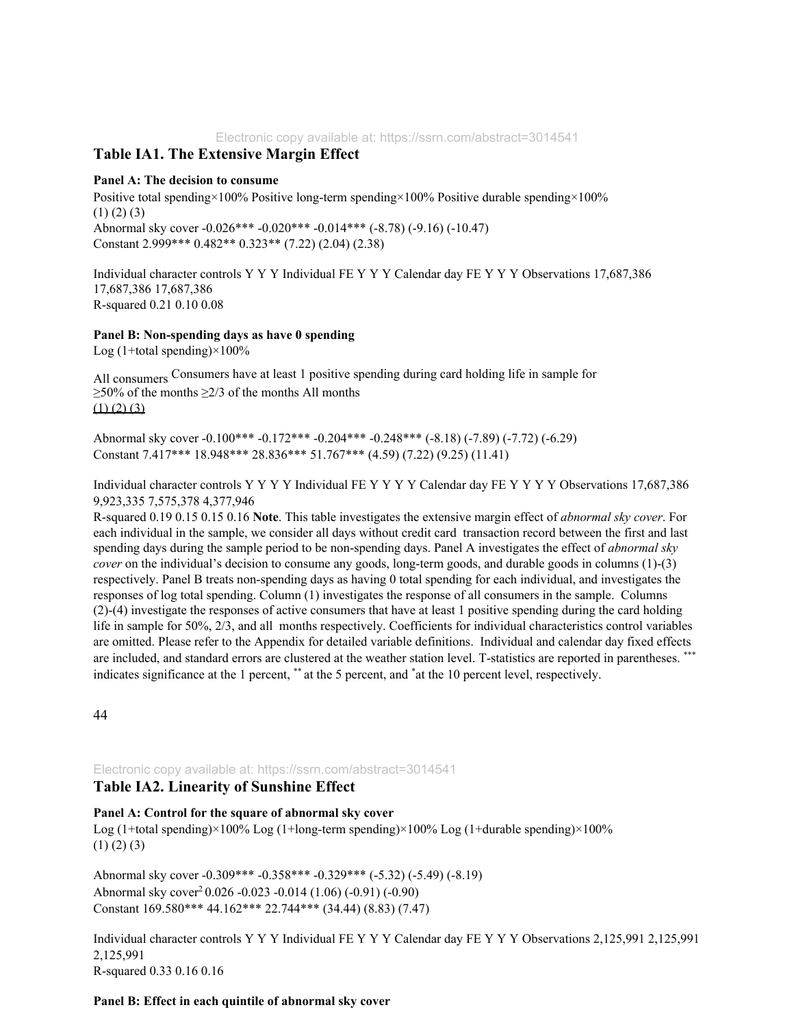## Table IA1. The Extensive Margin Effect

**Panel A: The decision to consume**

| | Positive total spending×100% | Positive long-term spending×100% | Positive durable spending×100% |
|---|---|---|---|
| | (1) | (2) | (3) |
| Abnormal sky cover | -0.026*** | -0.020*** | -0.014*** |
| | (-8.78) | (-9.16) | (-10.47) |
| Constant | 2.999*** | 0.482** | 0.323** |
| | (7.22) | (2.04) | (2.38) |
| Individual character controls | Y | Y | Y |
| Individual FE | Y | Y | Y |
| Calendar day FE | Y | Y | Y |
| Observations | 17,687,386 | 17,687,386 | 17,687,386 |
| R-squared | 0.21 | 0.10 | 0.08 |

**Panel B: Non-spending days as have 0 spending**

| | Log (1+total spending)×100% | | | |
|---|---|---|---|---|
| | All consumers | Consumers have at least 1 positive spending during card holding life in sample for | | |
| | | ≥50% of the months | ≥2/3 of the months | All months |
| | (1) | (2) | (3) | |
| Abnormal sky cover | -0.100*** | -0.172*** | -0.204*** | -0.248*** |
| | (-8.18) | (-7.89) | (-7.72) | (-6.29) |
| Constant | 7.417*** | 18.948*** | 28.836*** | 51.767*** |
| | (4.59) | (7.22) | (9.25) | (11.41) |
| Individual character controls | Y | Y | Y | Y |
| Individual FE | Y | Y | Y | Y |
| Calendar day FE | Y | Y | Y | Y |
| Observations | 17,687,386 | 9,923,335 | 7,575,378 | 4,377,946 |
| R-squared | 0.19 | 0.15 | 0.15 | 0.16 |

**Note**. This table investigates the extensive margin effect of *abnormal sky cover*. For each individual in the sample, we consider all days without credit card transaction record between the first and last spending days during the sample period to be non-spending days. Panel A investigates the effect of *abnormal sky cover* on the individual's decision to consume any goods, long-term goods, and durable goods in columns (1)-(3) respectively. Panel B treats non-spending days as having 0 total spending for each individual, and investigates the responses of log total spending. Column (1) investigates the response of all consumers in the sample. Columns (2)-(4) investigate the responses of active consumers that have at least 1 positive spending during the card holding life in sample for 50%, 2/3, and all months respectively. Coefficients for individual characteristics control variables are omitted. Please refer to the Appendix for detailed variable definitions. Individual and calendar day fixed effects are included, and standard errors are clustered at the weather station level. T-statistics are reported in parentheses. *** indicates significance at the 1 percent, ** at the 5 percent, and * at the 10 percent level, respectively.

## Table IA2. Linearity of Sunshine Effect

**Panel A: Control for the square of abnormal sky cover**

| | Log (1+total spending)×100% | Log (1+long-term spending)×100% | Log (1+durable spending)×100% |
|---|---|---|---|
| | (1) | (2) | (3) |
| Abnormal sky cover | -0.309*** | -0.358*** | -0.329*** |
| | (-5.32) | (-5.49) | (-8.19) |
| Abnormal sky cover$^2$ | 0.026 | -0.023 | -0.014 |
| | (1.06) | (-0.91) | (-0.90) |
| Constant | 169.580*** | 44.162*** | 22.744*** |
| | (34.44) | (8.83) | (7.47) |
| Individual character controls | Y | Y | Y |
| Individual FE | Y | Y | Y |
| Calendar day FE | Y | Y | Y |
| Observations | 2,125,991 | 2,125,991 | 2,125,991 |
| R-squared | 0.33 | 0.16 | 0.16 |

**Panel B: Effect in each quintile of abnormal sky cover**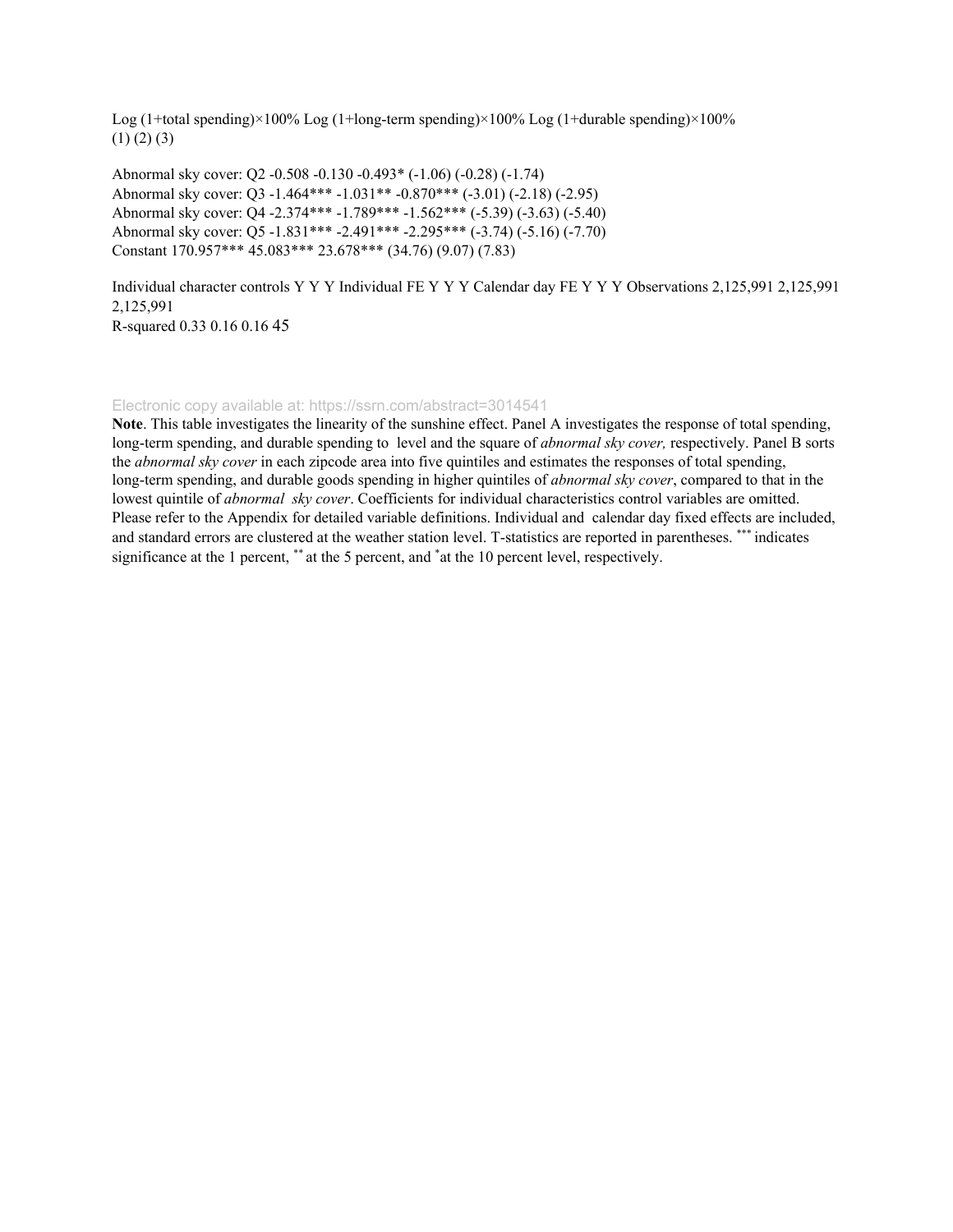| | Log (1+total spending)×100% | Log (1+long-term spending)×100% | Log (1+durable spending)×100% |
|---|---|---|---|
| | (1) | (2) | (3) |
| Abnormal sky cover: Q2 | -0.508 | -0.130 | -0.493* |
| | (-1.06) | (-0.28) | (-1.74) |
| Abnormal sky cover: Q3 | -1.464*** | -1.031** | -0.870*** |
| | (-3.01) | (-2.18) | (-2.95) |
| Abnormal sky cover: Q4 | -2.374*** | -1.789*** | -1.562*** |
| | (-5.39) | (-3.63) | (-5.40) |
| Abnormal sky cover: Q5 | -1.831*** | -2.491*** | -2.295*** |
| | (-3.74) | (-5.16) | (-7.70) |
| Constant | 170.957*** | 45.083*** | 23.678*** |
| | (34.76) | (9.07) | (7.83) |
| Individual character controls | Y | Y | Y |
| Individual FE | Y | Y | Y |
| Calendar day FE | Y | Y | Y |
| Observations | 2,125,991 | 2,125,991 | 2,125,991 |
| R-squared | 0.33 | 0.16 | 0.16 |

**Note**. This table investigates the linearity of the sunshine effect. Panel A investigates the response of total spending, long-term spending, and durable spending to level and the square of *abnormal sky cover,* respectively. Panel B sorts the *abnormal sky cover* in each zipcode area into five quintiles and estimates the responses of total spending, long-term spending, and durable goods spending in higher quintiles of *abnormal sky cover*, compared to that in the lowest quintile of *abnormal sky cover*. Coefficients for individual characteristics control variables are omitted. Please refer to the Appendix for detailed variable definitions. Individual and calendar day fixed effects are included, and standard errors are clustered at the weather station level. T-statistics are reported in parentheses. *** indicates significance at the 1 percent, ** at the 5 percent, and * at the 10 percent level, respectively.